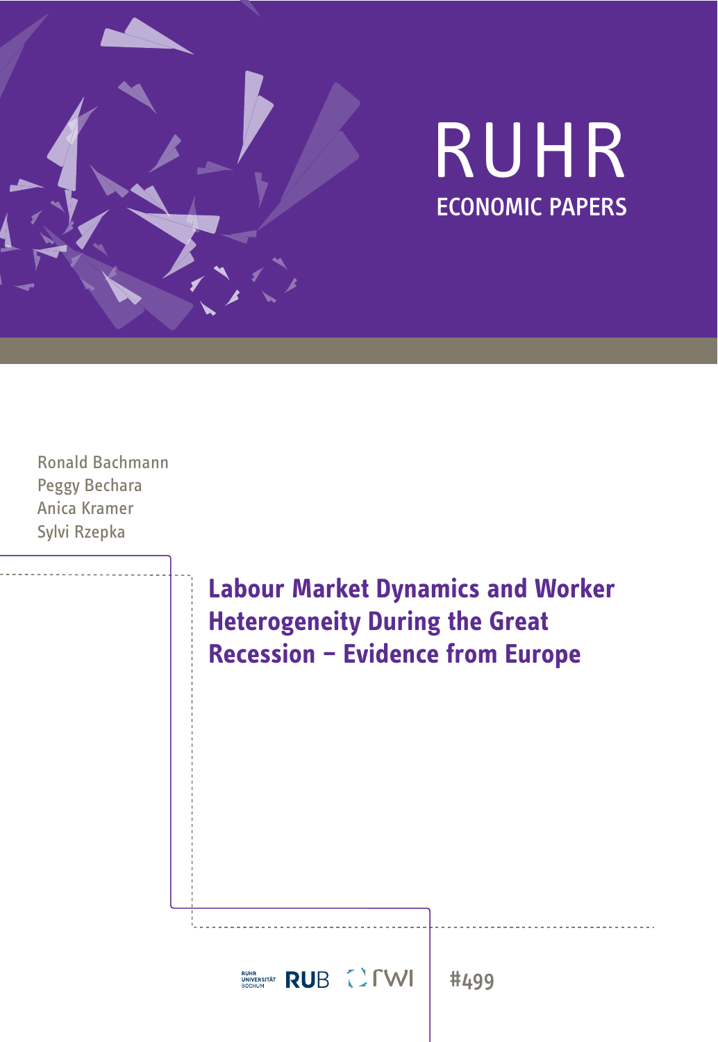# RUHR ECONOMIC PAPERS

Ronald Bachmann
Peggy Bechara
Anica Kramer
Sylvi Rzepka

## Labour Market Dynamics and Worker Heterogeneity During the Great Recession – Evidence from Europe

RUHR UNIVERSITÄT BOCHUM RUB rwi

#499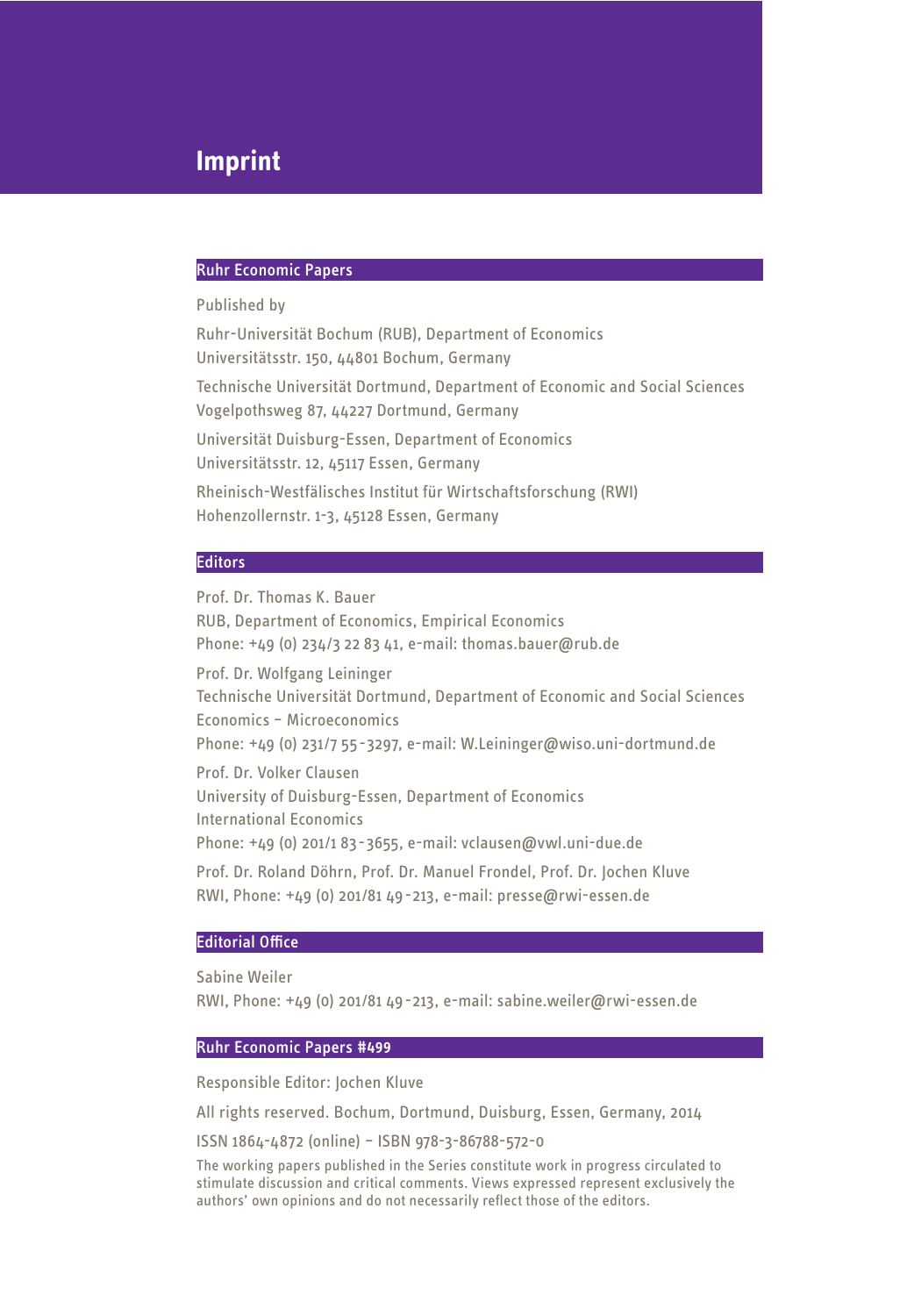# Imprint

## Ruhr Economic Papers

Published by

Ruhr-Universität Bochum (RUB), Department of Economics
Universitätsstr. 150, 44801 Bochum, Germany

Technische Universität Dortmund, Department of Economic and Social Sciences
Vogelpothsweg 87, 44227 Dortmund, Germany

Universität Duisburg-Essen, Department of Economics
Universitätsstr. 12, 45117 Essen, Germany

Rheinisch-Westfälisches Institut für Wirtschaftsforschung (RWI)
Hohenzollernstr. 1-3, 45128 Essen, Germany

## Editors

Prof. Dr. Thomas K. Bauer
RUB, Department of Economics, Empirical Economics
Phone: +49 (0) 234/3 22 83 41, e-mail: thomas.bauer@rub.de

Prof. Dr. Wolfgang Leininger
Technische Universität Dortmund, Department of Economic and Social Sciences
Economics – Microeconomics
Phone: +49 (0) 231/7 55-3297, e-mail: W.Leininger@wiso.uni-dortmund.de

Prof. Dr. Volker Clausen
University of Duisburg-Essen, Department of Economics
International Economics
Phone: +49 (0) 201/1 83-3655, e-mail: vclausen@vwl.uni-due.de

Prof. Dr. Roland Döhrn, Prof. Dr. Manuel Frondel, Prof. Dr. Jochen Kluve
RWI, Phone: +49 (0) 201/81 49-213, e-mail: presse@rwi-essen.de

## Editorial Office

Sabine Weiler
RWI, Phone: +49 (0) 201/81 49-213, e-mail: sabine.weiler@rwi-essen.de

## Ruhr Economic Papers #499

Responsible Editor: Jochen Kluve

All rights reserved. Bochum, Dortmund, Duisburg, Essen, Germany, 2014

ISSN 1864-4872 (online) – ISBN 978-3-86788-572-0

The working papers published in the Series constitute work in progress circulated to stimulate discussion and critical comments. Views expressed represent exclusively the authors' own opinions and do not necessarily reflect those of the editors.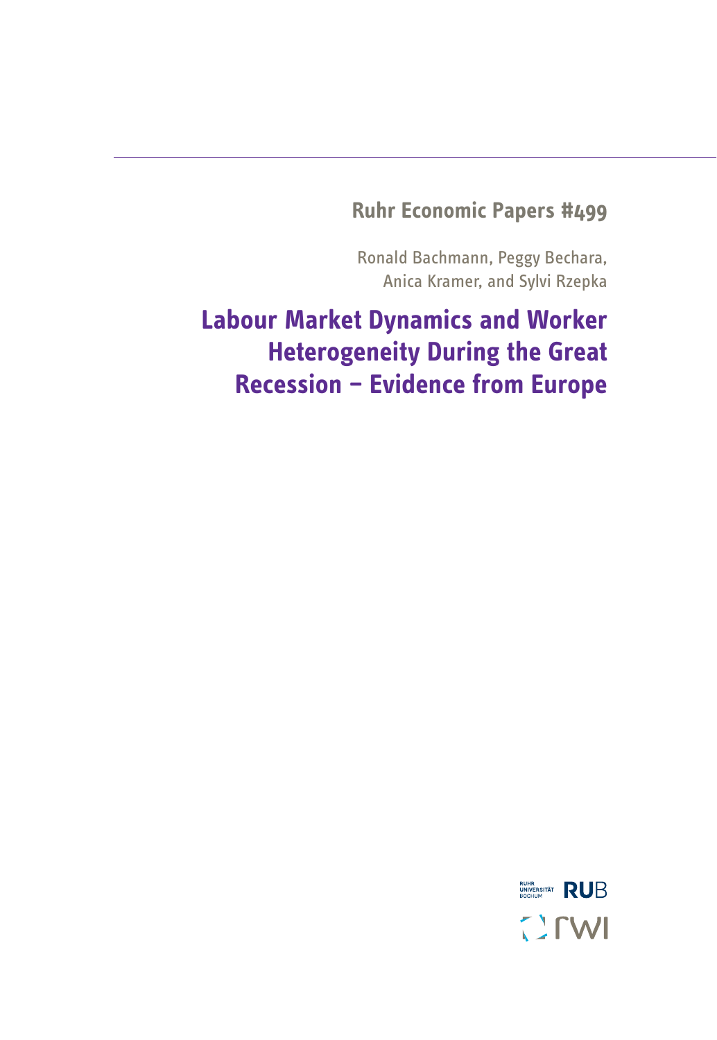**Ruhr Economic Papers #499**

Ronald Bachmann, Peggy Bechara, Anica Kramer, and Sylvi Rzepka

# Labour Market Dynamics and Worker Heterogeneity During the Great Recession – Evidence from Europe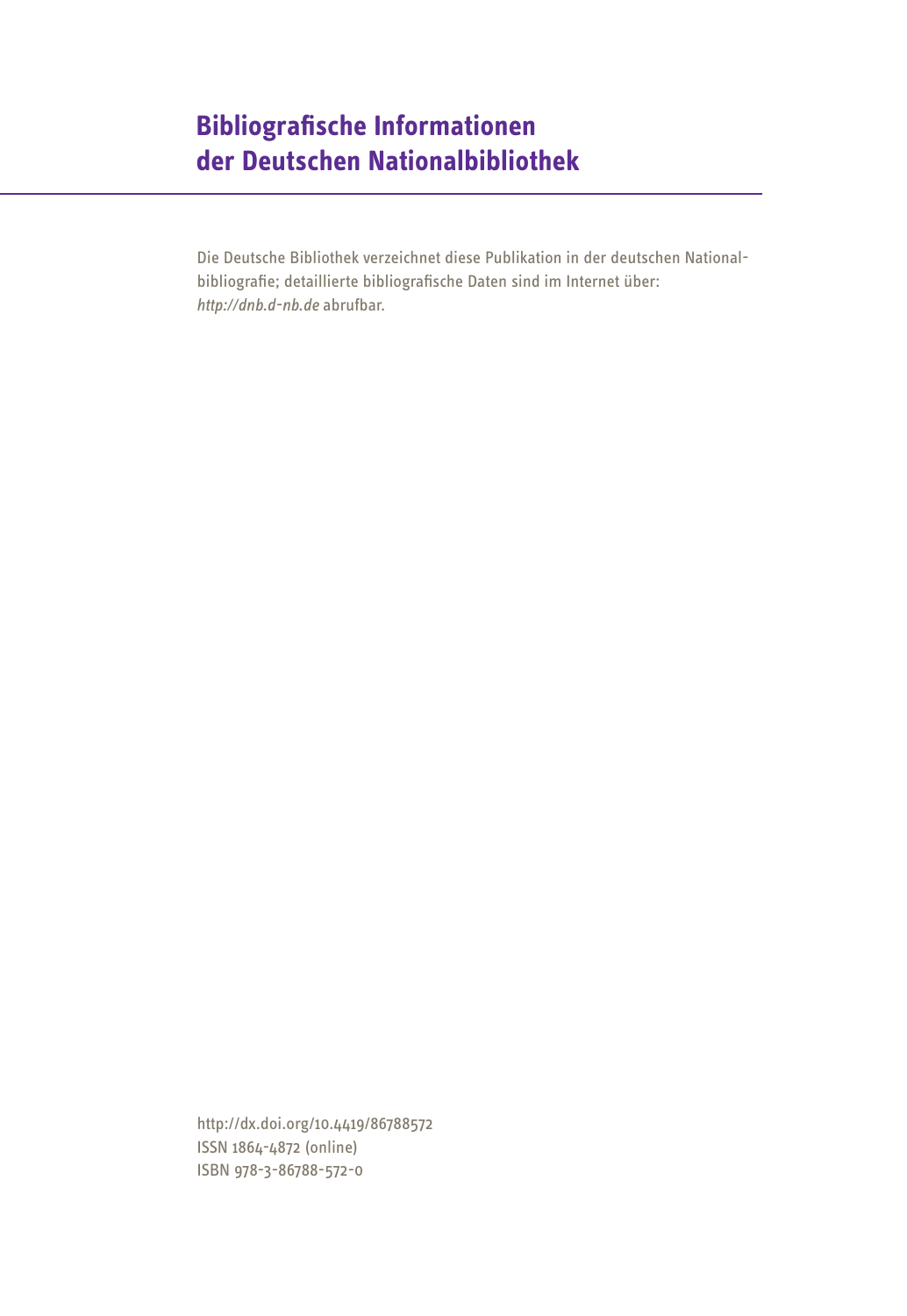# Bibliografische Informationen der Deutschen Nationalbibliothek

Die Deutsche Bibliothek verzeichnet diese Publikation in der deutschen Nationalbibliografie; detaillierte bibliografische Daten sind im Internet über: *http://dnb.d-nb.de* abrufbar.

http://dx.doi.org/10.4419/86788572
ISSN 1864-4872 (online)
ISBN 978-3-86788-572-0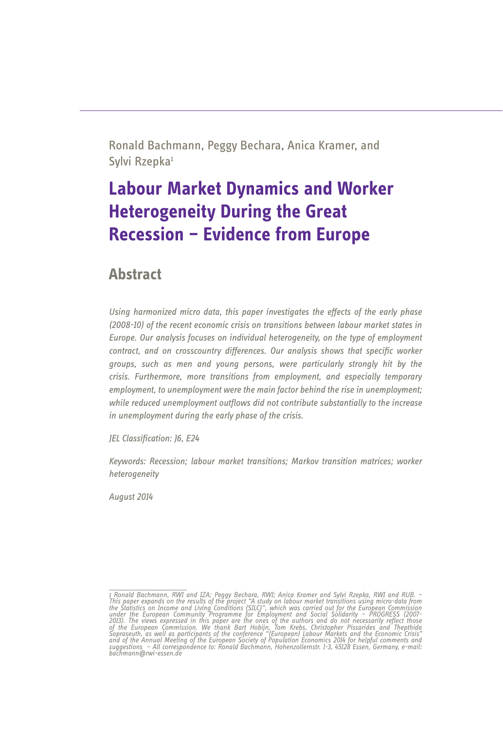Ronald Bachmann, Peggy Bechara, Anica Kramer, and Sylvi Rzepka[1]

# Labour Market Dynamics and Worker Heterogeneity During the Great Recession – Evidence from Europe

## Abstract

*Using harmonized micro data, this paper investigates the effects of the early phase (2008-10) of the recent economic crisis on transitions between labour market states in Europe. Our analysis focuses on individual heterogeneity, on the type of employment contract, and on crosscountry differences. Our analysis shows that specific worker groups, such as men and young persons, were particularly strongly hit by the crisis. Furthermore, more transitions from employment, and especially temporary employment, to unemployment were the main factor behind the rise in unemployment; while reduced unemployment outflows did not contribute substantially to the increase in unemployment during the early phase of the crisis.*

*JEL Classification: J6, E24*

*Keywords: Recession; labour market transitions; Markov transition matrices; worker heterogeneity*

*August 2014*

---

*1 Ronald Bachmann, RWI and IZA; Peggy Bechara, RWI; Anica Kramer and Sylvi Rzepka, RWI and RUB. – This paper expands on the results of the project "A study on labour market transitions using micro-data from the Statistics on Income and Living Conditions (SILC)", which was carried out for the European Commission under the European Community Programme for Employment and Social Solidarity – PROGRESS (2007-2013). The views expressed in this paper are the ones of the authors and do not necessarily reflect those of the European Commission. We thank Bart Hobijn, Tom Krebs, Christopher Pissarides and Thepthida Sopraseuth, as well as participants of the conference "(European) Labour Markets and the Economic Crisis" and of the Annual Meeting of the European Society of Population Economics 2014 for helpful comments and suggestions – All correspondence to: Ronald Bachmann, Hohenzollernstr. 1-3, 45128 Essen, Germany, e-mail: bachmann@rwi-essen.de*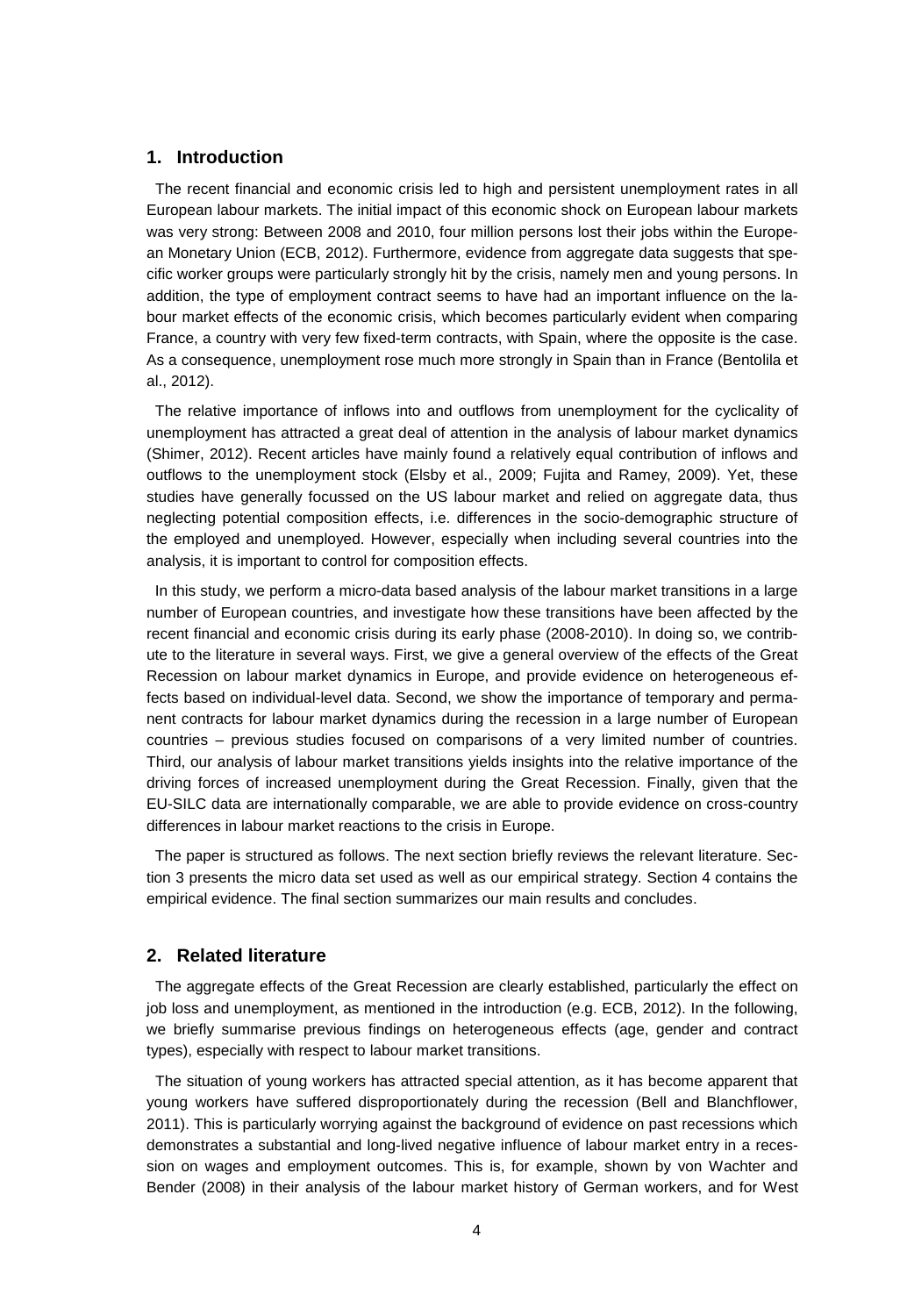## 1. Introduction

The recent financial and economic crisis led to high and persistent unemployment rates in all European labour markets. The initial impact of this economic shock on European labour markets was very strong: Between 2008 and 2010, four million persons lost their jobs within the European Monetary Union (ECB, 2012). Furthermore, evidence from aggregate data suggests that specific worker groups were particularly strongly hit by the crisis, namely men and young persons. In addition, the type of employment contract seems to have had an important influence on the labour market effects of the economic crisis, which becomes particularly evident when comparing France, a country with very few fixed-term contracts, with Spain, where the opposite is the case. As a consequence, unemployment rose much more strongly in Spain than in France (Bentolila et al., 2012).

The relative importance of inflows into and outflows from unemployment for the cyclicality of unemployment has attracted a great deal of attention in the analysis of labour market dynamics (Shimer, 2012). Recent articles have mainly found a relatively equal contribution of inflows and outflows to the unemployment stock (Elsby et al., 2009; Fujita and Ramey, 2009). Yet, these studies have generally focussed on the US labour market and relied on aggregate data, thus neglecting potential composition effects, i.e. differences in the socio-demographic structure of the employed and unemployed. However, especially when including several countries into the analysis, it is important to control for composition effects.

In this study, we perform a micro-data based analysis of the labour market transitions in a large number of European countries, and investigate how these transitions have been affected by the recent financial and economic crisis during its early phase (2008-2010). In doing so, we contribute to the literature in several ways. First, we give a general overview of the effects of the Great Recession on labour market dynamics in Europe, and provide evidence on heterogeneous effects based on individual-level data. Second, we show the importance of temporary and permanent contracts for labour market dynamics during the recession in a large number of European countries – previous studies focused on comparisons of a very limited number of countries. Third, our analysis of labour market transitions yields insights into the relative importance of the driving forces of increased unemployment during the Great Recession. Finally, given that the EU-SILC data are internationally comparable, we are able to provide evidence on cross-country differences in labour market reactions to the crisis in Europe.

The paper is structured as follows. The next section briefly reviews the relevant literature. Section 3 presents the micro data set used as well as our empirical strategy. Section 4 contains the empirical evidence. The final section summarizes our main results and concludes.

## 2. Related literature

The aggregate effects of the Great Recession are clearly established, particularly the effect on job loss and unemployment, as mentioned in the introduction (e.g. ECB, 2012). In the following, we briefly summarise previous findings on heterogeneous effects (age, gender and contract types), especially with respect to labour market transitions.

The situation of young workers has attracted special attention, as it has become apparent that young workers have suffered disproportionately during the recession (Bell and Blanchflower, 2011). This is particularly worrying against the background of evidence on past recessions which demonstrates a substantial and long-lived negative influence of labour market entry in a recession on wages and employment outcomes. This is, for example, shown by von Wachter and Bender (2008) in their analysis of the labour market history of German workers, and for West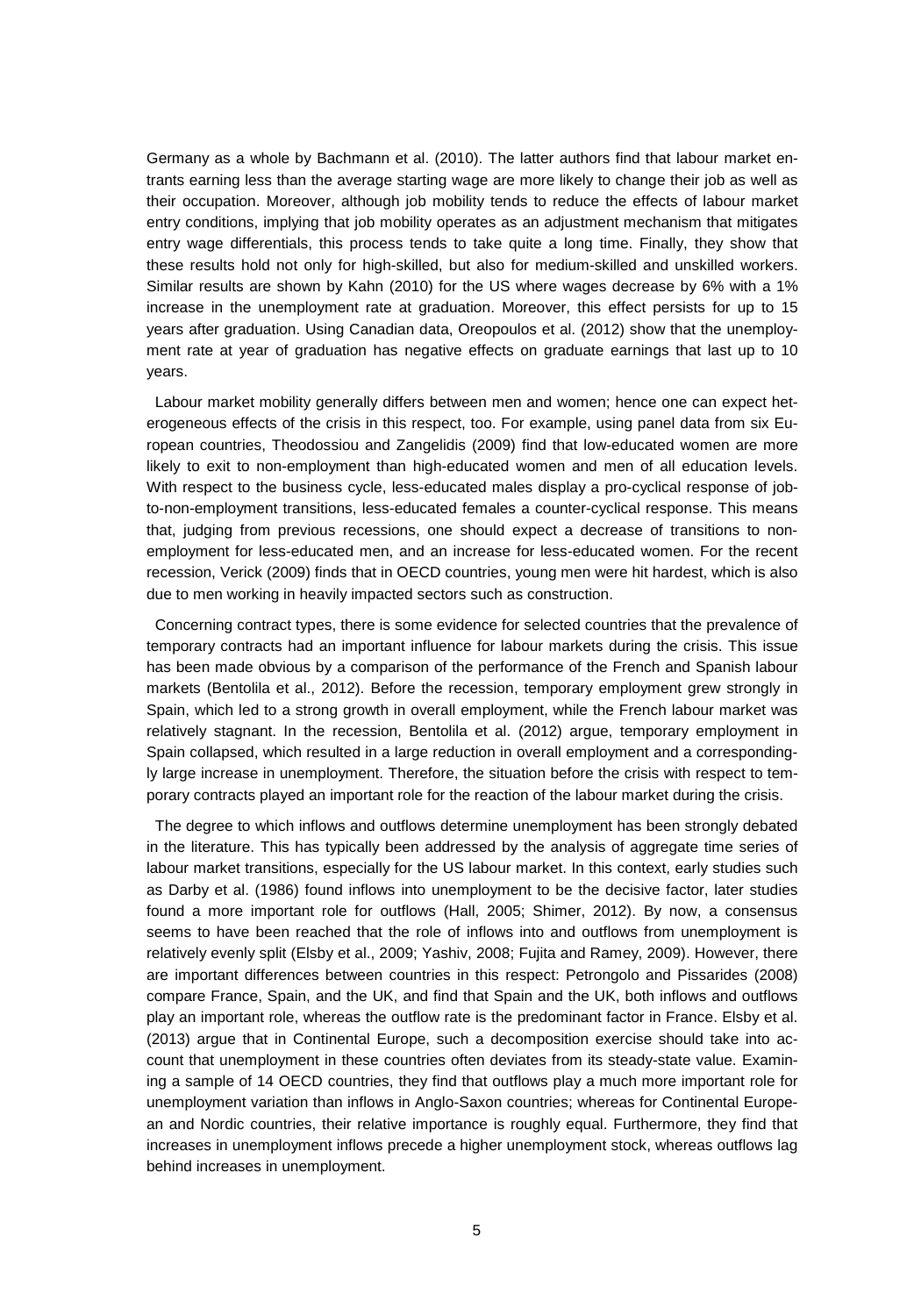Germany as a whole by Bachmann et al. (2010). The latter authors find that labour market entrants earning less than the average starting wage are more likely to change their job as well as their occupation. Moreover, although job mobility tends to reduce the effects of labour market entry conditions, implying that job mobility operates as an adjustment mechanism that mitigates entry wage differentials, this process tends to take quite a long time. Finally, they show that these results hold not only for high-skilled, but also for medium-skilled and unskilled workers. Similar results are shown by Kahn (2010) for the US where wages decrease by 6% with a 1% increase in the unemployment rate at graduation. Moreover, this effect persists for up to 15 years after graduation. Using Canadian data, Oreopoulos et al. (2012) show that the unemployment rate at year of graduation has negative effects on graduate earnings that last up to 10 years.

Labour market mobility generally differs between men and women; hence one can expect heterogeneous effects of the crisis in this respect, too. For example, using panel data from six European countries, Theodossiou and Zangelidis (2009) find that low-educated women are more likely to exit to non-employment than high-educated women and men of all education levels. With respect to the business cycle, less-educated males display a pro-cyclical response of job-to-non-employment transitions, less-educated females a counter-cyclical response. This means that, judging from previous recessions, one should expect a decrease of transitions to non-employment for less-educated men, and an increase for less-educated women. For the recent recession, Verick (2009) finds that in OECD countries, young men were hit hardest, which is also due to men working in heavily impacted sectors such as construction.

Concerning contract types, there is some evidence for selected countries that the prevalence of temporary contracts had an important influence for labour markets during the crisis. This issue has been made obvious by a comparison of the performance of the French and Spanish labour markets (Bentolila et al., 2012). Before the recession, temporary employment grew strongly in Spain, which led to a strong growth in overall employment, while the French labour market was relatively stagnant. In the recession, Bentolila et al. (2012) argue, temporary employment in Spain collapsed, which resulted in a large reduction in overall employment and a correspondingly large increase in unemployment. Therefore, the situation before the crisis with respect to temporary contracts played an important role for the reaction of the labour market during the crisis.

The degree to which inflows and outflows determine unemployment has been strongly debated in the literature. This has typically been addressed by the analysis of aggregate time series of labour market transitions, especially for the US labour market. In this context, early studies such as Darby et al. (1986) found inflows into unemployment to be the decisive factor, later studies found a more important role for outflows (Hall, 2005; Shimer, 2012). By now, a consensus seems to have been reached that the role of inflows into and outflows from unemployment is relatively evenly split (Elsby et al., 2009; Yashiv, 2008; Fujita and Ramey, 2009). However, there are important differences between countries in this respect: Petrongolo and Pissarides (2008) compare France, Spain, and the UK, and find that Spain and the UK, both inflows and outflows play an important role, whereas the outflow rate is the predominant factor in France. Elsby et al. (2013) argue that in Continental Europe, such a decomposition exercise should take into account that unemployment in these countries often deviates from its steady-state value. Examining a sample of 14 OECD countries, they find that outflows play a much more important role for unemployment variation than inflows in Anglo-Saxon countries; whereas for Continental European and Nordic countries, their relative importance is roughly equal. Furthermore, they find that increases in unemployment inflows precede a higher unemployment stock, whereas outflows lag behind increases in unemployment.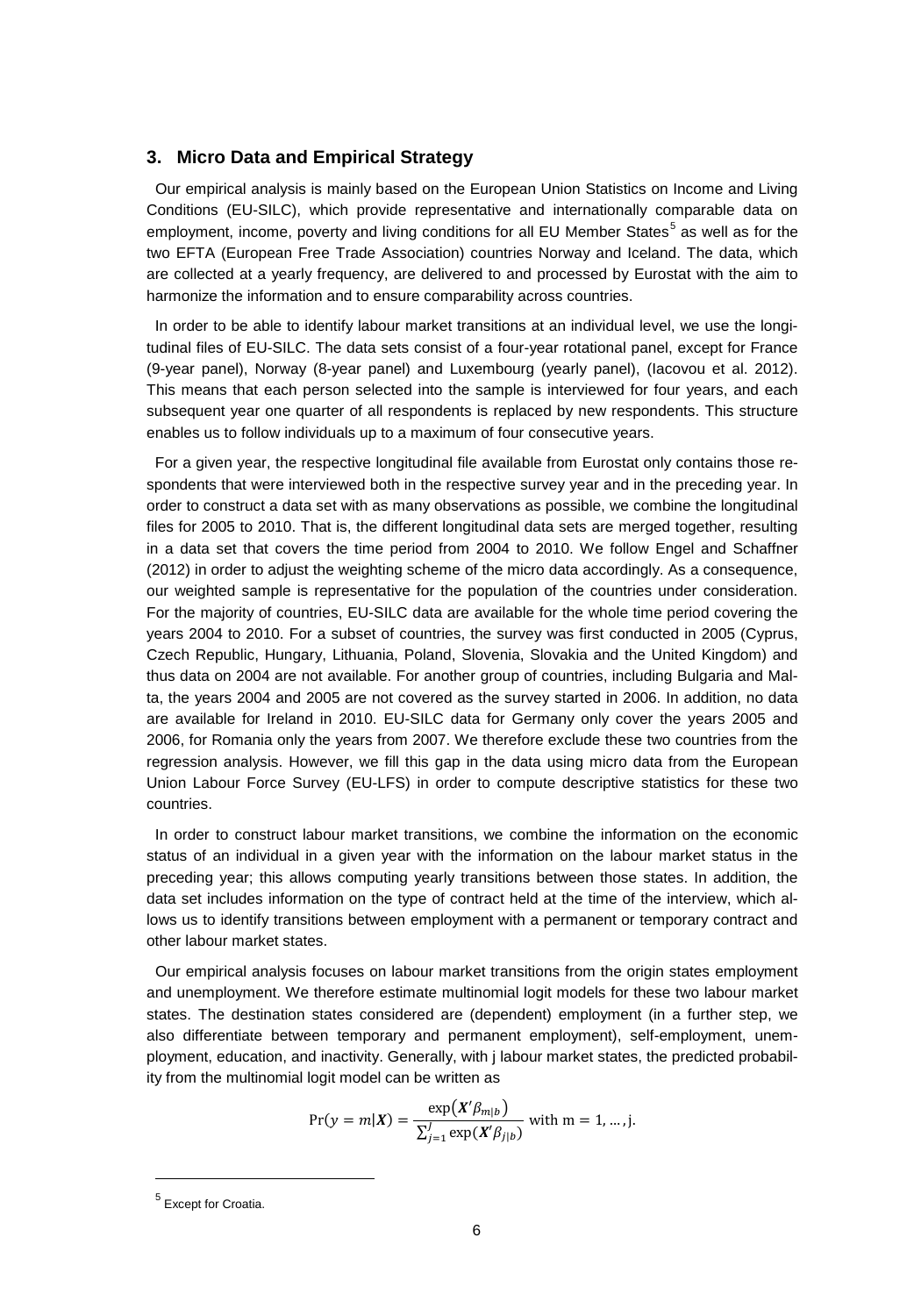## 3. Micro Data and Empirical Strategy

Our empirical analysis is mainly based on the European Union Statistics on Income and Living Conditions (EU-SILC), which provide representative and internationally comparable data on employment, income, poverty and living conditions for all EU Member States[5] as well as for the two EFTA (European Free Trade Association) countries Norway and Iceland. The data, which are collected at a yearly frequency, are delivered to and processed by Eurostat with the aim to harmonize the information and to ensure comparability across countries.

In order to be able to identify labour market transitions at an individual level, we use the longitudinal files of EU-SILC. The data sets consist of a four-year rotational panel, except for France (9-year panel), Norway (8-year panel) and Luxembourg (yearly panel), (Iacovou et al. 2012). This means that each person selected into the sample is interviewed for four years, and each subsequent year one quarter of all respondents is replaced by new respondents. This structure enables us to follow individuals up to a maximum of four consecutive years.

For a given year, the respective longitudinal file available from Eurostat only contains those respondents that were interviewed both in the respective survey year and in the preceding year. In order to construct a data set with as many observations as possible, we combine the longitudinal files for 2005 to 2010. That is, the different longitudinal data sets are merged together, resulting in a data set that covers the time period from 2004 to 2010. We follow Engel and Schaffner (2012) in order to adjust the weighting scheme of the micro data accordingly. As a consequence, our weighted sample is representative for the population of the countries under consideration. For the majority of countries, EU-SILC data are available for the whole time period covering the years 2004 to 2010. For a subset of countries, the survey was first conducted in 2005 (Cyprus, Czech Republic, Hungary, Lithuania, Poland, Slovenia, Slovakia and the United Kingdom) and thus data on 2004 are not available. For another group of countries, including Bulgaria and Malta, the years 2004 and 2005 are not covered as the survey started in 2006. In addition, no data are available for Ireland in 2010. EU-SILC data for Germany only cover the years 2005 and 2006, for Romania only the years from 2007. We therefore exclude these two countries from the regression analysis. However, we fill this gap in the data using micro data from the European Union Labour Force Survey (EU-LFS) in order to compute descriptive statistics for these two countries.

In order to construct labour market transitions, we combine the information on the economic status of an individual in a given year with the information on the labour market status in the preceding year; this allows computing yearly transitions between those states. In addition, the data set includes information on the type of contract held at the time of the interview, which allows us to identify transitions between employment with a permanent or temporary contract and other labour market states.

Our empirical analysis focuses on labour market transitions from the origin states employment and unemployment. We therefore estimate multinomial logit models for these two labour market states. The destination states considered are (dependent) employment (in a further step, we also differentiate between temporary and permanent employment), self-employment, unemployment, education, and inactivity. Generally, with j labour market states, the predicted probability from the multinomial logit model can be written as

$$\Pr(y = m|\boldsymbol{X}) = \frac{\exp\left(\boldsymbol{X}'\beta_{m|b}\right)}{\sum_{j=1}^{J}\exp(\boldsymbol{X}'\beta_{j|b})} \text{ with m} = 1, \ldots, \text{j}.$$

[5] Except for Croatia.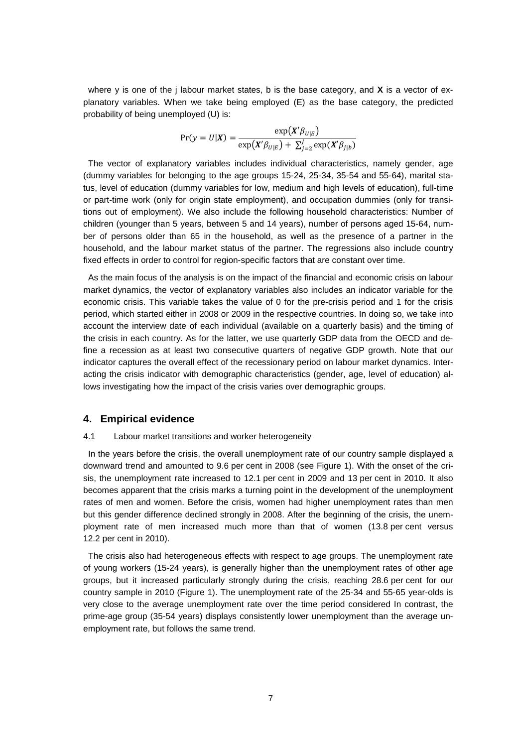where y is one of the j labour market states, b is the base category, and $\boldsymbol{X}$ is a vector of explanatory variables. When we take being employed (E) as the base category, the predicted probability of being unemployed (U) is:

$$\Pr(y = U|\boldsymbol{X}) = \frac{\exp(\boldsymbol{X}'\beta_{U|E})}{\exp(\boldsymbol{X}'\beta_{U|E}) + \sum_{j=2}^{J} \exp(\boldsymbol{X}'\beta_{j|b})}$$

The vector of explanatory variables includes individual characteristics, namely gender, age (dummy variables for belonging to the age groups 15-24, 25-34, 35-54 and 55-64), marital status, level of education (dummy variables for low, medium and high levels of education), full-time or part-time work (only for origin state employment), and occupation dummies (only for transitions out of employment). We also include the following household characteristics: Number of children (younger than 5 years, between 5 and 14 years), number of persons aged 15-64, number of persons older than 65 in the household, as well as the presence of a partner in the household, and the labour market status of the partner. The regressions also include country fixed effects in order to control for region-specific factors that are constant over time.

As the main focus of the analysis is on the impact of the financial and economic crisis on labour market dynamics, the vector of explanatory variables also includes an indicator variable for the economic crisis. This variable takes the value of 0 for the pre-crisis period and 1 for the crisis period, which started either in 2008 or 2009 in the respective countries. In doing so, we take into account the interview date of each individual (available on a quarterly basis) and the timing of the crisis in each country. As for the latter, we use quarterly GDP data from the OECD and define a recession as at least two consecutive quarters of negative GDP growth. Note that our indicator captures the overall effect of the recessionary period on labour market dynamics. Interacting the crisis indicator with demographic characteristics (gender, age, level of education) allows investigating how the impact of the crisis varies over demographic groups.

## 4. Empirical evidence

### 4.1 Labour market transitions and worker heterogeneity

In the years before the crisis, the overall unemployment rate of our country sample displayed a downward trend and amounted to 9.6 per cent in 2008 (see Figure 1). With the onset of the crisis, the unemployment rate increased to 12.1 per cent in 2009 and 13 per cent in 2010. It also becomes apparent that the crisis marks a turning point in the development of the unemployment rates of men and women. Before the crisis, women had higher unemployment rates than men but this gender difference declined strongly in 2008. After the beginning of the crisis, the unemployment rate of men increased much more than that of women (13.8 per cent versus 12.2 per cent in 2010).

The crisis also had heterogeneous effects with respect to age groups. The unemployment rate of young workers (15-24 years), is generally higher than the unemployment rates of other age groups, but it increased particularly strongly during the crisis, reaching 28.6 per cent for our country sample in 2010 (Figure 1). The unemployment rate of the 25-34 and 55-65 year-olds is very close to the average unemployment rate over the time period considered In contrast, the prime-age group (35-54 years) displays consistently lower unemployment than the average unemployment rate, but follows the same trend.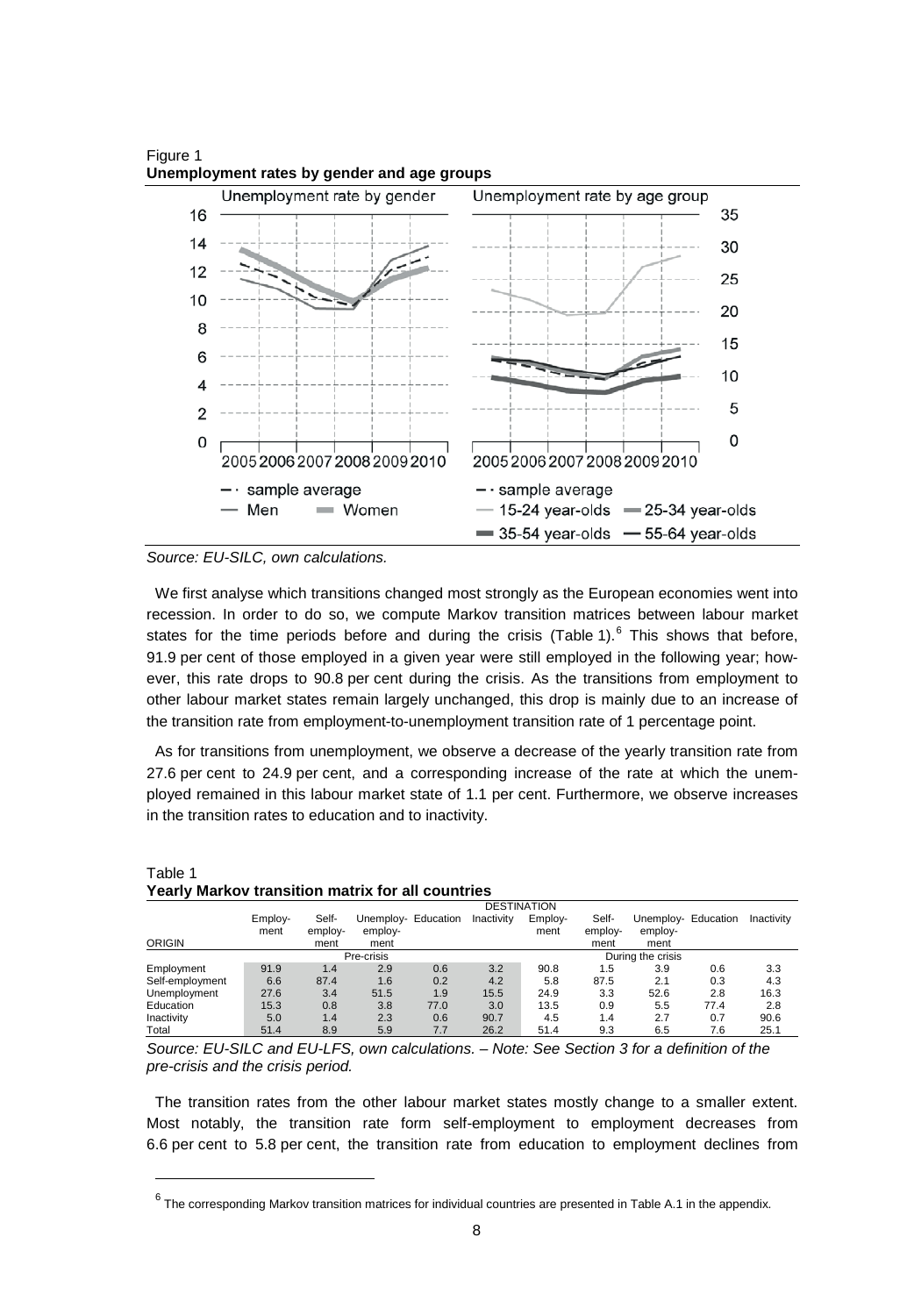Figure 1
**Unemployment rates by gender and age groups**

*Source: EU-SILC, own calculations.*

We first analyse which transitions changed most strongly as the European economies went into recession. In order to do so, we compute Markov transition matrices between labour market states for the time periods before and during the crisis (Table 1).[6] This shows that before, 91.9 per cent of those employed in a given year were still employed in the following year; however, this rate drops to 90.8 per cent during the crisis. As the transitions from employment to other labour market states remain largely unchanged, this drop is mainly due to an increase of the transition rate from employment-to-unemployment transition rate of 1 percentage point.

As for transitions from unemployment, we observe a decrease of the yearly transition rate from 27.6 per cent to 24.9 per cent, and a corresponding increase of the rate at which the unemployed remained in this labour market state of 1.1 per cent. Furthermore, we observe increases in the transition rates to education and to inactivity.

Table 1
**Yearly Markov transition matrix for all countries**

| | DESTINATION | | | | | | | | | |
|---|---|---|---|---|---|---|---|---|---|---|
| ORIGIN | Employment | Self-employment | Unemployment | Education | Inactivity | Employment | Self-employment | Unemployment | Education | Inactivity |
| | Pre-crisis | | | | | During the crisis | | | | |
| Employment | 91.9 | 1.4 | 2.9 | 0.6 | 3.2 | 90.8 | 1.5 | 3.9 | 0.6 | 3.3 |
| Self-employment | 6.6 | 87.4 | 1.6 | 0.2 | 4.2 | 5.8 | 87.5 | 2.1 | 0.3 | 4.3 |
| Unemployment | 27.6 | 3.4 | 51.5 | 1.9 | 15.5 | 24.9 | 3.3 | 52.6 | 2.8 | 16.3 |
| Education | 15.3 | 0.8 | 3.8 | 77.0 | 3.0 | 13.5 | 0.9 | 5.5 | 77.4 | 2.8 |
| Inactivity | 5.0 | 1.4 | 2.3 | 0.6 | 90.7 | 4.5 | 1.4 | 2.7 | 0.7 | 90.6 |
| Total | 51.4 | 8.9 | 5.9 | 7.7 | 26.2 | 51.4 | 9.3 | 6.5 | 7.6 | 25.1 |

*Source: EU-SILC and EU-LFS, own calculations. – Note: See Section 3 for a definition of the pre-crisis and the crisis period.*

The transition rates from the other labour market states mostly change to a smaller extent. Most notably, the transition rate form self-employment to employment decreases from 6.6 per cent to 5.8 per cent, the transition rate from education to employment declines from

[6] The corresponding Markov transition matrices for individual countries are presented in Table A.1 in the appendix.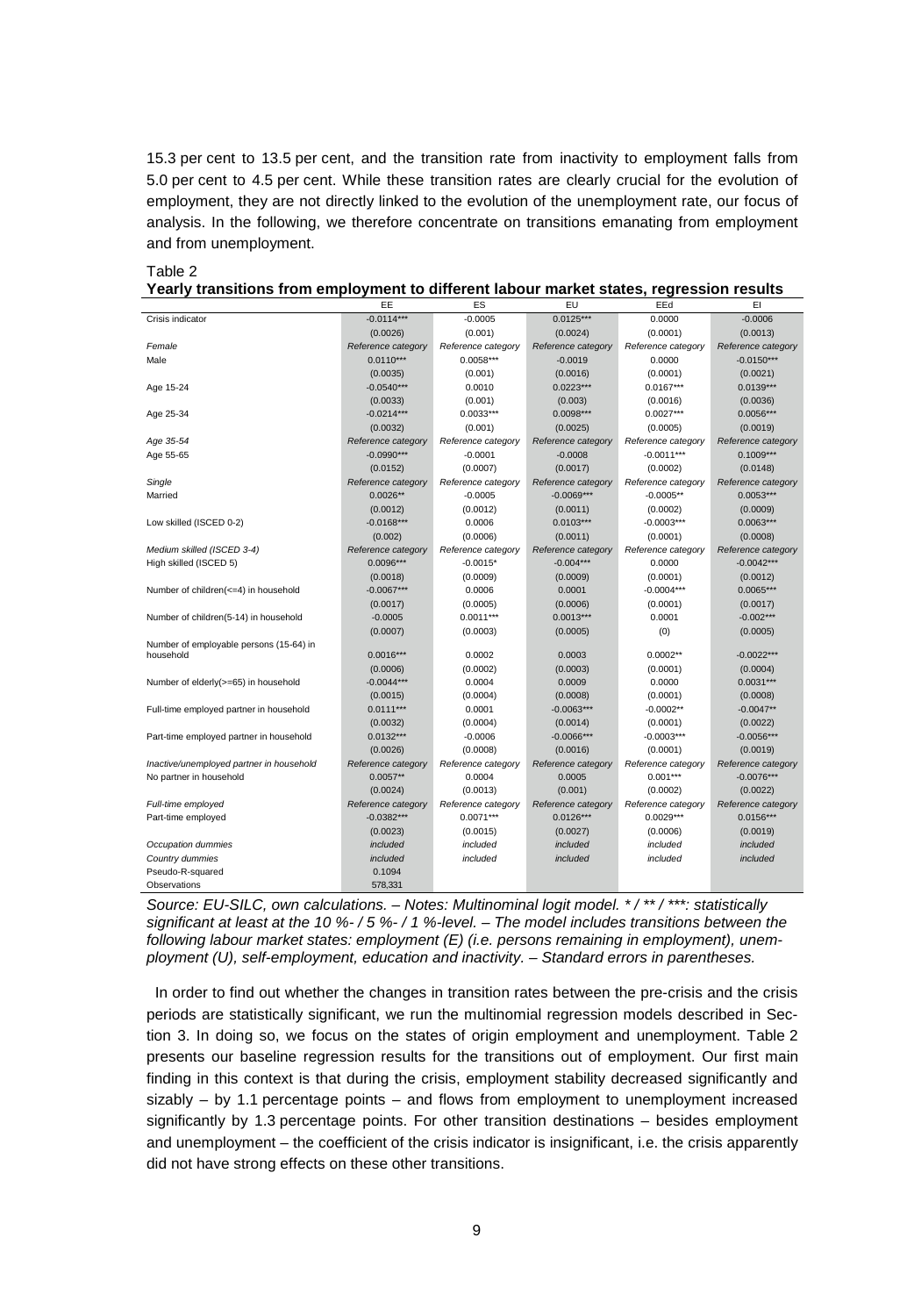15.3 per cent to 13.5 per cent, and the transition rate from inactivity to employment falls from 5.0 per cent to 4.5 per cent. While these transition rates are clearly crucial for the evolution of employment, they are not directly linked to the evolution of the unemployment rate, our focus of analysis. In the following, we therefore concentrate on transitions emanating from employment and from unemployment.

Table 2

**Yearly transitions from employment to different labour market states, regression results**

| | EE | ES | EU | EEd | EI |
|---|---|---|---|---|---|
| Crisis indicator | -0.0114*** | -0.0005 | 0.0125*** | 0.0000 | -0.0006 |
| | (0.0026) | (0.001) | (0.0024) | (0.0001) | (0.0013) |
| *Female* | *Reference category* | *Reference category* | *Reference category* | *Reference category* | *Reference category* |
| Male | 0.0110*** | 0.0058*** | -0.0019 | 0.0000 | -0.0150*** |
| | (0.0035) | (0.001) | (0.0016) | (0.0001) | (0.0021) |
| Age 15-24 | -0.0540*** | 0.0010 | 0.0223*** | 0.0167*** | 0.0139*** |
| | (0.0033) | (0.001) | (0.003) | (0.0016) | (0.0036) |
| Age 25-34 | -0.0214*** | 0.0033*** | 0.0098*** | 0.0027*** | 0.0056*** |
| | (0.0032) | (0.001) | (0.0025) | (0.0005) | (0.0019) |
| *Age 35-54* | *Reference category* | *Reference category* | *Reference category* | *Reference category* | *Reference category* |
| Age 55-65 | -0.0990*** | -0.0001 | -0.0008 | -0.0011*** | 0.1009*** |
| | (0.0152) | (0.0007) | (0.0017) | (0.0002) | (0.0148) |
| *Single* | *Reference category* | *Reference category* | *Reference category* | *Reference category* | *Reference category* |
| Married | 0.0026** | -0.0005 | -0.0069*** | -0.0005** | 0.0053*** |
| | (0.0012) | (0.0012) | (0.0011) | (0.0002) | (0.0009) |
| Low skilled (ISCED 0-2) | -0.0168*** | 0.0006 | 0.0103*** | -0.0003*** | 0.0063*** |
| | (0.002) | (0.0006) | (0.0011) | (0.0001) | (0.0008) |
| *Medium skilled (ISCED 3-4)* | *Reference category* | *Reference category* | *Reference category* | *Reference category* | *Reference category* |
| High skilled (ISCED 5) | 0.0096*** | -0.0015* | -0.004*** | 0.0000 | -0.0042*** |
| | (0.0018) | (0.0009) | (0.0009) | (0.0001) | (0.0012) |
| Number of children(<=4) in household | -0.0067*** | 0.0006 | 0.0001 | -0.0004*** | 0.0065*** |
| | (0.0017) | (0.0005) | (0.0006) | (0.0001) | (0.0017) |
| Number of children(5-14) in household | -0.0005 | 0.0011*** | 0.0013*** | 0.0001 | -0.002*** |
| | (0.0007) | (0.0003) | (0.0005) | (0) | (0.0005) |
| Number of employable persons (15-64) in household | 0.0016*** | 0.0002 | 0.0003 | 0.0002** | -0.0022*** |
| | (0.0006) | (0.0002) | (0.0003) | (0.0001) | (0.0004) |
| Number of elderly(>=65) in household | -0.0044*** | 0.0004 | 0.0009 | 0.0000 | 0.0031*** |
| | (0.0015) | (0.0004) | (0.0008) | (0.0001) | (0.0008) |
| Full-time employed partner in household | 0.0111*** | 0.0001 | -0.0063*** | -0.0002** | -0.0047** |
| | (0.0032) | (0.0004) | (0.0014) | (0.0001) | (0.0022) |
| Part-time employed partner in household | 0.0132*** | -0.0006 | -0.0066*** | -0.0003*** | -0.0056*** |
| | (0.0026) | (0.0008) | (0.0016) | (0.0001) | (0.0019) |
| *Inactive/unemployed partner in household* | *Reference category* | *Reference category* | *Reference category* | *Reference category* | *Reference category* |
| No partner in household | 0.0057** | 0.0004 | 0.0005 | 0.001*** | -0.0076*** |
| | (0.0024) | (0.0013) | (0.001) | (0.0002) | (0.0022) |
| *Full-time employed* | *Reference category* | *Reference category* | *Reference category* | *Reference category* | *Reference category* |
| Part-time employed | -0.0382*** | 0.0071*** | 0.0126*** | 0.0029*** | 0.0156*** |
| | (0.0023) | (0.0015) | (0.0027) | (0.0006) | (0.0019) |
| *Occupation dummies* | *included* | *included* | *included* | *included* | *included* |
| *Country dummies* | *included* | *included* | *included* | *included* | *included* |
| Pseudo-R-squared | 0.1094 | | | | |
| Observations | 578,331 | | | | |

*Source: EU-SILC, own calculations. – Notes: Multinominal logit model. * / ** / ***: statistically significant at least at the 10 %- / 5 %- / 1 %-level. – The model includes transitions between the following labour market states: employment (E) (i.e. persons remaining in employment), unemployment (U), self-employment, education and inactivity. – Standard errors in parentheses.*

In order to find out whether the changes in transition rates between the pre-crisis and the crisis periods are statistically significant, we run the multinomial regression models described in Section 3. In doing so, we focus on the states of origin employment and unemployment. Table 2 presents our baseline regression results for the transitions out of employment. Our first main finding in this context is that during the crisis, employment stability decreased significantly and sizably – by 1.1 percentage points – and flows from employment to unemployment increased significantly by 1.3 percentage points. For other transition destinations – besides employment and unemployment – the coefficient of the crisis indicator is insignificant, i.e. the crisis apparently did not have strong effects on these other transitions.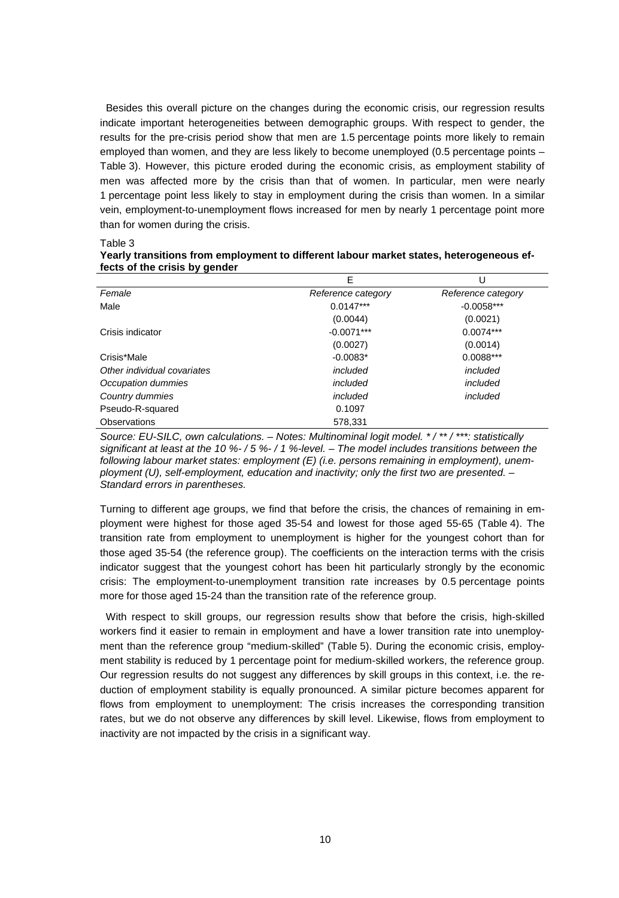Besides this overall picture on the changes during the economic crisis, our regression results indicate important heterogeneities between demographic groups. With respect to gender, the results for the pre-crisis period show that men are 1.5 percentage points more likely to remain employed than women, and they are less likely to become unemployed (0.5 percentage points – Table 3). However, this picture eroded during the economic crisis, as employment stability of men was affected more by the crisis than that of women. In particular, men were nearly 1 percentage point less likely to stay in employment during the crisis than women. In a similar vein, employment-to-unemployment flows increased for men by nearly 1 percentage point more than for women during the crisis.

Table 3

**Yearly transitions from employment to different labour market states, heterogeneous effects of the crisis by gender**

| | E | U |
|---|---|---|
| *Female* | *Reference category* | *Reference category* |
| Male | 0.0147*** | -0.0058*** |
| | (0.0044) | (0.0021) |
| Crisis indicator | -0.0071*** | 0.0074*** |
| | (0.0027) | (0.0014) |
| Crisis*Male | -0.0083* | 0.0088*** |
| *Other individual covariates* | *included* | *included* |
| *Occupation dummies* | *included* | *included* |
| *Country dummies* | *included* | *included* |
| Pseudo-R-squared | 0.1097 | |
| Observations | 578,331 | |

*Source: EU-SILC, own calculations. – Notes: Multinominal logit model. * / ** / ***: statistically significant at least at the 10 %- / 5 %- / 1 %-level. – The model includes transitions between the following labour market states: employment (E) (i.e. persons remaining in employment), unemployment (U), self-employment, education and inactivity; only the first two are presented. – Standard errors in parentheses.*

Turning to different age groups, we find that before the crisis, the chances of remaining in employment were highest for those aged 35-54 and lowest for those aged 55-65 (Table 4). The transition rate from employment to unemployment is higher for the youngest cohort than for those aged 35-54 (the reference group). The coefficients on the interaction terms with the crisis indicator suggest that the youngest cohort has been hit particularly strongly by the economic crisis: The employment-to-unemployment transition rate increases by 0.5 percentage points more for those aged 15-24 than the transition rate of the reference group.

With respect to skill groups, our regression results show that before the crisis, high-skilled workers find it easier to remain in employment and have a lower transition rate into unemployment than the reference group "medium-skilled" (Table 5). During the economic crisis, employment stability is reduced by 1 percentage point for medium-skilled workers, the reference group. Our regression results do not suggest any differences by skill groups in this context, i.e. the reduction of employment stability is equally pronounced. A similar picture becomes apparent for flows from employment to unemployment: The crisis increases the corresponding transition rates, but we do not observe any differences by skill level. Likewise, flows from employment to inactivity are not impacted by the crisis in a significant way.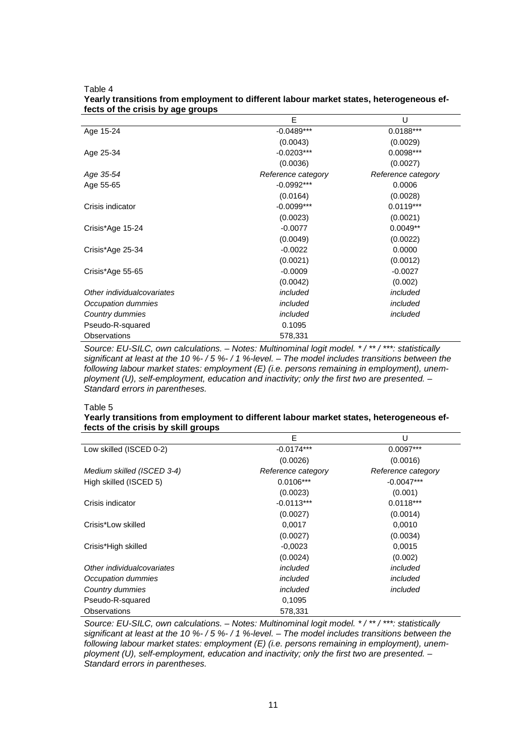Table 4

**Yearly transitions from employment to different labour market states, heterogeneous effects of the crisis by age groups**

| | E | U |
|---|---|---|
| Age 15-24 | -0.0489*** | 0.0188*** |
| | (0.0043) | (0.0029) |
| Age 25-34 | -0.0203*** | 0.0098*** |
| | (0.0036) | (0.0027) |
| *Age 35-54* | *Reference category* | *Reference category* |
| Age 55-65 | -0.0992*** | 0.0006 |
| | (0.0164) | (0.0028) |
| Crisis indicator | -0.0099*** | 0.0119*** |
| | (0.0023) | (0.0021) |
| Crisis*Age 15-24 | -0.0077 | 0.0049** |
| | (0.0049) | (0.0022) |
| Crisis*Age 25-34 | -0.0022 | 0.0000 |
| | (0.0021) | (0.0012) |
| Crisis*Age 55-65 | -0.0009 | -0.0027 |
| | (0.0042) | (0.002) |
| *Other individualcovariates* | *included* | *included* |
| *Occupation dummies* | *included* | *included* |
| *Country dummies* | *included* | *included* |
| Pseudo-R-squared | 0.1095 | |
| Observations | 578,331 | |

*Source: EU-SILC, own calculations. – Notes: Multinominal logit model. * / ** / ***: statistically significant at least at the 10 %- / 5 %- / 1 %-level. – The model includes transitions between the following labour market states: employment (E) (i.e. persons remaining in employment), unemployment (U), self-employment, education and inactivity; only the first two are presented. – Standard errors in parentheses.*

Table 5

**Yearly transitions from employment to different labour market states, heterogeneous effects of the crisis by skill groups**

| | E | U |
|---|---|---|
| Low skilled (ISCED 0-2) | -0.0174*** | 0.0097*** |
| | (0.0026) | (0.0016) |
| *Medium skilled (ISCED 3-4)* | *Reference category* | *Reference category* |
| High skilled (ISCED 5) | 0.0106*** | -0.0047*** |
| | (0.0023) | (0.001) |
| Crisis indicator | -0.0113*** | 0.0118*** |
| | (0.0027) | (0.0014) |
| Crisis*Low skilled | 0,0017 | 0,0010 |
| | (0.0027) | (0.0034) |
| Crisis*High skilled | -0,0023 | 0,0015 |
| | (0.0024) | (0.002) |
| *Other individualcovariates* | *included* | *included* |
| *Occupation dummies* | *included* | *included* |
| *Country dummies* | *included* | *included* |
| Pseudo-R-squared | 0,1095 | |
| Observations | 578,331 | |

*Source: EU-SILC, own calculations. – Notes: Multinominal logit model. * / ** / ***: statistically significant at least at the 10 %- / 5 %- / 1 %-level. – The model includes transitions between the following labour market states: employment (E) (i.e. persons remaining in employment), unemployment (U), self-employment, education and inactivity; only the first two are presented. – Standard errors in parentheses.*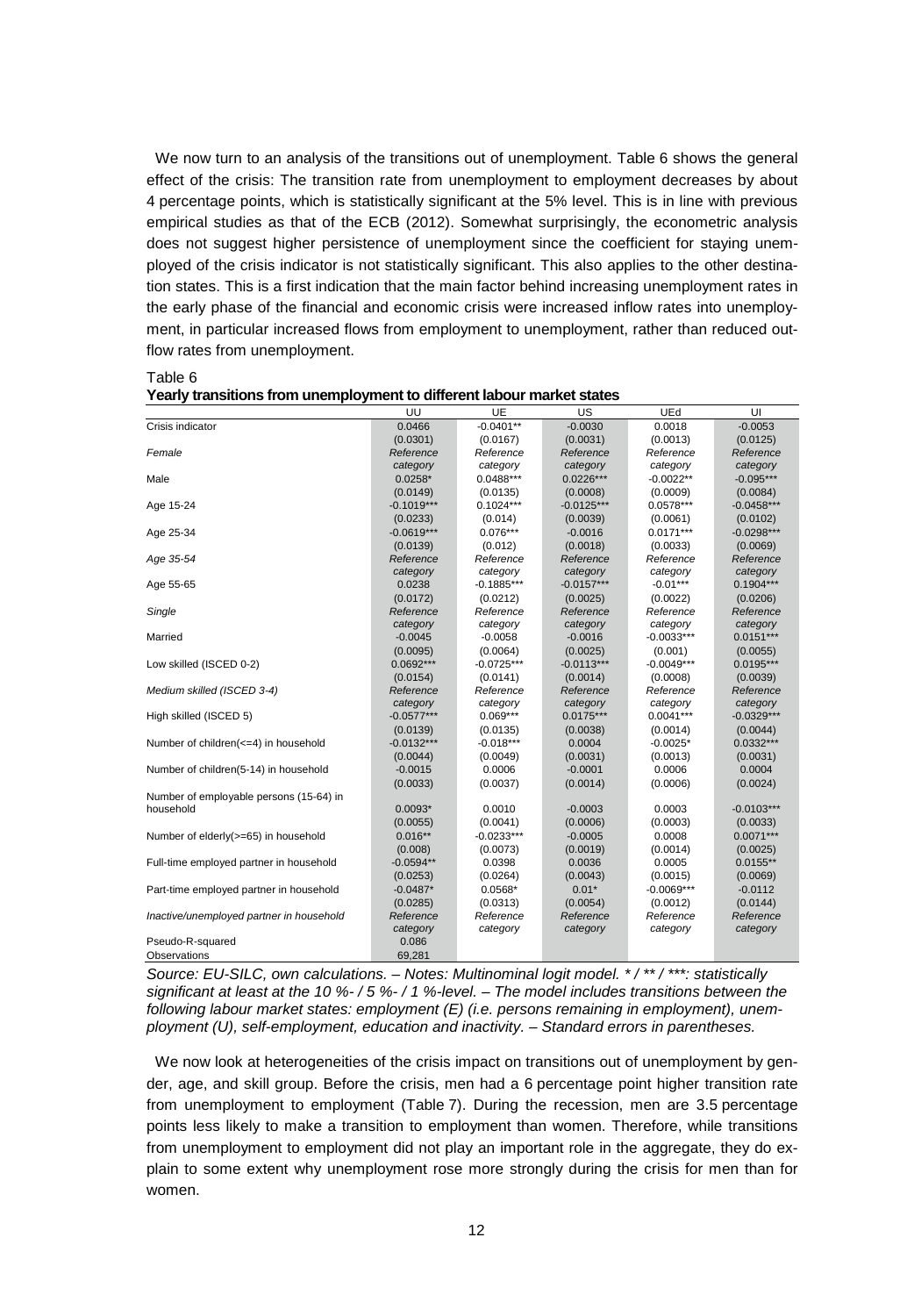We now turn to an analysis of the transitions out of unemployment. Table 6 shows the general effect of the crisis: The transition rate from unemployment to employment decreases by about 4 percentage points, which is statistically significant at the 5% level. This is in line with previous empirical studies as that of the ECB (2012). Somewhat surprisingly, the econometric analysis does not suggest higher persistence of unemployment since the coefficient for staying unemployed of the crisis indicator is not statistically significant. This also applies to the other destination states. This is a first indication that the main factor behind increasing unemployment rates in the early phase of the financial and economic crisis were increased inflow rates into unemployment, in particular increased flows from employment to unemployment, rather than reduced outflow rates from unemployment.

Table 6

**Yearly transitions from unemployment to different labour market states**

| | UU | UE | US | UEd | UI |
|---|---|---|---|---|---|
| Crisis indicator | 0.0466 | -0.0401** | -0.0030 | 0.0018 | -0.0053 |
| | (0.0301) | (0.0167) | (0.0031) | (0.0013) | (0.0125) |
| *Female* | *Reference category* | *Reference category* | *Reference category* | *Reference category* | *Reference category* |
| Male | 0.0258* | 0.0488*** | 0.0226*** | -0.0022** | -0.095*** |
| | (0.0149) | (0.0135) | (0.0008) | (0.0009) | (0.0084) |
| Age 15-24 | -0.1019*** | 0.1024*** | -0.0125*** | 0.0578*** | -0.0458*** |
| | (0.0233) | (0.014) | (0.0039) | (0.0061) | (0.0102) |
| Age 25-34 | -0.0619*** | 0.076*** | -0.0016 | 0.0171*** | -0.0298*** |
| | (0.0139) | (0.012) | (0.0018) | (0.0033) | (0.0069) |
| *Age 35-54* | *Reference category* | *Reference category* | *Reference category* | *Reference category* | *Reference category* |
| Age 55-65 | 0.0238 | -0.1885*** | -0.0157*** | -0.01*** | 0.1904*** |
| | (0.0172) | (0.0212) | (0.0025) | (0.0022) | (0.0206) |
| *Single* | *Reference category* | *Reference category* | *Reference category* | *Reference category* | *Reference category* |
| Married | -0.0045 | -0.0058 | -0.0016 | -0.0033*** | 0.0151*** |
| | (0.0095) | (0.0064) | (0.0025) | (0.001) | (0.0055) |
| Low skilled (ISCED 0-2) | 0.0692*** | -0.0725*** | -0.0113*** | -0.0049*** | 0.0195*** |
| | (0.0154) | (0.0141) | (0.0014) | (0.0008) | (0.0039) |
| *Medium skilled (ISCED 3-4)* | *Reference category* | *Reference category* | *Reference category* | *Reference category* | *Reference category* |
| High skilled (ISCED 5) | -0.0577*** | 0.069*** | 0.0175*** | 0.0041*** | -0.0329*** |
| | (0.0139) | (0.0135) | (0.0038) | (0.0014) | (0.0044) |
| Number of children(<=4) in household | -0.0132*** | -0.018*** | 0.0004 | -0.0025* | 0.0332*** |
| | (0.0044) | (0.0049) | (0.0031) | (0.0013) | (0.0031) |
| Number of children(5-14) in household | -0.0015 | 0.0006 | -0.0001 | 0.0006 | 0.0004 |
| | (0.0033) | (0.0037) | (0.0014) | (0.0006) | (0.0024) |
| Number of employable persons (15-64) in household | 0.0093* | 0.0010 | -0.0003 | 0.0003 | -0.0103*** |
| | (0.0055) | (0.0041) | (0.0006) | (0.0003) | (0.0033) |
| Number of elderly(>=65) in household | 0.016** | -0.0233*** | -0.0005 | 0.0008 | 0.0071*** |
| | (0.008) | (0.0073) | (0.0019) | (0.0014) | (0.0025) |
| Full-time employed partner in household | -0.0594** | 0.0398 | 0.0036 | 0.0005 | 0.0155** |
| | (0.0253) | (0.0264) | (0.0043) | (0.0015) | (0.0069) |
| Part-time employed partner in household | -0.0487* | 0.0568* | 0.01* | -0.0069*** | -0.0112 |
| | (0.0285) | (0.0313) | (0.0054) | (0.0012) | (0.0144) |
| *Inactive/unemployed partner in household* | *Reference category* | *Reference category* | *Reference category* | *Reference category* | *Reference category* |
| Pseudo-R-squared | 0.086 | | | | |
| Observations | 69,281 | | | | |

*Source: EU-SILC, own calculations. – Notes: Multinominal logit model. * / ** / ***: statistically significant at least at the 10 %- / 5 %- / 1 %-level. – The model includes transitions between the following labour market states: employment (E) (i.e. persons remaining in employment), unemployment (U), self-employment, education and inactivity. – Standard errors in parentheses.*

We now look at heterogeneities of the crisis impact on transitions out of unemployment by gender, age, and skill group. Before the crisis, men had a 6 percentage point higher transition rate from unemployment to employment (Table 7). During the recession, men are 3.5 percentage points less likely to make a transition to employment than women. Therefore, while transitions from unemployment to employment did not play an important role in the aggregate, they do explain to some extent why unemployment rose more strongly during the crisis for men than for women.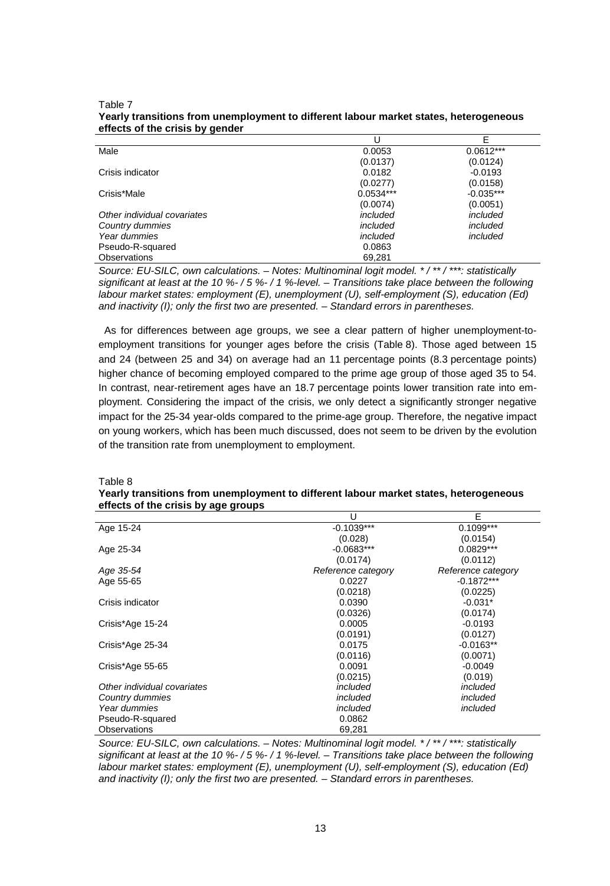Table 7
**Yearly transitions from unemployment to different labour market states, heterogeneous effects of the crisis by gender**

| | U | E |
|---|---|---|
| Male | 0.0053 | 0.0612*** |
| | (0.0137) | (0.0124) |
| Crisis indicator | 0.0182 | -0.0193 |
| | (0.0277) | (0.0158) |
| Crisis*Male | 0.0534*** | -0.035*** |
| | (0.0074) | (0.0051) |
| *Other individual covariates* | *included* | *included* |
| *Country dummies* | *included* | *included* |
| *Year dummies* | *included* | *included* |
| Pseudo-R-squared | 0.0863 | |
| Observations | 69,281 | |

*Source: EU-SILC, own calculations. – Notes: Multinominal logit model. * / ** / ***: statistically significant at least at the 10 %- / 5 %- / 1 %-level. – Transitions take place between the following labour market states: employment (E), unemployment (U), self-employment (S), education (Ed) and inactivity (I); only the first two are presented. – Standard errors in parentheses.*

As for differences between age groups, we see a clear pattern of higher unemployment-to-employment transitions for younger ages before the crisis (Table 8). Those aged between 15 and 24 (between 25 and 34) on average had an 11 percentage points (8.3 percentage points) higher chance of becoming employed compared to the prime age group of those aged 35 to 54. In contrast, near-retirement ages have an 18.7 percentage points lower transition rate into employment. Considering the impact of the crisis, we only detect a significantly stronger negative impact for the 25-34 year-olds compared to the prime-age group. Therefore, the negative impact on young workers, which has been much discussed, does not seem to be driven by the evolution of the transition rate from unemployment to employment.

Table 8
**Yearly transitions from unemployment to different labour market states, heterogeneous effects of the crisis by age groups**

| | U | E |
|---|---|---|
| Age 15-24 | -0.1039*** | 0.1099*** |
| | (0.028) | (0.0154) |
| Age 25-34 | -0.0683*** | 0.0829*** |
| | (0.0174) | (0.0112) |
| *Age 35-54* | *Reference category* | *Reference category* |
| Age 55-65 | 0.0227 | -0.1872*** |
| | (0.0218) | (0.0225) |
| Crisis indicator | 0.0390 | -0.031* |
| | (0.0326) | (0.0174) |
| Crisis*Age 15-24 | 0.0005 | -0.0193 |
| | (0.0191) | (0.0127) |
| Crisis*Age 25-34 | 0.0175 | -0.0163** |
| | (0.0116) | (0.0071) |
| Crisis*Age 55-65 | 0.0091 | -0.0049 |
| | (0.0215) | (0.019) |
| *Other individual covariates* | *included* | *included* |
| *Country dummies* | *included* | *included* |
| *Year dummies* | *included* | *included* |
| Pseudo-R-squared | 0.0862 | |
| Observations | 69,281 | |

*Source: EU-SILC, own calculations. – Notes: Multinominal logit model. * / ** / ***: statistically significant at least at the 10 %- / 5 %- / 1 %-level. – Transitions take place between the following labour market states: employment (E), unemployment (U), self-employment (S), education (Ed) and inactivity (I); only the first two are presented. – Standard errors in parentheses.*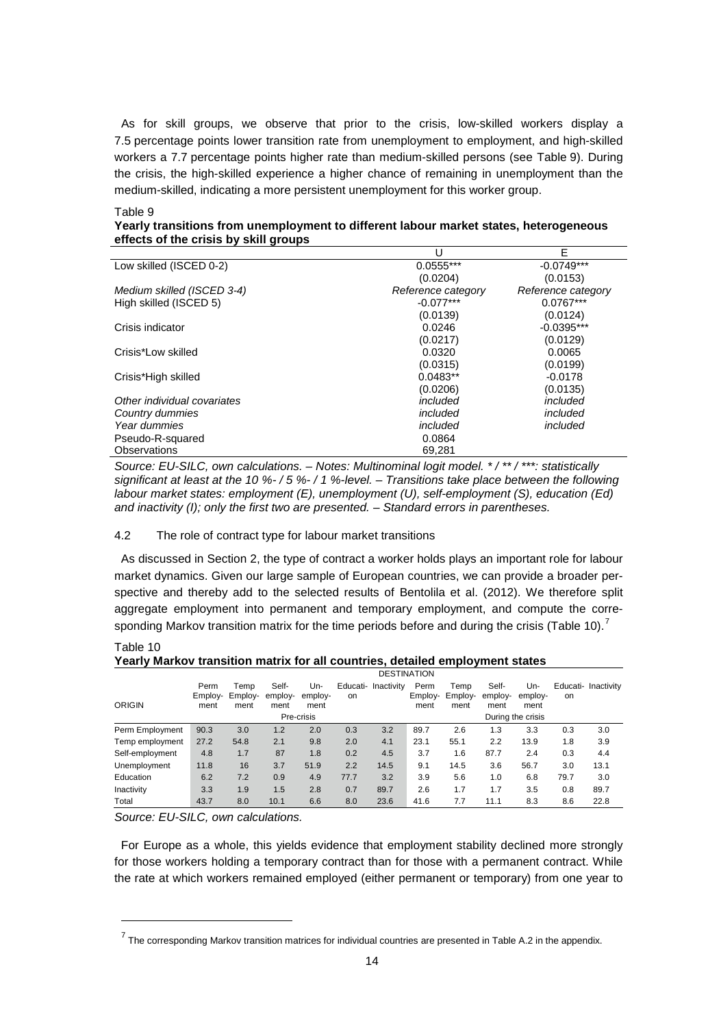As for skill groups, we observe that prior to the crisis, low-skilled workers display a 7.5 percentage points lower transition rate from unemployment to employment, and high-skilled workers a 7.7 percentage points higher rate than medium-skilled persons (see Table 9). During the crisis, the high-skilled experience a higher chance of remaining in unemployment than the medium-skilled, indicating a more persistent unemployment for this worker group.

Table 9
**Yearly transitions from unemployment to different labour market states, heterogeneous effects of the crisis by skill groups**

| | U | E |
|---|---|---|
| Low skilled (ISCED 0-2) | 0.0555*** | -0.0749*** |
| | (0.0204) | (0.0153) |
| *Medium skilled (ISCED 3-4)* | *Reference category* | *Reference category* |
| High skilled (ISCED 5) | -0.077*** | 0.0767*** |
| | (0.0139) | (0.0124) |
| Crisis indicator | 0.0246 | -0.0395*** |
| | (0.0217) | (0.0129) |
| Crisis*Low skilled | 0.0320 | 0.0065 |
| | (0.0315) | (0.0199) |
| Crisis*High skilled | 0.0483** | -0.0178 |
| | (0.0206) | (0.0135) |
| *Other individual covariates* | *included* | *included* |
| *Country dummies* | *included* | *included* |
| *Year dummies* | *included* | *included* |
| Pseudo-R-squared | 0.0864 | |
| Observations | 69,281 | |

*Source: EU-SILC, own calculations. – Notes: Multinominal logit model. * / ** / ***: statistically significant at least at the 10 %- / 5 %- / 1 %-level. – Transitions take place between the following labour market states: employment (E), unemployment (U), self-employment (S), education (Ed) and inactivity (I); only the first two are presented. – Standard errors in parentheses.*

4.2 The role of contract type for labour market transitions

As discussed in Section 2, the type of contract a worker holds plays an important role for labour market dynamics. Given our large sample of European countries, we can provide a broader perspective and thereby add to the selected results of Bentolila et al. (2012). We therefore split aggregate employment into permanent and temporary employment, and compute the corresponding Markov transition matrix for the time periods before and during the crisis (Table 10).[7]

Table 10
**Yearly Markov transition matrix for all countries, detailed employment states**

| | DESTINATION | | | | | | | | | | | |
|---|---|---|---|---|---|---|---|---|---|---|---|---|
| ORIGIN | Perm Employment | Temp Employment | Self-employment | Unemployment | Education | Inactivity | Perm Employment | Temp Employment | Self-employment | Unemployment | Education | Inactivity |
| | Pre-crisis | | | | | | During the crisis | | | | | |
| Perm Employment | 90.3 | 3.0 | 1.2 | 2.0 | 0.3 | 3.2 | 89.7 | 2.6 | 1.3 | 3.3 | 0.3 | 3.0 |
| Temp employment | 27.2 | 54.8 | 2.1 | 9.8 | 2.0 | 4.1 | 23.1 | 55.1 | 2.2 | 13.9 | 1.8 | 3.9 |
| Self-employment | 4.8 | 1.7 | 87 | 1.8 | 0.2 | 4.5 | 3.7 | 1.6 | 87.7 | 2.4 | 0.3 | 4.4 |
| Unemployment | 11.8 | 16 | 3.7 | 51.9 | 2.2 | 14.5 | 9.1 | 14.5 | 3.6 | 56.7 | 3.0 | 13.1 |
| Education | 6.2 | 7.2 | 0.9 | 4.9 | 77.7 | 3.2 | 3.9 | 5.6 | 1.0 | 6.8 | 79.7 | 3.0 |
| Inactivity | 3.3 | 1.9 | 1.5 | 2.8 | 0.7 | 89.7 | 2.6 | 1.7 | 1.7 | 3.5 | 0.8 | 89.7 |
| Total | 43.7 | 8.0 | 10.1 | 6.6 | 8.0 | 23.6 | 41.6 | 7.7 | 11.1 | 8.3 | 8.6 | 22.8 |

*Source: EU-SILC, own calculations.*

For Europe as a whole, this yields evidence that employment stability declined more strongly for those workers holding a temporary contract than for those with a permanent contract. While the rate at which workers remained employed (either permanent or temporary) from one year to

[7] The corresponding Markov transition matrices for individual countries are presented in Table A.2 in the appendix.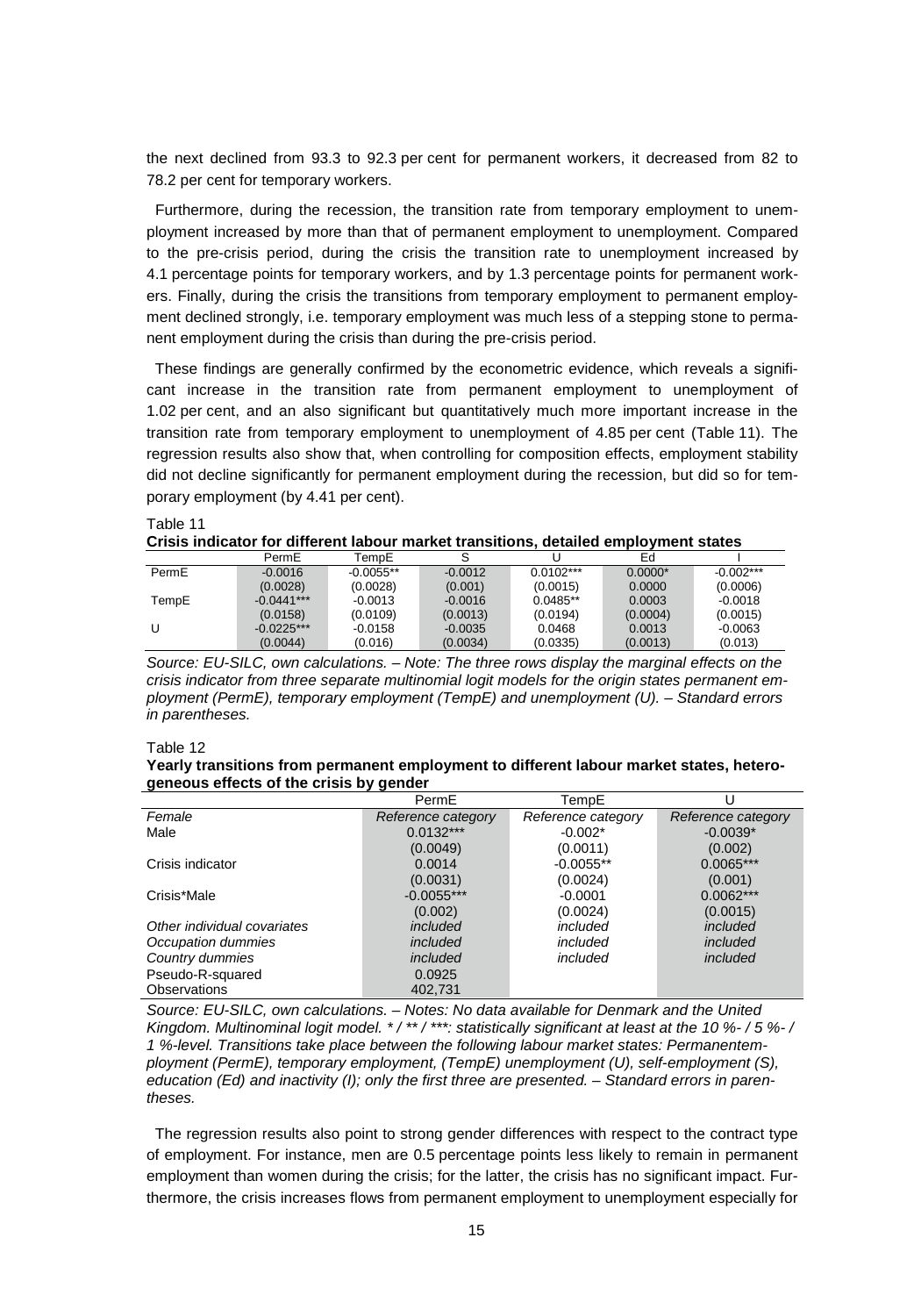the next declined from 93.3 to 92.3 per cent for permanent workers, it decreased from 82 to 78.2 per cent for temporary workers.

Furthermore, during the recession, the transition rate from temporary employment to unemployment increased by more than that of permanent employment to unemployment. Compared to the pre-crisis period, during the crisis the transition rate to unemployment increased by 4.1 percentage points for temporary workers, and by 1.3 percentage points for permanent workers. Finally, during the crisis the transitions from temporary employment to permanent employment declined strongly, i.e. temporary employment was much less of a stepping stone to permanent employment during the crisis than during the pre-crisis period.

These findings are generally confirmed by the econometric evidence, which reveals a significant increase in the transition rate from permanent employment to unemployment of 1.02 per cent, and an also significant but quantitatively much more important increase in the transition rate from temporary employment to unemployment of 4.85 per cent (Table 11). The regression results also show that, when controlling for composition effects, employment stability did not decline significantly for permanent employment during the recession, but did so for temporary employment (by 4.41 per cent).

Table 11

**Crisis indicator for different labour market transitions, detailed employment states**

| | PermE | TempE | S | U | Ed | I |
|---|---|---|---|---|---|---|
| PermE | -0.0016 | -0.0055** | -0.0012 | 0.0102*** | 0.0000* | -0.002*** |
| | (0.0028) | (0.0028) | (0.001) | (0.0015) | 0.0000 | (0.0006) |
| TempE | -0.0441*** | -0.0013 | -0.0016 | 0.0485** | 0.0003 | -0.0018 |
| | (0.0158) | (0.0109) | (0.0013) | (0.0194) | (0.0004) | (0.0015) |
| U | -0.0225*** | -0.0158 | -0.0035 | 0.0468 | 0.0013 | -0.0063 |
| | (0.0044) | (0.016) | (0.0034) | (0.0335) | (0.0013) | (0.013) |

*Source: EU-SILC, own calculations. – Note: The three rows display the marginal effects on the crisis indicator from three separate multinomial logit models for the origin states permanent employment (PermE), temporary employment (TempE) and unemployment (U). – Standard errors in parentheses.*

Table 12

**Yearly transitions from permanent employment to different labour market states, heterogeneous effects of the crisis by gender**

| | PermE | TempE | U |
|---|---|---|---|
| *Female* | *Reference category* | *Reference category* | *Reference category* |
| Male | 0.0132*** | -0.002* | -0.0039* |
| | (0.0049) | (0.0011) | (0.002) |
| Crisis indicator | 0.0014 | -0.0055** | 0.0065*** |
| | (0.0031) | (0.0024) | (0.001) |
| Crisis*Male | -0.0055*** | -0.0001 | 0.0062*** |
| | (0.002) | (0.0024) | (0.0015) |
| *Other individual covariates* | *included* | *included* | *included* |
| *Occupation dummies* | *included* | *included* | *included* |
| *Country dummies* | *included* | *included* | *included* |
| Pseudo-R-squared | 0.0925 | | |
| Observations | 402,731 | | |

*Source: EU-SILC, own calculations. – Notes: No data available for Denmark and the United Kingdom. Multinominal logit model. * / ** / ***: statistically significant at least at the 10 %- / 5 %- / 1 %-level. Transitions take place between the following labour market states: Permanentemployment (PermE), temporary employment, (TempE) unemployment (U), self-employment (S), education (Ed) and inactivity (I); only the first three are presented. – Standard errors in parentheses.*

The regression results also point to strong gender differences with respect to the contract type of employment. For instance, men are 0.5 percentage points less likely to remain in permanent employment than women during the crisis; for the latter, the crisis has no significant impact. Furthermore, the crisis increases flows from permanent employment to unemployment especially for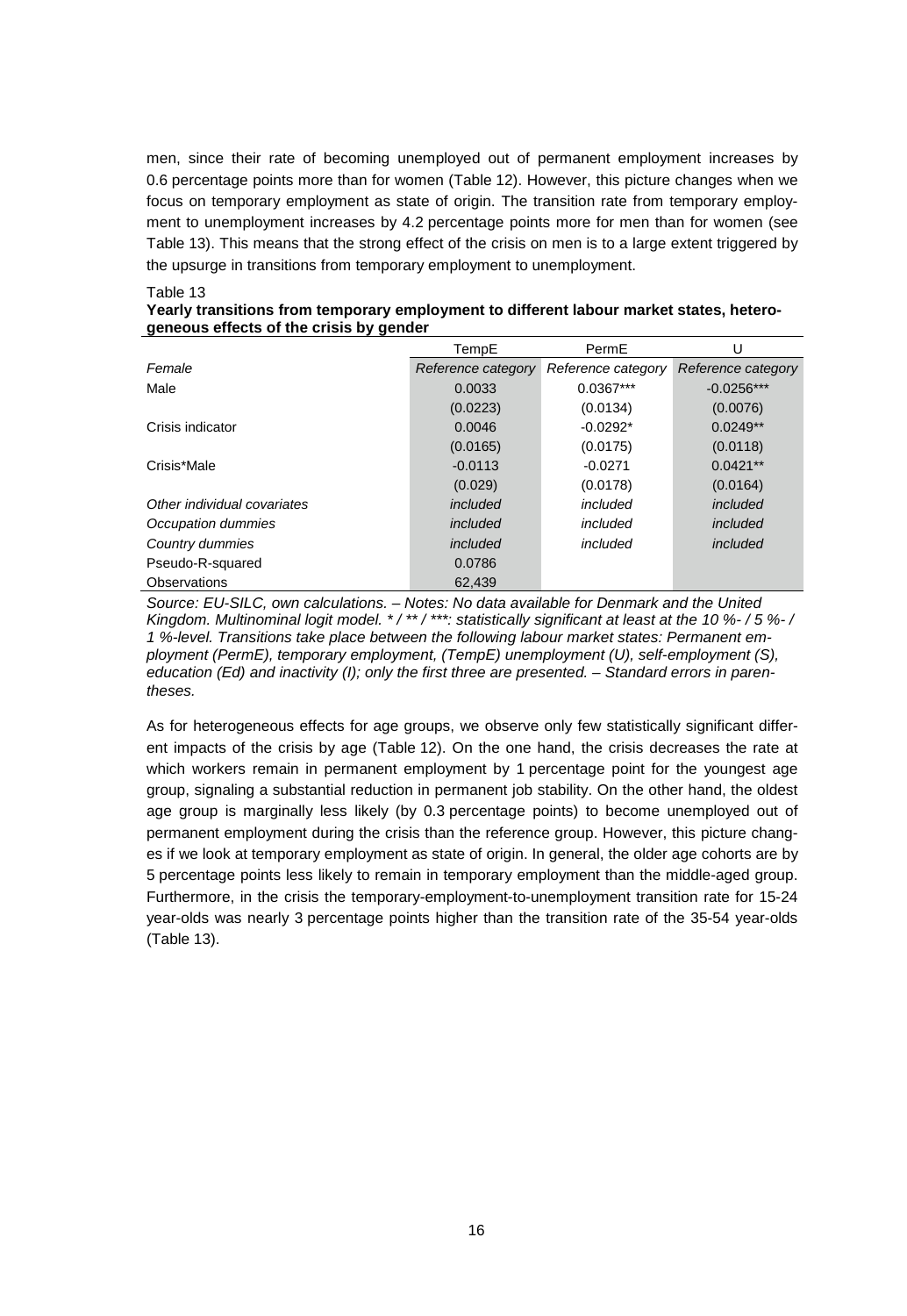men, since their rate of becoming unemployed out of permanent employment increases by 0.6 percentage points more than for women (Table 12). However, this picture changes when we focus on temporary employment as state of origin. The transition rate from temporary employment to unemployment increases by 4.2 percentage points more for men than for women (see Table 13). This means that the strong effect of the crisis on men is to a large extent triggered by the upsurge in transitions from temporary employment to unemployment.

Table 13

**Yearly transitions from temporary employment to different labour market states, heterogeneous effects of the crisis by gender**

| | TempE | PermE | U |
|---|---|---|---|
| *Female* | *Reference category* | *Reference category* | *Reference category* |
| Male | 0.0033 | 0.0367*** | -0.0256*** |
| | (0.0223) | (0.0134) | (0.0076) |
| Crisis indicator | 0.0046 | -0.0292* | 0.0249** |
| | (0.0165) | (0.0175) | (0.0118) |
| Crisis*Male | -0.0113 | -0.0271 | 0.0421** |
| | (0.029) | (0.0178) | (0.0164) |
| *Other individual covariates* | *included* | *included* | *included* |
| *Occupation dummies* | *included* | *included* | *included* |
| *Country dummies* | *included* | *included* | *included* |
| Pseudo-R-squared | 0.0786 | | |
| Observations | 62,439 | | |

*Source: EU-SILC, own calculations. – Notes: No data available for Denmark and the United Kingdom. Multinominal logit model. * / ** / ***: statistically significant at least at the 10 %- / 5 %- / 1 %-level. Transitions take place between the following labour market states: Permanent employment (PermE), temporary employment, (TempE) unemployment (U), self-employment (S), education (Ed) and inactivity (I); only the first three are presented. – Standard errors in parentheses.*

As for heterogeneous effects for age groups, we observe only few statistically significant different impacts of the crisis by age (Table 12). On the one hand, the crisis decreases the rate at which workers remain in permanent employment by 1 percentage point for the youngest age group, signaling a substantial reduction in permanent job stability. On the other hand, the oldest age group is marginally less likely (by 0.3 percentage points) to become unemployed out of permanent employment during the crisis than the reference group. However, this picture changes if we look at temporary employment as state of origin. In general, the older age cohorts are by 5 percentage points less likely to remain in temporary employment than the middle-aged group. Furthermore, in the crisis the temporary-employment-to-unemployment transition rate for 15-24 year-olds was nearly 3 percentage points higher than the transition rate of the 35-54 year-olds (Table 13).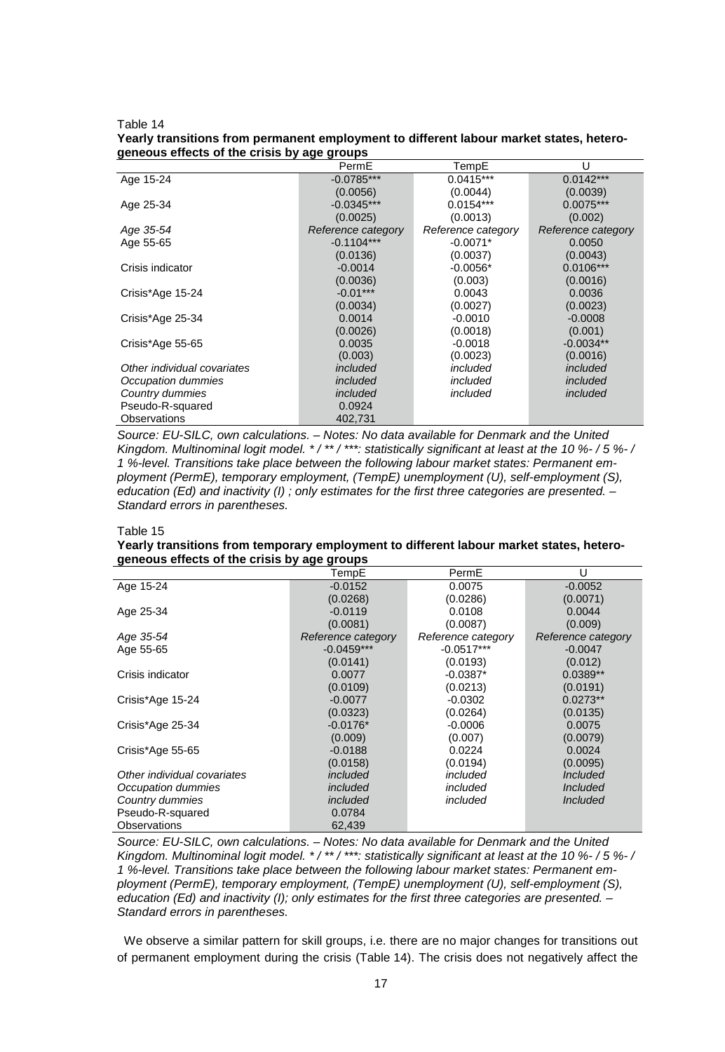Table 14

**Yearly transitions from permanent employment to different labour market states, heterogeneous effects of the crisis by age groups**

| | PermE | TempE | U |
|---|---|---|---|
| Age 15-24 | -0.0785*** | 0.0415*** | 0.0142*** |
| | (0.0056) | (0.0044) | (0.0039) |
| Age 25-34 | -0.0345*** | 0.0154*** | 0.0075*** |
| | (0.0025) | (0.0013) | (0.002) |
| *Age 35-54* | *Reference category* | *Reference category* | *Reference category* |
| Age 55-65 | -0.1104*** | -0.0071* | 0.0050 |
| | (0.0136) | (0.0037) | (0.0043) |
| Crisis indicator | -0.0014 | -0.0056* | 0.0106*** |
| | (0.0036) | (0.003) | (0.0016) |
| Crisis*Age 15-24 | -0.01*** | 0.0043 | 0.0036 |
| | (0.0034) | (0.0027) | (0.0023) |
| Crisis*Age 25-34 | 0.0014 | -0.0010 | -0.0008 |
| | (0.0026) | (0.0018) | (0.001) |
| Crisis*Age 55-65 | 0.0035 | -0.0018 | -0.0034** |
| | (0.003) | (0.0023) | (0.0016) |
| *Other individual covariates* | *included* | *included* | *included* |
| *Occupation dummies* | *included* | *included* | *included* |
| *Country dummies* | *included* | *included* | *included* |
| Pseudo-R-squared | 0.0924 | | |
| Observations | 402,731 | | |

*Source: EU-SILC, own calculations. – Notes: No data available for Denmark and the United Kingdom. Multinominal logit model. * / ** / ***: statistically significant at least at the 10 %- / 5 %- / 1 %-level. Transitions take place between the following labour market states: Permanent employment (PermE), temporary employment, (TempE) unemployment (U), self-employment (S), education (Ed) and inactivity (I) ; only estimates for the first three categories are presented. – Standard errors in parentheses.*

Table 15

**Yearly transitions from temporary employment to different labour market states, heterogeneous effects of the crisis by age groups**

| | TempE | PermE | U |
|---|---|---|---|
| Age 15-24 | -0.0152 | 0.0075 | -0.0052 |
| | (0.0268) | (0.0286) | (0.0071) |
| Age 25-34 | -0.0119 | 0.0108 | 0.0044 |
| | (0.0081) | (0.0087) | (0.009) |
| *Age 35-54* | *Reference category* | *Reference category* | *Reference category* |
| Age 55-65 | -0.0459*** | -0.0517*** | -0.0047 |
| | (0.0141) | (0.0193) | (0.012) |
| Crisis indicator | 0.0077 | -0.0387* | 0.0389** |
| | (0.0109) | (0.0213) | (0.0191) |
| Crisis*Age 15-24 | -0.0077 | -0.0302 | 0.0273** |
| | (0.0323) | (0.0264) | (0.0135) |
| Crisis*Age 25-34 | -0.0176* | -0.0006 | 0.0075 |
| | (0.009) | (0.007) | (0.0079) |
| Crisis*Age 55-65 | -0.0188 | 0.0224 | 0.0024 |
| | (0.0158) | (0.0194) | (0.0095) |
| *Other individual covariates* | *included* | *included* | *Included* |
| *Occupation dummies* | *included* | *included* | *Included* |
| *Country dummies* | *included* | *included* | *Included* |
| Pseudo-R-squared | 0.0784 | | |
| Observations | 62,439 | | |

*Source: EU-SILC, own calculations. – Notes: No data available for Denmark and the United Kingdom. Multinominal logit model. * / ** / ***: statistically significant at least at the 10 %- / 5 %- / 1 %-level. Transitions take place between the following labour market states: Permanent employment (PermE), temporary employment, (TempE) unemployment (U), self-employment (S), education (Ed) and inactivity (I); only estimates for the first three categories are presented. – Standard errors in parentheses.*

We observe a similar pattern for skill groups, i.e. there are no major changes for transitions out of permanent employment during the crisis (Table 14). The crisis does not negatively affect the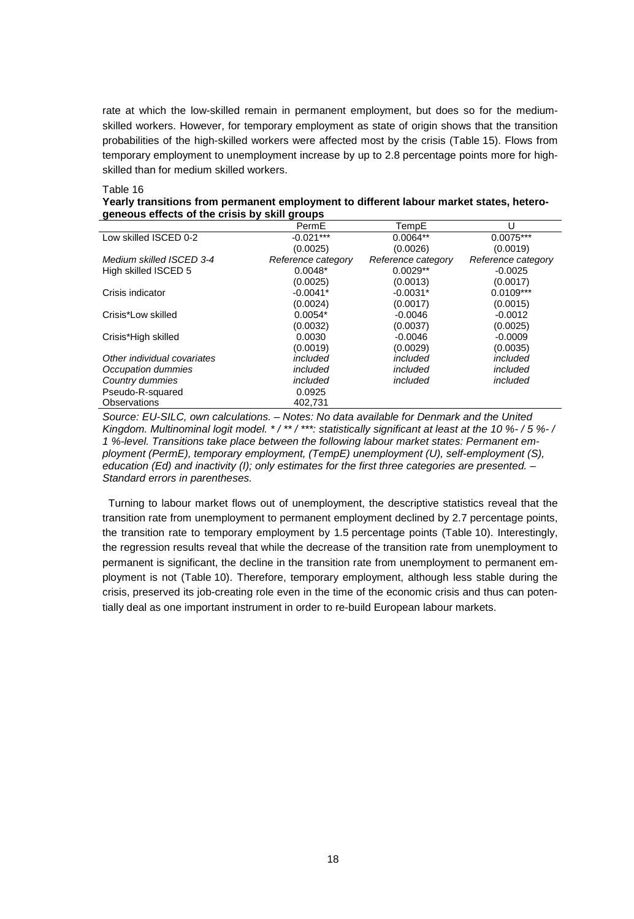rate at which the low-skilled remain in permanent employment, but does so for the medium-skilled workers. However, for temporary employment as state of origin shows that the transition probabilities of the high-skilled workers were affected most by the crisis (Table 15). Flows from temporary employment to unemployment increase by up to 2.8 percentage points more for high-skilled than for medium skilled workers.

Table 16

**Yearly transitions from permanent employment to different labour market states, heterogeneous effects of the crisis by skill groups**

| | PermE | TempE | U |
|---|---|---|---|
| Low skilled ISCED 0-2 | -0.021*** | 0.0064** | 0.0075*** |
| | (0.0025) | (0.0026) | (0.0019) |
| *Medium skilled ISCED 3-4* | *Reference category* | *Reference category* | *Reference category* |
| High skilled ISCED 5 | 0.0048* | 0.0029** | -0.0025 |
| | (0.0025) | (0.0013) | (0.0017) |
| Crisis indicator | -0.0041* | -0.0031* | 0.0109*** |
| | (0.0024) | (0.0017) | (0.0015) |
| Crisis*Low skilled | 0.0054* | -0.0046 | -0.0012 |
| | (0.0032) | (0.0037) | (0.0025) |
| Crisis*High skilled | 0.0030 | -0.0046 | -0.0009 |
| | (0.0019) | (0.0029) | (0.0035) |
| *Other individual covariates* | *included* | *included* | *included* |
| *Occupation dummies* | *included* | *included* | *included* |
| *Country dummies* | *included* | *included* | *included* |
| Pseudo-R-squared | 0.0925 | | |
| Observations | 402,731 | | |

*Source: EU-SILC, own calculations. – Notes: No data available for Denmark and the United Kingdom. Multinominal logit model. * / ** / ***: statistically significant at least at the 10 %- / 5 %- / 1 %-level. Transitions take place between the following labour market states: Permanent employment (PermE), temporary employment, (TempE) unemployment (U), self-employment (S), education (Ed) and inactivity (I); only estimates for the first three categories are presented. – Standard errors in parentheses.*

Turning to labour market flows out of unemployment, the descriptive statistics reveal that the transition rate from unemployment to permanent employment declined by 2.7 percentage points, the transition rate to temporary employment by 1.5 percentage points (Table 10). Interestingly, the regression results reveal that while the decrease of the transition rate from unemployment to permanent is significant, the decline in the transition rate from unemployment to permanent employment is not (Table 10). Therefore, temporary employment, although less stable during the crisis, preserved its job-creating role even in the time of the economic crisis and thus can potentially deal as one important instrument in order to re-build European labour markets.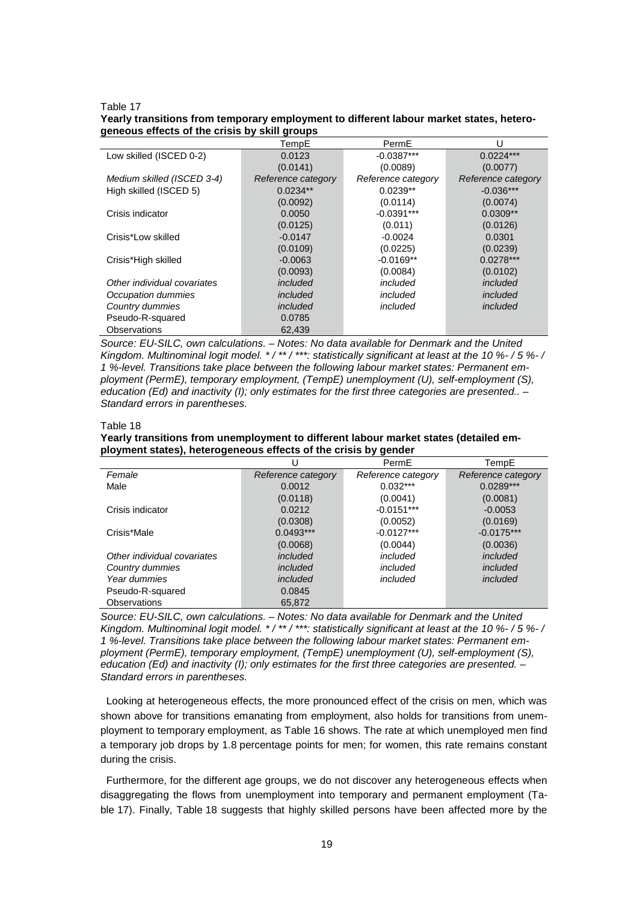Table 17
**Yearly transitions from temporary employment to different labour market states, heterogeneous effects of the crisis by skill groups**

| | TempE | PermE | U |
|---|---|---|---|
| Low skilled (ISCED 0-2) | 0.0123 | -0.0387*** | 0.0224*** |
| | (0.0141) | (0.0089) | (0.0077) |
| *Medium skilled (ISCED 3-4)* | *Reference category* | *Reference category* | *Reference category* |
| High skilled (ISCED 5) | 0.0234** | 0.0239** | -0.036*** |
| | (0.0092) | (0.0114) | (0.0074) |
| Crisis indicator | 0.0050 | -0.0391*** | 0.0309** |
| | (0.0125) | (0.011) | (0.0126) |
| Crisis*Low skilled | -0.0147 | -0.0024 | 0.0301 |
| | (0.0109) | (0.0225) | (0.0239) |
| Crisis*High skilled | -0.0063 | -0.0169** | 0.0278*** |
| | (0.0093) | (0.0084) | (0.0102) |
| *Other individual covariates* | *included* | *included* | *included* |
| *Occupation dummies* | *included* | *included* | *included* |
| *Country dummies* | *included* | *included* | *included* |
| Pseudo-R-squared | 0.0785 | | |
| Observations | 62,439 | | |

*Source: EU-SILC, own calculations. – Notes: No data available for Denmark and the United Kingdom. Multinominal logit model. * / ** / ***: statistically significant at least at the 10 %- / 5 %- / 1 %-level. Transitions take place between the following labour market states: Permanent employment (PermE), temporary employment, (TempE) unemployment (U), self-employment (S), education (Ed) and inactivity (I); only estimates for the first three categories are presented.. – Standard errors in parentheses.*

Table 18
**Yearly transitions from unemployment to different labour market states (detailed employment states), heterogeneous effects of the crisis by gender**

| | U | PermE | TempE |
|---|---|---|---|
| *Female* | *Reference category* | *Reference category* | *Reference category* |
| Male | 0.0012 | 0.032*** | 0.0289*** |
| | (0.0118) | (0.0041) | (0.0081) |
| Crisis indicator | 0.0212 | -0.0151*** | -0.0053 |
| | (0.0308) | (0.0052) | (0.0169) |
| Crisis*Male | 0.0493*** | -0.0127*** | -0.0175*** |
| | (0.0068) | (0.0044) | (0.0036) |
| *Other individual covariates* | *included* | *included* | *included* |
| *Country dummies* | *included* | *included* | *included* |
| *Year dummies* | *included* | *included* | *included* |
| Pseudo-R-squared | 0.0845 | | |
| Observations | 65,872 | | |

*Source: EU-SILC, own calculations. – Notes: No data available for Denmark and the United Kingdom. Multinominal logit model. * / ** / ***: statistically significant at least at the 10 %- / 5 %- / 1 %-level. Transitions take place between the following labour market states: Permanent employment (PermE), temporary employment, (TempE) unemployment (U), self-employment (S), education (Ed) and inactivity (I); only estimates for the first three categories are presented. – Standard errors in parentheses.*

Looking at heterogeneous effects, the more pronounced effect of the crisis on men, which was shown above for transitions emanating from employment, also holds for transitions from unemployment to temporary employment, as Table 16 shows. The rate at which unemployed men find a temporary job drops by 1.8 percentage points for men; for women, this rate remains constant during the crisis.

Furthermore, for the different age groups, we do not discover any heterogeneous effects when disaggregating the flows from unemployment into temporary and permanent employment (Table 17). Finally, Table 18 suggests that highly skilled persons have been affected more by the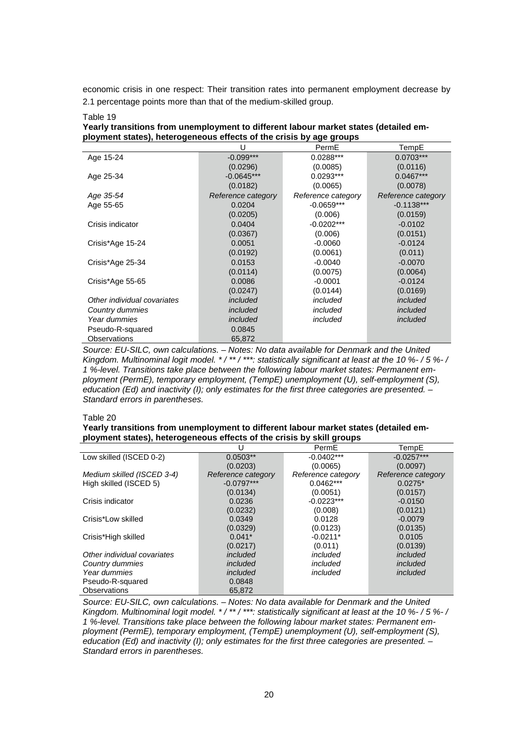economic crisis in one respect: Their transition rates into permanent employment decrease by 2.1 percentage points more than that of the medium-skilled group.

Table 19

**Yearly transitions from unemployment to different labour market states (detailed employment states), heterogeneous effects of the crisis by age groups**

| | U | PermE | TempE |
|---|---|---|---|
| Age 15-24 | -0.099*** | 0.0288*** | 0.0703*** |
| | (0.0296) | (0.0085) | (0.0116) |
| Age 25-34 | -0.0645*** | 0.0293*** | 0.0467*** |
| | (0.0182) | (0.0065) | (0.0078) |
| *Age 35-54* | *Reference category* | *Reference category* | *Reference category* |
| Age 55-65 | 0.0204 | -0.0659*** | -0.1138*** |
| | (0.0205) | (0.006) | (0.0159) |
| Crisis indicator | 0.0404 | -0.0202*** | -0.0102 |
| | (0.0367) | (0.006) | (0.0151) |
| Crisis*Age 15-24 | 0.0051 | -0.0060 | -0.0124 |
| | (0.0192) | (0.0061) | (0.011) |
| Crisis*Age 25-34 | 0.0153 | -0.0040 | -0.0070 |
| | (0.0114) | (0.0075) | (0.0064) |
| Crisis*Age 55-65 | 0.0086 | -0.0001 | -0.0124 |
| | (0.0247) | (0.0144) | (0.0169) |
| *Other individual covariates* | *included* | *included* | *included* |
| *Country dummies* | *included* | *included* | *included* |
| *Year dummies* | *included* | *included* | *included* |
| Pseudo-R-squared | 0.0845 | | |
| Observations | 65,872 | | |

*Source: EU-SILC, own calculations. – Notes: No data available for Denmark and the United Kingdom. Multinominal logit model. * / ** / ***: statistically significant at least at the 10 %- / 5 %- / 1 %-level. Transitions take place between the following labour market states: Permanent employment (PermE), temporary employment, (TempE) unemployment (U), self-employment (S), education (Ed) and inactivity (I); only estimates for the first three categories are presented. – Standard errors in parentheses.*

Table 20

**Yearly transitions from unemployment to different labour market states (detailed employment states), heterogeneous effects of the crisis by skill groups**

| | U | PermE | TempE |
|---|---|---|---|
| Low skilled (ISCED 0-2) | 0.0503** | -0.0402*** | -0.0257*** |
| | (0.0203) | (0.0065) | (0.0097) |
| *Medium skilled (ISCED 3-4)* | *Reference category* | *Reference category* | *Reference category* |
| High skilled (ISCED 5) | -0.0797*** | 0.0462*** | 0.0275* |
| | (0.0134) | (0.0051) | (0.0157) |
| Crisis indicator | 0.0236 | -0.0223*** | -0.0150 |
| | (0.0232) | (0.008) | (0.0121) |
| Crisis*Low skilled | 0.0349 | 0.0128 | -0.0079 |
| | (0.0329) | (0.0123) | (0.0135) |
| Crisis*High skilled | 0.041* | -0.0211* | 0.0105 |
| | (0.0217) | (0.011) | (0.0139) |
| *Other individual covariates* | *included* | *included* | *included* |
| *Country dummies* | *included* | *included* | *included* |
| *Year dummies* | *included* | *included* | *included* |
| Pseudo-R-squared | 0.0848 | | |
| Observations | 65,872 | | |

*Source: EU-SILC, own calculations. – Notes: No data available for Denmark and the United Kingdom. Multinominal logit model. * / ** / ***: statistically significant at least at the 10 %- / 5 %- / 1 %-level. Transitions take place between the following labour market states: Permanent employment (PermE), temporary employment, (TempE) unemployment (U), self-employment (S), education (Ed) and inactivity (I); only estimates for the first three categories are presented. – Standard errors in parentheses.*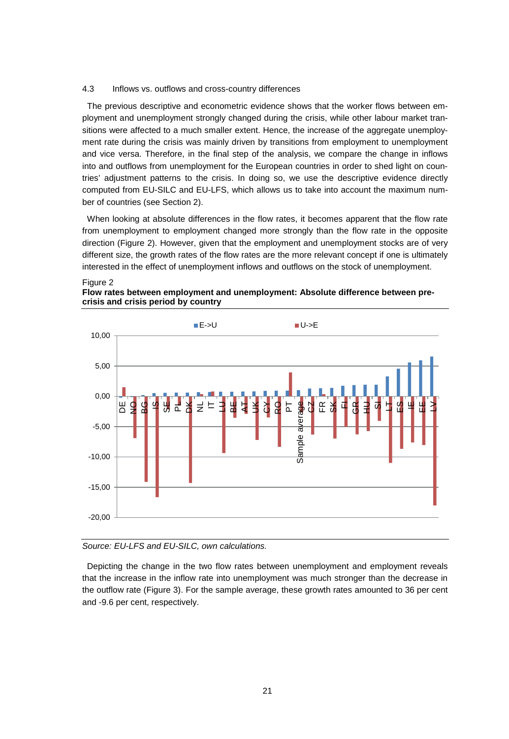### 4.3 Inflows vs. outflows and cross-country differences

The previous descriptive and econometric evidence shows that the worker flows between employment and unemployment strongly changed during the crisis, while other labour market transitions were affected to a much smaller extent. Hence, the increase of the aggregate unemployment rate during the crisis was mainly driven by transitions from employment to unemployment and vice versa. Therefore, in the final step of the analysis, we compare the change in inflows into and outflows from unemployment for the European countries in order to shed light on countries' adjustment patterns to the crisis. In doing so, we use the descriptive evidence directly computed from EU-SILC and EU-LFS, which allows us to take into account the maximum number of countries (see Section 2).

When looking at absolute differences in the flow rates, it becomes apparent that the flow rate from unemployment to employment changed more strongly than the flow rate in the opposite direction (Figure 2). However, given that the employment and unemployment stocks are of very different size, the growth rates of the flow rates are the more relevant concept if one is ultimately interested in the effect of unemployment inflows and outflows on the stock of unemployment.

Figure 2
**Flow rates between employment and unemployment: Absolute difference between pre-crisis and crisis period by country**

*Source: EU-LFS and EU-SILC, own calculations.*

Depicting the change in the two flow rates between unemployment and employment reveals that the increase in the inflow rate into unemployment was much stronger than the decrease in the outflow rate (Figure 3). For the sample average, these growth rates amounted to 36 per cent and -9.6 per cent, respectively.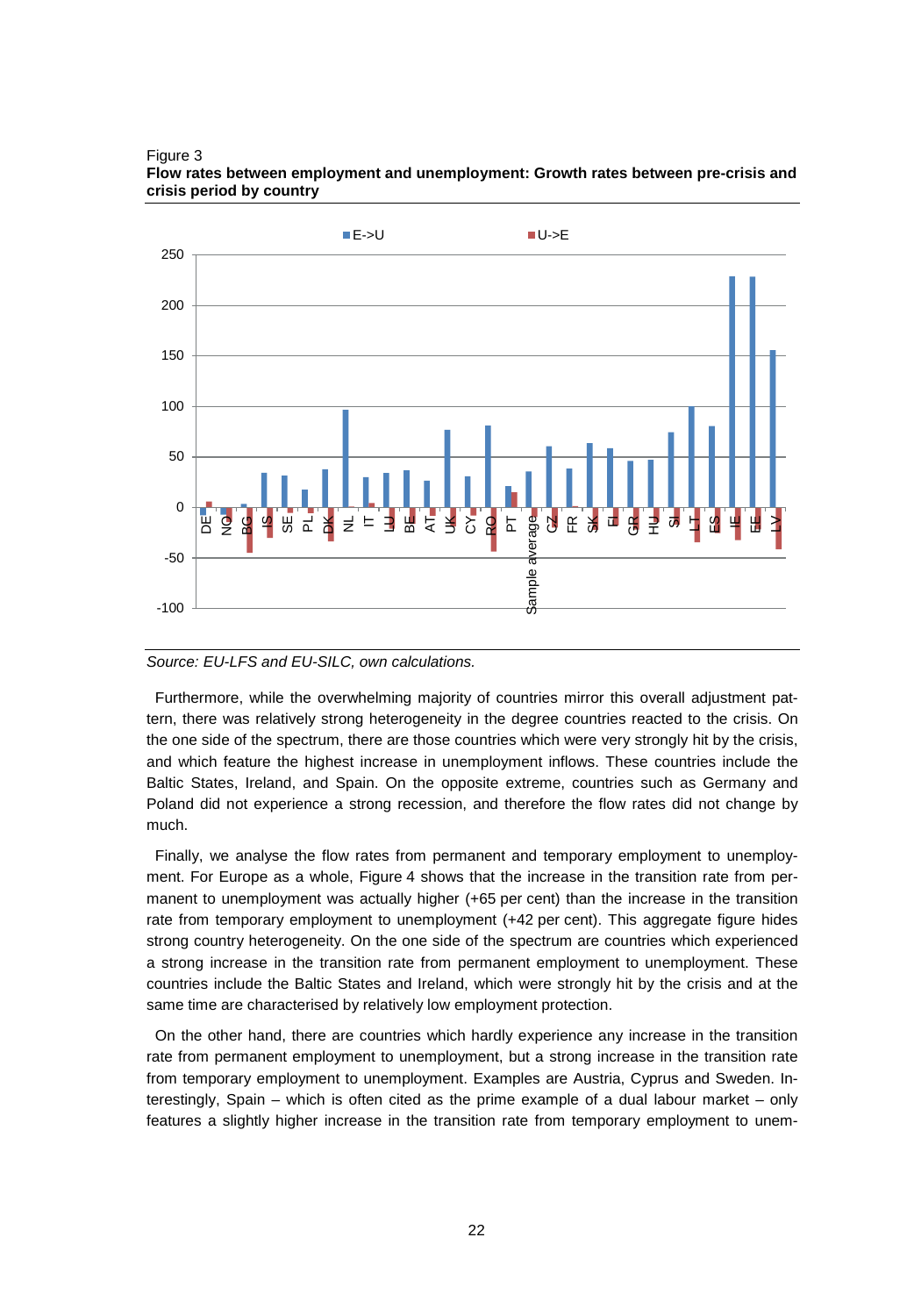Figure 3
**Flow rates between employment and unemployment: Growth rates between pre-crisis and crisis period by country**

*Source: EU-LFS and EU-SILC, own calculations.*

Furthermore, while the overwhelming majority of countries mirror this overall adjustment pattern, there was relatively strong heterogeneity in the degree countries reacted to the crisis. On the one side of the spectrum, there are those countries which were very strongly hit by the crisis, and which feature the highest increase in unemployment inflows. These countries include the Baltic States, Ireland, and Spain. On the opposite extreme, countries such as Germany and Poland did not experience a strong recession, and therefore the flow rates did not change by much.

Finally, we analyse the flow rates from permanent and temporary employment to unemployment. For Europe as a whole, Figure 4 shows that the increase in the transition rate from permanent to unemployment was actually higher (+65 per cent) than the increase in the transition rate from temporary employment to unemployment (+42 per cent). This aggregate figure hides strong country heterogeneity. On the one side of the spectrum are countries which experienced a strong increase in the transition rate from permanent employment to unemployment. These countries include the Baltic States and Ireland, which were strongly hit by the crisis and at the same time are characterised by relatively low employment protection.

On the other hand, there are countries which hardly experience any increase in the transition rate from permanent employment to unemployment, but a strong increase in the transition rate from temporary employment to unemployment. Examples are Austria, Cyprus and Sweden. Interestingly, Spain – which is often cited as the prime example of a dual labour market – only features a slightly higher increase in the transition rate from temporary employment to unem-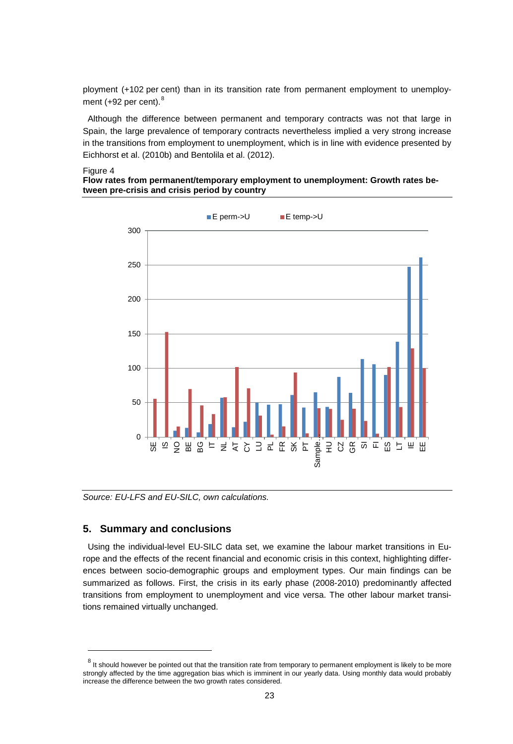ployment (+102 per cent) than in its transition rate from permanent employment to unemployment (+92 per cent).[8]

Although the difference between permanent and temporary contracts was not that large in Spain, the large prevalence of temporary contracts nevertheless implied a very strong increase in the transitions from employment to unemployment, which is in line with evidence presented by Eichhorst et al. (2010b) and Bentolila et al. (2012).

Figure 4
**Flow rates from permanent/temporary employment to unemployment: Growth rates between pre-crisis and crisis period by country**

*Source: EU-LFS and EU-SILC, own calculations.*

## 5. Summary and conclusions

Using the individual-level EU-SILC data set, we examine the labour market transitions in Europe and the effects of the recent financial and economic crisis in this context, highlighting differences between socio-demographic groups and employment types. Our main findings can be summarized as follows. First, the crisis in its early phase (2008-2010) predominantly affected transitions from employment to unemployment and vice versa. The other labour market transitions remained virtually unchanged.

[8] It should however be pointed out that the transition rate from temporary to permanent employment is likely to be more strongly affected by the time aggregation bias which is imminent in our yearly data. Using monthly data would probably increase the difference between the two growth rates considered.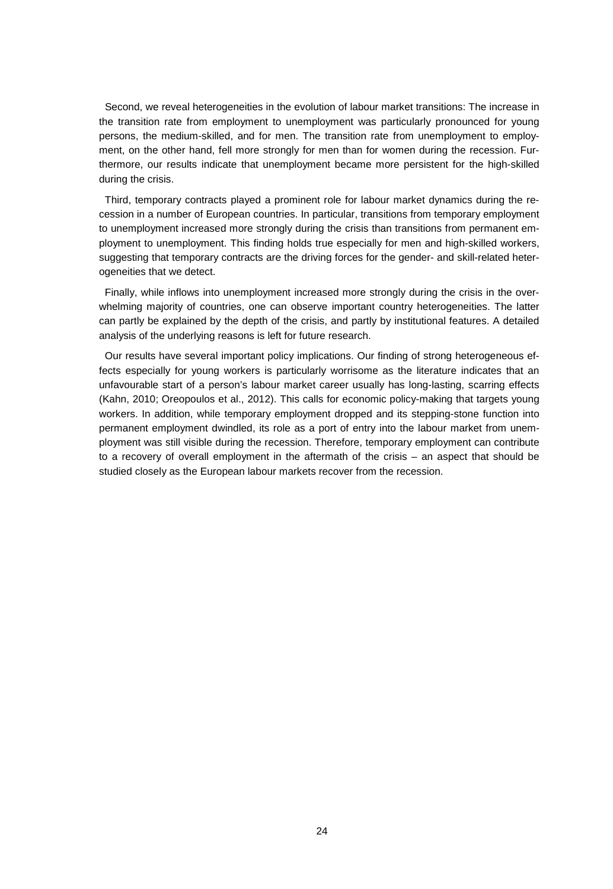Second, we reveal heterogeneities in the evolution of labour market transitions: The increase in the transition rate from employment to unemployment was particularly pronounced for young persons, the medium-skilled, and for men. The transition rate from unemployment to employment, on the other hand, fell more strongly for men than for women during the recession. Furthermore, our results indicate that unemployment became more persistent for the high-skilled during the crisis.

Third, temporary contracts played a prominent role for labour market dynamics during the recession in a number of European countries. In particular, transitions from temporary employment to unemployment increased more strongly during the crisis than transitions from permanent employment to unemployment. This finding holds true especially for men and high-skilled workers, suggesting that temporary contracts are the driving forces for the gender- and skill-related heterogeneities that we detect.

Finally, while inflows into unemployment increased more strongly during the crisis in the overwhelming majority of countries, one can observe important country heterogeneities. The latter can partly be explained by the depth of the crisis, and partly by institutional features. A detailed analysis of the underlying reasons is left for future research.

Our results have several important policy implications. Our finding of strong heterogeneous effects especially for young workers is particularly worrisome as the literature indicates that an unfavourable start of a person's labour market career usually has long-lasting, scarring effects (Kahn, 2010; Oreopoulos et al., 2012). This calls for economic policy-making that targets young workers. In addition, while temporary employment dropped and its stepping-stone function into permanent employment dwindled, its role as a port of entry into the labour market from unemployment was still visible during the recession. Therefore, temporary employment can contribute to a recovery of overall employment in the aftermath of the crisis – an aspect that should be studied closely as the European labour markets recover from the recession.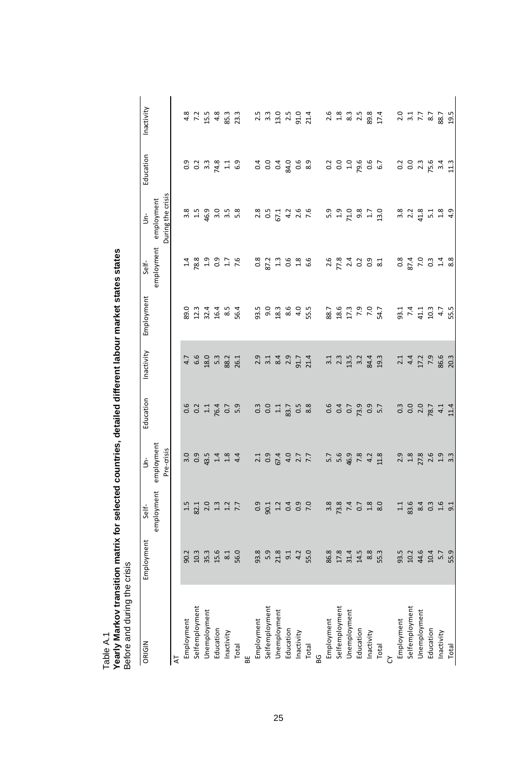Table A.1

**Yearly Markov transition matrix for selected countries, detailed different labour market states states**

Before and during the crisis

| ORIGIN | Employment | Self-employment | Un-employment | Education | Inactivity | Employment | Self-employment | Un-employment | Education | Inactivity |
|---|---|---|---|---|---|---|---|---|---|---|
| | Pre-crisis | | | | | During the crisis | | | | |
| AT | | | | | | | | | | |
| Employment | 90.2 | 1.5 | 3.0 | 0.6 | 4.7 | 89.0 | 1.4 | 3.8 | 0.9 | 4.8 |
| Selfemployment | 10.3 | 82.1 | 0.9 | 0.2 | 6.6 | 12.3 | 78.8 | 1.5 | 0.2 | 7.2 |
| Unemployment | 35.3 | 2.0 | 43.5 | 1.1 | 18.0 | 32.4 | 1.9 | 46.9 | 3.3 | 15.5 |
| Education | 15.6 | 1.3 | 1.4 | 76.4 | 5.3 | 16.4 | 0.9 | 3.0 | 74.8 | 4.8 |
| Inactivity | 8.1 | 1.2 | 1.8 | 0.7 | 88.2 | 8.5 | 1.7 | 3.5 | 1.1 | 85.3 |
| Total | 56.0 | 7.7 | 4.4 | 5.9 | 26.1 | 56.4 | 7.6 | 5.8 | 6.9 | 23.3 |
| BE | | | | | | | | | | |
| Employment | 93.8 | 0.9 | 2.1 | 0.3 | 2.9 | 93.5 | 0.8 | 2.8 | 0.4 | 2.5 |
| Selfemployment | 5.9 | 90.1 | 0.9 | 0.0 | 3.1 | 9.0 | 87.2 | 0.5 | 0.0 | 3.3 |
| Unemployment | 21.8 | 1.2 | 67.4 | 1.1 | 8.4 | 18.3 | 1.3 | 67.1 | 0.4 | 13.0 |
| Education | 9.1 | 0.4 | 4.0 | 83.7 | 2.9 | 8.6 | 0.6 | 4.2 | 84.0 | 2.5 |
| Inactivity | 4.2 | 0.9 | 2.7 | 0.5 | 91.7 | 4.0 | 1.8 | 2.6 | 0.6 | 91.0 |
| Total | 55.0 | 7.0 | 7.7 | 8.8 | 21.4 | 55.5 | 6.6 | 7.6 | 8.9 | 21.4 |
| BG | | | | | | | | | | |
| Employment | 86.8 | 3.8 | 5.7 | 0.6 | 3.1 | 88.7 | 2.6 | 5.9 | 0.2 | 2.6 |
| Selfemployment | 17.8 | 73.8 | 5.6 | 0.4 | 2.3 | 18.6 | 77.8 | 1.9 | 0.0 | 1.8 |
| Unemployment | 31.4 | 7.4 | 46.9 | 0.7 | 13.5 | 17.3 | 2.4 | 71.0 | 1.0 | 8.3 |
| Education | 14.5 | 0.7 | 7.8 | 73.9 | 3.2 | 7.9 | 0.2 | 9.8 | 79.6 | 2.5 |
| Inactivity | 8.8 | 1.8 | 4.2 | 0.9 | 84.4 | 7.0 | 0.9 | 1.7 | 0.6 | 89.8 |
| Total | 55.3 | 8.0 | 11.8 | 5.7 | 19.3 | 54.7 | 8.1 | 13.0 | 6.7 | 17.4 |
| CY | | | | | | | | | | |
| Employment | 93.5 | 1.1 | 2.9 | 0.3 | 2.1 | 93.1 | 0.8 | 3.8 | 0.2 | 2.0 |
| Selfemployment | 10.2 | 83.6 | 1.8 | 0.0 | 4.4 | 7.4 | 87.4 | 2.2 | 0.0 | 3.1 |
| Unemployment | 44.6 | 8.4 | 27.8 | 2.0 | 17.2 | 41.1 | 7.0 | 41.8 | 2.3 | 7.7 |
| Education | 10.4 | 0.3 | 2.6 | 78.7 | 7.9 | 10.3 | 0.3 | 5.1 | 75.6 | 8.7 |
| Inactivity | 5.7 | 1.6 | 1.9 | 4.1 | 86.6 | 4.7 | 1.4 | 1.8 | 3.4 | 88.7 |
| Total | 55.9 | 9.1 | 3.3 | 11.4 | 20.3 | 55.5 | 8.8 | 4.9 | 11.3 | 19.5 |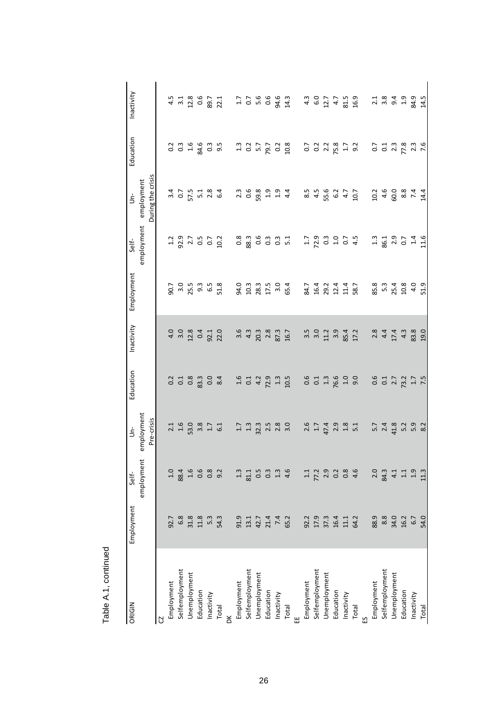Table A.1, continued

| ORIGIN | Employment | Self-employment | Un-employment | Education | Inactivity | Employment | Self-employment | Un-employment | Education | Inactivity |
|---|---|---|---|---|---|---|---|---|---|---|
| | | | Pre-crisis | | | | | During the crisis | | |
| CZ | | | | | | | | | | |
| Employment | 92.7 | 1.0 | 2.1 | 0.2 | 4.0 | 90.7 | 1.2 | 3.4 | 0.2 | 4.5 |
| Selfemployment | 6.8 | 88.4 | 1.6 | 0.1 | 3.0 | 3.0 | 92.9 | 0.7 | 0.3 | 3.1 |
| Unemployment | 31.8 | 1.6 | 53.0 | 0.8 | 12.8 | 25.5 | 2.7 | 57.5 | 1.6 | 12.8 |
| Education | 11.8 | 0.6 | 3.8 | 83.3 | 0.4 | 9.3 | 0.5 | 5.1 | 84.6 | 0.6 |
| Inactivity | 5.3 | 0.8 | 1.7 | 0.0 | 92.1 | 6.5 | 0.7 | 2.8 | 0.3 | 89.7 |
| Total | 54.3 | 9.2 | 6.1 | 8.4 | 22.0 | 51.8 | 10.2 | 6.4 | 9.5 | 22.1 |
| DK | | | | | | | | | | |
| Employment | 91.9 | 1.3 | 1.7 | 1.6 | 3.6 | 94.0 | 0.8 | 2.3 | 1.3 | 1.7 |
| Selfemployment | 13.1 | 81.1 | 1.3 | 0.1 | 4.3 | 10.3 | 88.3 | 0.6 | 0.2 | 0.7 |
| Unemployment | 42.7 | 0.5 | 32.3 | 4.2 | 20.3 | 28.3 | 0.6 | 59.8 | 5.7 | 5.6 |
| Education | 21.4 | 0.3 | 2.5 | 72.9 | 2.8 | 17.5 | 0.3 | 1.9 | 79.7 | 0.6 |
| Inactivity | 7.4 | 1.3 | 2.8 | 1.3 | 87.3 | 3.0 | 0.3 | 1.9 | 0.2 | 94.6 |
| Total | 65.2 | 4.6 | 3.0 | 10.5 | 16.7 | 65.4 | 5.1 | 4.4 | 10.8 | 14.3 |
| EE | | | | | | | | | | |
| Employment | 92.2 | 1.1 | 2.6 | 0.6 | 3.5 | 84.7 | 1.7 | 8.5 | 0.7 | 4.3 |
| Selfemployment | 17.9 | 77.2 | 1.7 | 0.1 | 3.0 | 16.4 | 72.9 | 4.5 | 0.2 | 6.0 |
| Unemployment | 37.3 | 2.9 | 47.4 | 1.3 | 11.2 | 29.2 | 0.3 | 55.6 | 2.2 | 12.7 |
| Education | 16.4 | 0.2 | 2.9 | 76.6 | 3.9 | 12.4 | 1.0 | 6.2 | 75.8 | 4.7 |
| Inactivity | 11.1 | 0.8 | 1.8 | 1.0 | 85.4 | 11.4 | 0.7 | 4.7 | 1.7 | 81.5 |
| Total | 64.2 | 4.6 | 5.1 | 9.0 | 17.2 | 58.7 | 4.5 | 10.7 | 9.2 | 16.9 |
| ES | | | | | | | | | | |
| Employment | 88.9 | 2.0 | 5.7 | 0.6 | 2.8 | 85.8 | 1.3 | 10.2 | 0.7 | 2.1 |
| Selfemployment | 8.8 | 84.3 | 2.4 | 0.1 | 4.4 | 5.3 | 86.1 | 4.6 | 0.1 | 3.8 |
| Unemployment | 34.0 | 4.1 | 41.8 | 2.7 | 17.4 | 25.4 | 2.9 | 60.0 | 2.3 | 9.4 |
| Education | 16.2 | 1.1 | 5.2 | 73.2 | 4.3 | 10.8 | 0.7 | 8.8 | 77.8 | 1.9 |
| Inactivity | 6.7 | 1.9 | 5.9 | 1.7 | 83.8 | 4.0 | 1.4 | 7.4 | 2.3 | 84.9 |
| Total | 54.0 | 11.3 | 8.2 | 7.5 | 19.0 | 51.9 | 11.6 | 14.4 | 7.6 | 14.5 |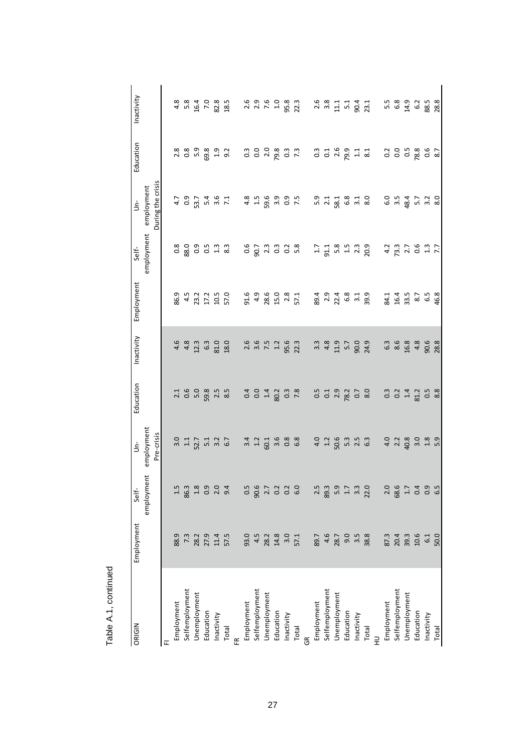Table A.1, continued

| ORIGIN | Employment | Self-employment | Un-employment | Education | Inactivity | Employment | Self-employment | Un-employment | Education | Inactivity |
|---|---|---|---|---|---|---|---|---|---|---|
| | | | Pre-crisis | | | | | During the crisis | | |
| FI | | | | | | | | | | |
| Employment | 88.9 | 1.5 | 3.0 | 2.1 | 4.6 | 86.9 | 0.8 | 4.7 | 2.8 | 4.8 |
| Selfemployment | 7.3 | 86.3 | 1.1 | 0.6 | 4.8 | 4.5 | 88.0 | 0.9 | 0.8 | 5.8 |
| Unemployment | 28.2 | 1.8 | 52.7 | 5.0 | 12.3 | 23.2 | 0.9 | 53.7 | 5.9 | 16.4 |
| Education | 27.9 | 0.9 | 5.1 | 59.8 | 6.3 | 17.2 | 0.5 | 5.4 | 69.8 | 7.0 |
| Inactivity | 11.4 | 2.0 | 3.2 | 2.5 | 81.0 | 10.5 | 1.3 | 3.6 | 1.9 | 82.8 |
| Total | 57.5 | 9.4 | 6.7 | 8.5 | 18.0 | 57.0 | 8.3 | 7.1 | 9.2 | 18.5 |
| FR | | | | | | | | | | |
| Employment | 93.0 | 0.5 | 3.4 | 0.4 | 2.6 | 91.6 | 0.6 | 4.8 | 0.3 | 2.6 |
| Selfemployment | 4.5 | 90.6 | 1.2 | 0.0 | 3.6 | 4.9 | 90.7 | 1.5 | 0.0 | 2.9 |
| Unemployment | 28.2 | 2.7 | 60.1 | 1.4 | 7.5 | 28.6 | 2.3 | 59.6 | 2.0 | 7.6 |
| Education | 14.8 | 0.2 | 3.6 | 80.2 | 1.2 | 15.0 | 0.3 | 3.9 | 79.8 | 1.0 |
| Inactivity | 3.0 | 0.2 | 0.8 | 0.3 | 95.6 | 2.8 | 0.2 | 0.9 | 0.3 | 95.8 |
| Total | 57.1 | 6.0 | 6.8 | 7.8 | 22.3 | 57.1 | 5.8 | 7.5 | 7.3 | 22.3 |
| GR | | | | | | | | | | |
| Employment | 89.7 | 2.5 | 4.0 | 0.5 | 3.3 | 89.4 | 1.7 | 5.9 | 0.3 | 2.6 |
| Selfemployment | 4.6 | 89.3 | 1.2 | 0.1 | 4.8 | 2.9 | 91.1 | 2.1 | 0.1 | 3.8 |
| Unemployment | 28.7 | 5.9 | 50.6 | 2.9 | 11.9 | 22.4 | 5.8 | 58.1 | 2.6 | 11.1 |
| Education | 9.0 | 1.7 | 5.3 | 78.2 | 5.7 | 6.8 | 1.5 | 6.8 | 79.9 | 5.1 |
| Inactivity | 3.5 | 3.3 | 2.5 | 0.7 | 90.0 | 3.1 | 2.3 | 3.1 | 1.1 | 90.4 |
| Total | 38.8 | 22.0 | 6.3 | 8.0 | 24.9 | 39.9 | 20.9 | 8.0 | 8.1 | 23.1 |
| HU | | | | | | | | | | |
| Employment | 87.3 | 2.0 | 4.0 | 0.3 | 6.3 | 84.1 | 4.2 | 6.0 | 0.2 | 5.5 |
| Selfemployment | 20.4 | 68.6 | 2.2 | 0.2 | 8.6 | 16.4 | 73.3 | 3.5 | 0.0 | 6.8 |
| Unemployment | 39.3 | 1.7 | 40.8 | 1.4 | 16.8 | 33.5 | 2.7 | 48.4 | 0.5 | 14.9 |
| Education | 10.6 | 0.4 | 3.0 | 81.2 | 4.8 | 8.7 | 0.6 | 5.7 | 78.8 | 6.2 |
| Inactivity | 6.1 | 0.9 | 1.8 | 0.5 | 90.6 | 6.5 | 1.3 | 3.2 | 0.6 | 88.5 |
| Total | 50.0 | 6.5 | 5.9 | 8.8 | 28.8 | 46.8 | 7.7 | 8.0 | 8.7 | 28.8 |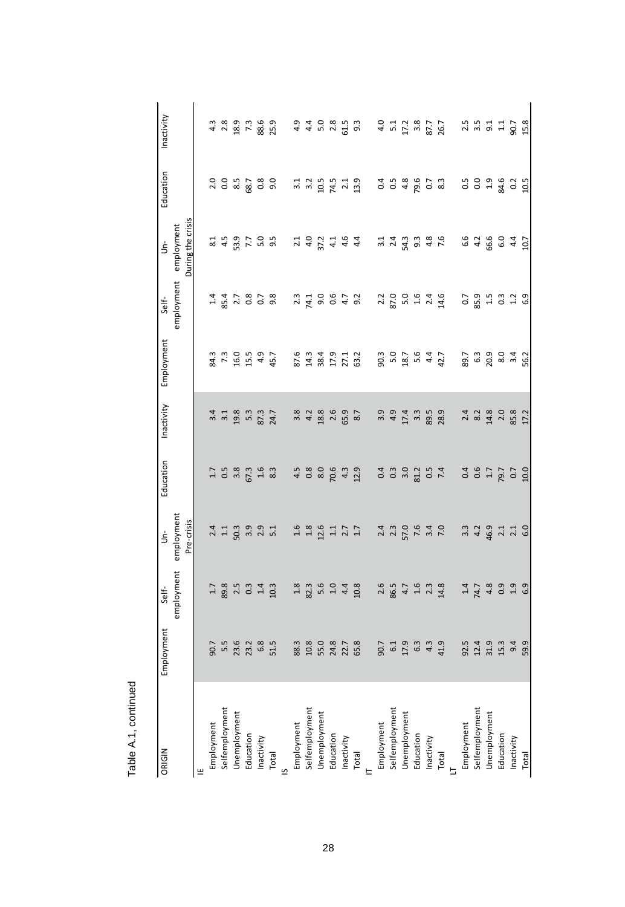Table A.1, continued

| ORIGIN | Employment | Self-employment | Un-employment | Education | Inactivity | Employment | Self-employment | Un-employment | Education | Inactivity |
|---|---|---|---|---|---|---|---|---|---|---|
| | | | Pre-crisis | | | | | During the crisis | | |
| IE | | | | | | | | | | |
| Employment | 90.7 | 1.7 | 2.4 | 1.7 | 3.4 | 84.3 | 1.4 | 8.1 | 2.0 | 4.3 |
| Selfemployment | 5.5 | 89.8 | 1.1 | 0.5 | 3.1 | 7.3 | 85.4 | 4.5 | 0.0 | 2.8 |
| Unemployment | 23.6 | 2.5 | 50.3 | 3.8 | 19.8 | 16.0 | 2.7 | 53.9 | 8.5 | 18.9 |
| Education | 23.2 | 0.3 | 3.9 | 67.3 | 5.3 | 15.5 | 0.8 | 7.7 | 68.7 | 7.3 |
| Inactivity | 6.8 | 1.4 | 2.9 | 1.6 | 87.3 | 4.9 | 0.7 | 5.0 | 0.8 | 88.6 |
| Total | 51.5 | 10.3 | 5.1 | 8.3 | 24.7 | 45.7 | 9.8 | 9.5 | 9.0 | 25.9 |
| IS | | | | | | | | | | |
| Employment | 88.3 | 1.8 | 1.6 | 4.5 | 3.8 | 87.6 | 2.3 | 2.1 | 3.1 | 4.9 |
| Selfemployment | 10.8 | 82.3 | 1.8 | 0.8 | 4.2 | 14.3 | 74.1 | 4.0 | 3.2 | 4.4 |
| Unemployment | 55.0 | 5.6 | 12.6 | 8.0 | 18.8 | 38.4 | 9.0 | 37.2 | 10.5 | 5.0 |
| Education | 24.8 | 1.0 | 1.1 | 70.6 | 2.6 | 17.9 | 0.6 | 4.1 | 74.5 | 2.8 |
| Inactivity | 22.7 | 4.4 | 2.7 | 4.3 | 65.9 | 27.1 | 4.7 | 4.6 | 2.1 | 61.5 |
| Total | 65.8 | 10.8 | 1.7 | 12.9 | 8.7 | 63.2 | 9.2 | 4.4 | 13.9 | 9.3 |
| IT | | | | | | | | | | |
| Employment | 90.7 | 2.6 | 2.4 | 0.4 | 3.9 | 90.3 | 2.2 | 3.1 | 0.4 | 4.0 |
| Selfemployment | 6.1 | 86.5 | 2.3 | 0.3 | 4.9 | 5.0 | 87.0 | 2.4 | 0.5 | 5.1 |
| Unemployment | 17.9 | 4.7 | 57.0 | 3.0 | 17.4 | 18.7 | 5.0 | 54.3 | 4.8 | 17.2 |
| Education | 6.3 | 1.6 | 7.6 | 81.2 | 3.3 | 5.6 | 1.6 | 9.3 | 79.6 | 3.8 |
| Inactivity | 4.3 | 2.3 | 3.4 | 0.5 | 89.5 | 4.4 | 2.4 | 4.8 | 0.7 | 87.7 |
| Total | 41.9 | 14.8 | 7.0 | 7.4 | 28.9 | 42.7 | 14.6 | 7.6 | 8.3 | 26.7 |
| LT | | | | | | | | | | |
| Employment | 92.5 | 1.4 | 3.3 | 0.4 | 2.4 | 89.7 | 0.7 | 6.6 | 0.5 | 2.5 |
| Selfemployment | 12.4 | 74.7 | 4.2 | 0.6 | 8.2 | 6.3 | 85.9 | 4.2 | 0.0 | 3.5 |
| Unemployment | 31.9 | 4.8 | 46.9 | 1.7 | 14.8 | 20.9 | 1.5 | 66.6 | 1.9 | 9.1 |
| Education | 15.3 | 0.9 | 2.1 | 79.7 | 2.0 | 8.0 | 0.3 | 6.0 | 84.6 | 1.1 |
| Inactivity | 9.4 | 1.9 | 2.1 | 0.7 | 85.8 | 3.4 | 1.2 | 4.4 | 0.2 | 90.7 |
| Total | 59.9 | 6.9 | 6.0 | 10.0 | 17.2 | 56.2 | 6.9 | 10.7 | 10.5 | 15.8 |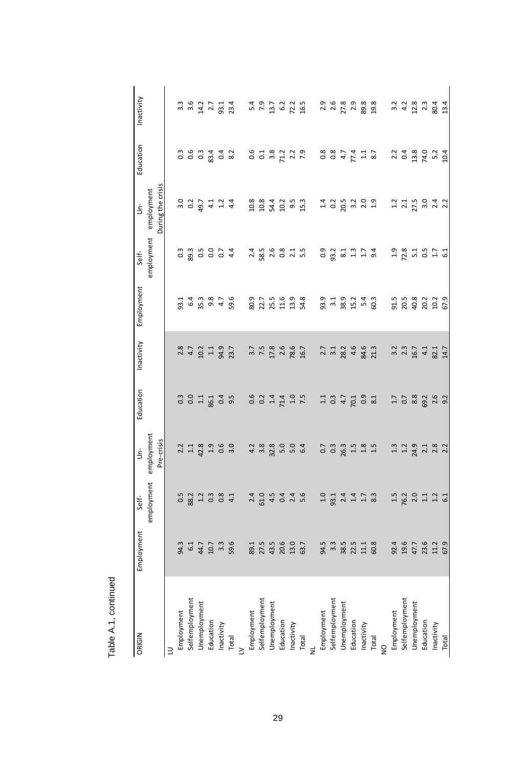Table A.1, continued

| ORIGIN | Employment | Self-employment | Un-employment | Education | Inactivity | Employment | Self-employment | Un-employment | Education | Inactivity |
|---|---|---|---|---|---|---|---|---|---|---|
| | Pre-crisis | | | | | During the crisis | | | | |
| LU | | | | | | | | | | |
| Employment | 94.3 | 0.5 | 2.2 | 0.3 | 2.8 | 93.1 | 0.3 | 3.0 | 0.3 | 3.3 |
| Selfemployment | 6.1 | 88.2 | 1.1 | 0.0 | 4.7 | 6.4 | 89.3 | 0.2 | 0.6 | 3.6 |
| Unemployment | 44.7 | 1.2 | 42.8 | 1.1 | 10.2 | 35.3 | 0.5 | 49.7 | 0.3 | 14.2 |
| Education | 10.7 | 0.3 | 1.9 | 86.1 | 1.1 | 9.8 | 0.0 | 4.1 | 83.4 | 2.7 |
| Inactivity | 3.3 | 0.8 | 0.6 | 0.4 | 94.9 | 4.7 | 0.7 | 1.2 | 0.4 | 93.1 |
| Total | 59.6 | 4.1 | 3.0 | 9.5 | 23.7 | 59.6 | 4.4 | 4.4 | 8.2 | 23.4 |
| LV | | | | | | | | | | |
| Employment | 89.1 | 2.4 | 4.2 | 0.6 | 3.7 | 80.9 | 2.4 | 10.8 | 0.6 | 5.4 |
| Selfemployment | 27.5 | 61.0 | 3.8 | 0.2 | 7.5 | 22.7 | 58.5 | 10.8 | 0.1 | 7.9 |
| Unemployment | 43.5 | 4.5 | 32.8 | 1.4 | 17.8 | 25.5 | 2.6 | 54.4 | 3.8 | 13.7 |
| Education | 20.6 | 0.4 | 5.0 | 71.4 | 2.6 | 11.6 | 0.8 | 10.2 | 71.2 | 6.2 |
| Inactivity | 13.0 | 2.4 | 5.0 | 1.0 | 78.6 | 13.9 | 2.1 | 9.5 | 2.2 | 72.2 |
| Total | 63.7 | 5.6 | 6.4 | 7.5 | 16.7 | 54.8 | 5.5 | 15.3 | 7.9 | 16.5 |
| NL | | | | | | | | | | |
| Employment | 94.5 | 1.0 | 0.7 | 1.1 | 2.7 | 93.9 | 0.9 | 1.4 | 0.8 | 2.9 |
| Selfemployment | 3.3 | 93.1 | 0.3 | 0.3 | 3.1 | 3.1 | 93.2 | 0.2 | 0.8 | 2.6 |
| Unemployment | 38.5 | 2.4 | 26.3 | 4.7 | 28.2 | 38.9 | 8.1 | 20.5 | 4.7 | 27.8 |
| Education | 22.5 | 1.4 | 1.5 | 70.1 | 4.6 | 15.2 | 1.3 | 3.2 | 77.4 | 2.9 |
| Inactivity | 11.1 | 1.7 | 1.8 | 0.9 | 84.6 | 5.4 | 1.7 | 2.0 | 1.1 | 89.8 |
| Total | 60.8 | 8.3 | 1.5 | 8.1 | 21.3 | 60.3 | 9.4 | 1.9 | 8.7 | 19.8 |
| NO | | | | | | | | | | |
| Employment | 92.4 | 1.5 | 1.3 | 1.7 | 3.2 | 91.5 | 1.9 | 1.2 | 2.2 | 3.2 |
| Selfemployment | 19.6 | 76.2 | 1.2 | 0.7 | 2.3 | 20.5 | 72.8 | 2.1 | 0.4 | 4.2 |
| Unemployment | 47.7 | 2.0 | 24.9 | 8.8 | 16.7 | 40.8 | 5.1 | 27.5 | 13.8 | 12.8 |
| Education | 23.6 | 1.1 | 2.1 | 69.2 | 4.1 | 20.2 | 0.5 | 3.0 | 74.0 | 2.3 |
| Inactivity | 11.2 | 1.2 | 2.8 | 2.6 | 82.1 | 10.2 | 1.7 | 2.4 | 5.2 | 80.4 |
| Total | 67.9 | 6.1 | 2.2 | 9.2 | 14.7 | 67.9 | 6.1 | 2.2 | 10.4 | 13.4 |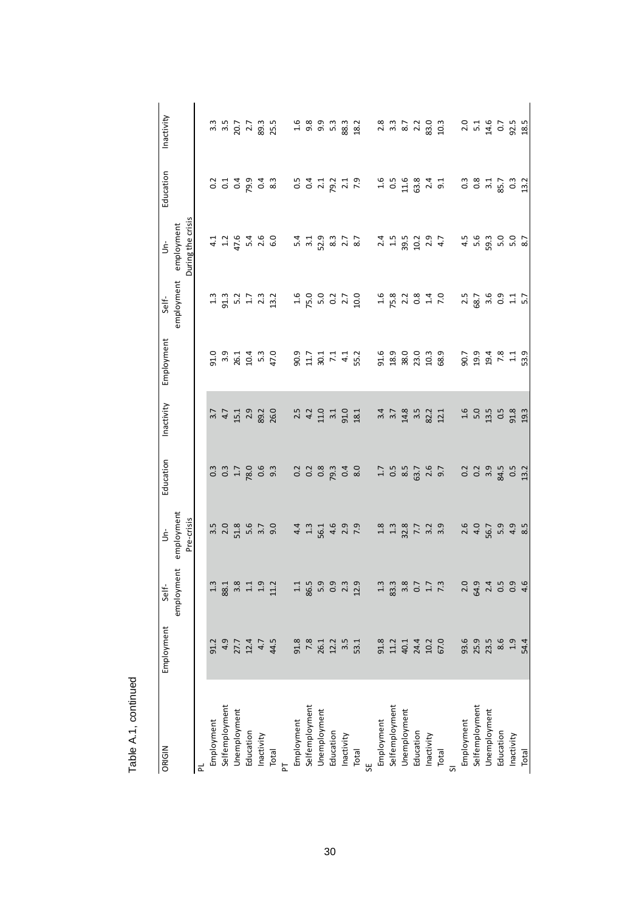Table A.1, continued

| ORIGIN | Employment | Self-employment | Un-employment | Education | Inactivity | Employment | Self-employment | Un-employment | Education | Inactivity |
|---|---|---|---|---|---|---|---|---|---|---|
| | Pre-crisis | | | | | During the crisis | | | | |
| PL | | | | | | | | | | |
| Employment | 91.2 | 1.3 | 3.5 | 0.3 | 3.7 | 91.0 | 1.3 | 4.1 | 0.2 | 3.3 |
| Selfemployment | 4.9 | 88.1 | 2.0 | 0.3 | 4.7 | 3.9 | 91.3 | 1.2 | 0.1 | 3.5 |
| Unemployment | 27.7 | 3.8 | 51.8 | 1.7 | 15.1 | 26.1 | 5.2 | 47.6 | 0.4 | 20.7 |
| Education | 12.4 | 1.1 | 5.6 | 78.0 | 2.9 | 10.4 | 1.7 | 5.4 | 79.9 | 2.7 |
| Inactivity | 4.7 | 1.9 | 3.7 | 0.6 | 89.2 | 5.3 | 2.3 | 2.6 | 0.4 | 89.3 |
| Total | 44.5 | 11.2 | 9.0 | 9.3 | 26.0 | 47.0 | 13.2 | 6.0 | 8.3 | 25.5 |
| PT | | | | | | | | | | |
| Employment | 91.8 | 1.1 | 4.4 | 0.2 | 2.5 | 90.9 | 1.6 | 5.4 | 0.5 | 1.6 |
| Selfemployment | 7.8 | 86.5 | 1.3 | 0.2 | 4.2 | 11.7 | 75.0 | 3.1 | 0.4 | 9.8 |
| Unemployment | 26.1 | 5.9 | 56.1 | 0.8 | 11.0 | 30.1 | 5.0 | 52.9 | 2.1 | 9.9 |
| Education | 12.2 | 0.9 | 4.6 | 79.3 | 3.1 | 7.1 | 0.2 | 8.3 | 79.2 | 5.3 |
| Inactivity | 3.5 | 2.3 | 2.9 | 0.4 | 91.0 | 4.1 | 2.7 | 2.7 | 2.1 | 88.3 |
| Total | 53.1 | 12.9 | 7.9 | 8.0 | 18.1 | 55.2 | 10.0 | 8.7 | 7.9 | 18.2 |
| SE | | | | | | | | | | |
| Employment | 91.8 | 1.3 | 1.8 | 1.7 | 3.4 | 91.6 | 1.6 | 2.4 | 1.6 | 2.8 |
| Selfemployment | 11.2 | 83.3 | 1.3 | 0.5 | 3.7 | 18.9 | 75.8 | 1.5 | 0.5 | 3.3 |
| Unemployment | 40.1 | 3.8 | 32.8 | 8.5 | 14.8 | 38.0 | 2.2 | 39.5 | 11.6 | 8.7 |
| Education | 24.4 | 0.7 | 7.7 | 63.7 | 3.5 | 23.0 | 0.8 | 10.2 | 63.8 | 2.2 |
| Inactivity | 10.2 | 1.7 | 3.2 | 2.6 | 82.2 | 10.3 | 1.4 | 2.9 | 2.4 | 83.0 |
| Total | 67.0 | 7.3 | 3.9 | 9.7 | 12.1 | 68.9 | 7.0 | 4.7 | 9.1 | 10.3 |
| SI | | | | | | | | | | |
| Employment | 93.6 | 2.0 | 2.6 | 0.2 | 1.6 | 90.7 | 2.5 | 4.5 | 0.3 | 2.0 |
| Selfemployment | 25.9 | 64.9 | 4.0 | 0.2 | 5.0 | 19.9 | 68.7 | 5.6 | 0.8 | 5.1 |
| Unemployment | 23.5 | 2.4 | 56.7 | 3.9 | 13.5 | 19.4 | 3.6 | 59.3 | 3.1 | 14.6 |
| Education | 8.6 | 0.5 | 5.9 | 84.5 | 0.5 | 7.8 | 0.9 | 5.0 | 85.7 | 0.7 |
| Inactivity | 1.9 | 0.9 | 4.9 | 0.5 | 91.8 | 1.1 | 1.1 | 5.0 | 0.3 | 92.5 |
| Total | 54.4 | 4.6 | 8.5 | 13.2 | 19.3 | 53.9 | 5.7 | 8.7 | 13.2 | 18.5 |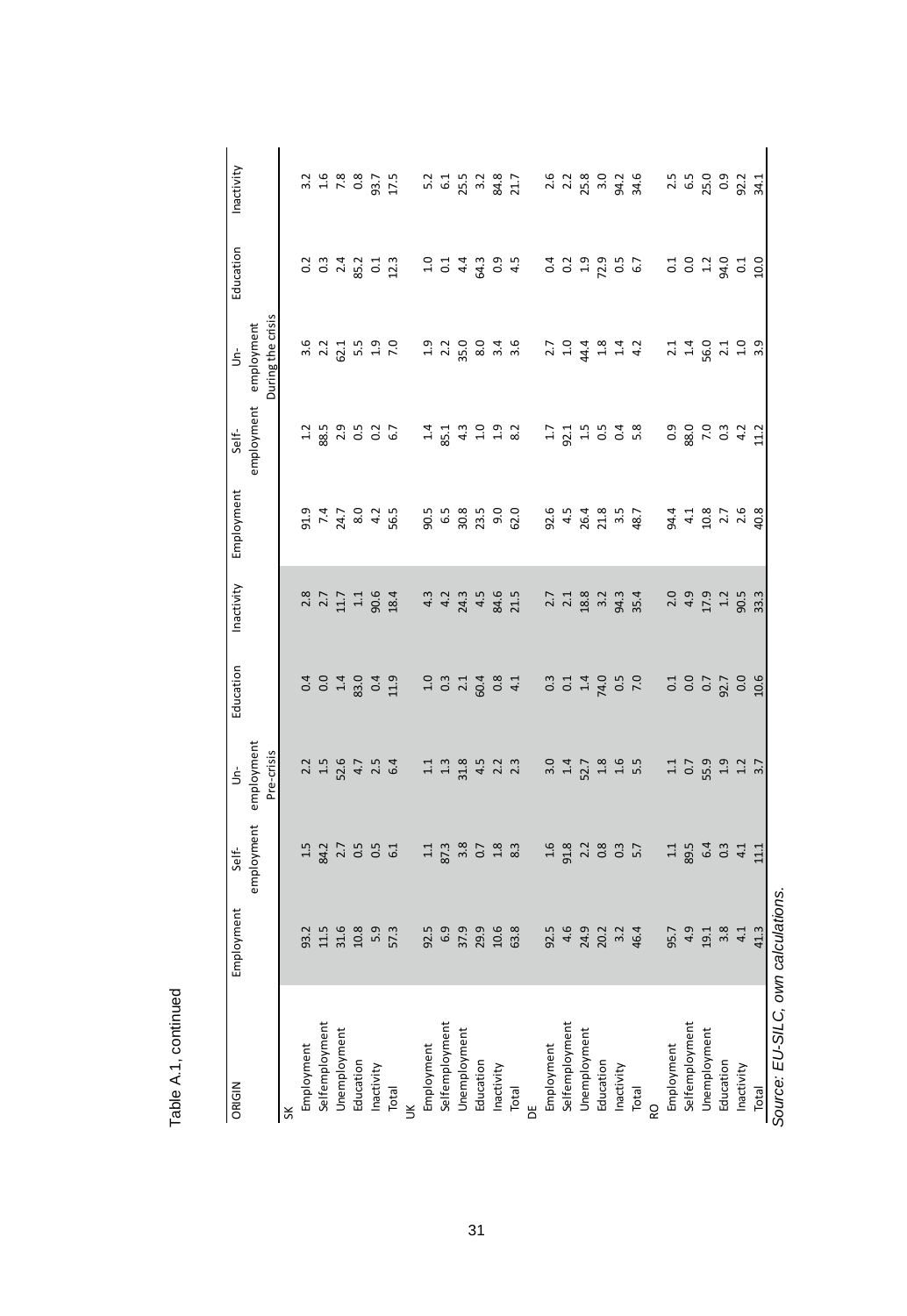Table A.1, continued

| ORIGIN | Employment | Self-employment | Un-employment | Education | Inactivity | Employment | Self-employment | Un-employment | Education | Inactivity |
|---|---|---|---|---|---|---|---|---|---|---|
| | | | Pre-crisis | | | | | During the crisis | | |
| SK | | | | | | | | | | |
| Employment | 93.2 | 1.5 | 2.2 | 0.4 | 2.8 | 91.9 | 1.2 | 3.6 | 0.2 | 3.2 |
| Selfemployment | 11.5 | 84.2 | 1.5 | 0.0 | 2.7 | 7.4 | 88.5 | 2.2 | 0.3 | 1.6 |
| Unemployment | 31.6 | 2.7 | 52.6 | 1.4 | 11.7 | 24.7 | 2.9 | 62.1 | 2.4 | 7.8 |
| Education | 10.8 | 0.5 | 4.7 | 83.0 | 1.1 | 8.0 | 0.5 | 5.5 | 85.2 | 0.8 |
| Inactivity | 5.9 | 0.5 | 2.5 | 0.4 | 90.6 | 4.2 | 0.2 | 1.9 | 0.1 | 93.7 |
| Total | 57.3 | 6.1 | 6.4 | 11.9 | 18.4 | 56.5 | 6.7 | 7.0 | 12.3 | 17.5 |
| UK | | | | | | | | | | |
| Employment | 92.5 | 1.1 | 1.1 | 1.0 | 4.3 | 90.5 | 1.4 | 1.9 | 1.0 | 5.2 |
| Selfemployment | 6.9 | 87.3 | 1.3 | 0.3 | 4.2 | 6.5 | 85.1 | 2.2 | 0.1 | 6.1 |
| Unemployment | 37.9 | 3.8 | 31.8 | 2.1 | 24.3 | 30.8 | 4.3 | 35.0 | 4.4 | 25.5 |
| Education | 29.9 | 0.7 | 4.5 | 60.4 | 4.5 | 23.5 | 1.0 | 8.0 | 64.3 | 3.2 |
| Inactivity | 10.6 | 1.8 | 2.2 | 0.8 | 84.6 | 9.0 | 1.9 | 3.4 | 0.9 | 84.8 |
| Total | 63.8 | 8.3 | 2.3 | 4.1 | 21.5 | 62.0 | 8.2 | 3.6 | 4.5 | 21.7 |
| DE | | | | | | | | | | |
| Employment | 92.5 | 1.6 | 3.0 | 0.3 | 2.7 | 92.6 | 1.7 | 2.7 | 0.4 | 2.6 |
| Selfemployment | 4.6 | 91.8 | 1.4 | 0.1 | 2.1 | 4.5 | 92.1 | 1.0 | 0.2 | 2.2 |
| Unemployment | 24.9 | 2.2 | 52.7 | 1.4 | 18.8 | 26.4 | 1.5 | 44.4 | 1.9 | 25.8 |
| Education | 20.2 | 0.8 | 1.8 | 74.0 | 3.2 | 21.8 | 0.5 | 1.8 | 72.9 | 3.0 |
| Inactivity | 3.2 | 0.3 | 1.6 | 0.5 | 94.3 | 3.5 | 0.4 | 1.4 | 0.5 | 94.2 |
| Total | 46.4 | 5.7 | 5.5 | 7.0 | 35.4 | 48.7 | 5.8 | 4.2 | 6.7 | 34.6 |
| RO | | | | | | | | | | |
| Employment | 95.7 | 1.1 | 1.1 | 0.1 | 2.0 | 94.4 | 0.9 | 2.1 | 0.1 | 2.5 |
| Selfemployment | 4.9 | 89.5 | 0.7 | 0.0 | 4.9 | 4.1 | 88.0 | 1.4 | 0.0 | 6.5 |
| Unemployment | 19.1 | 6.4 | 55.9 | 0.7 | 17.9 | 10.8 | 7.0 | 56.0 | 1.2 | 25.0 |
| Education | 3.8 | 0.3 | 1.9 | 92.7 | 1.2 | 2.7 | 0.3 | 2.1 | 94.0 | 0.9 |
| Inactivity | 4.1 | 4.1 | 1.2 | 0.0 | 90.5 | 2.6 | 4.2 | 1.0 | 0.1 | 92.2 |
| Total | 41.3 | 11.1 | 3.7 | 10.6 | 33.3 | 40.8 | 11.2 | 3.9 | 10.0 | 34.1 |

*Source: EU-SILC, own calculations.*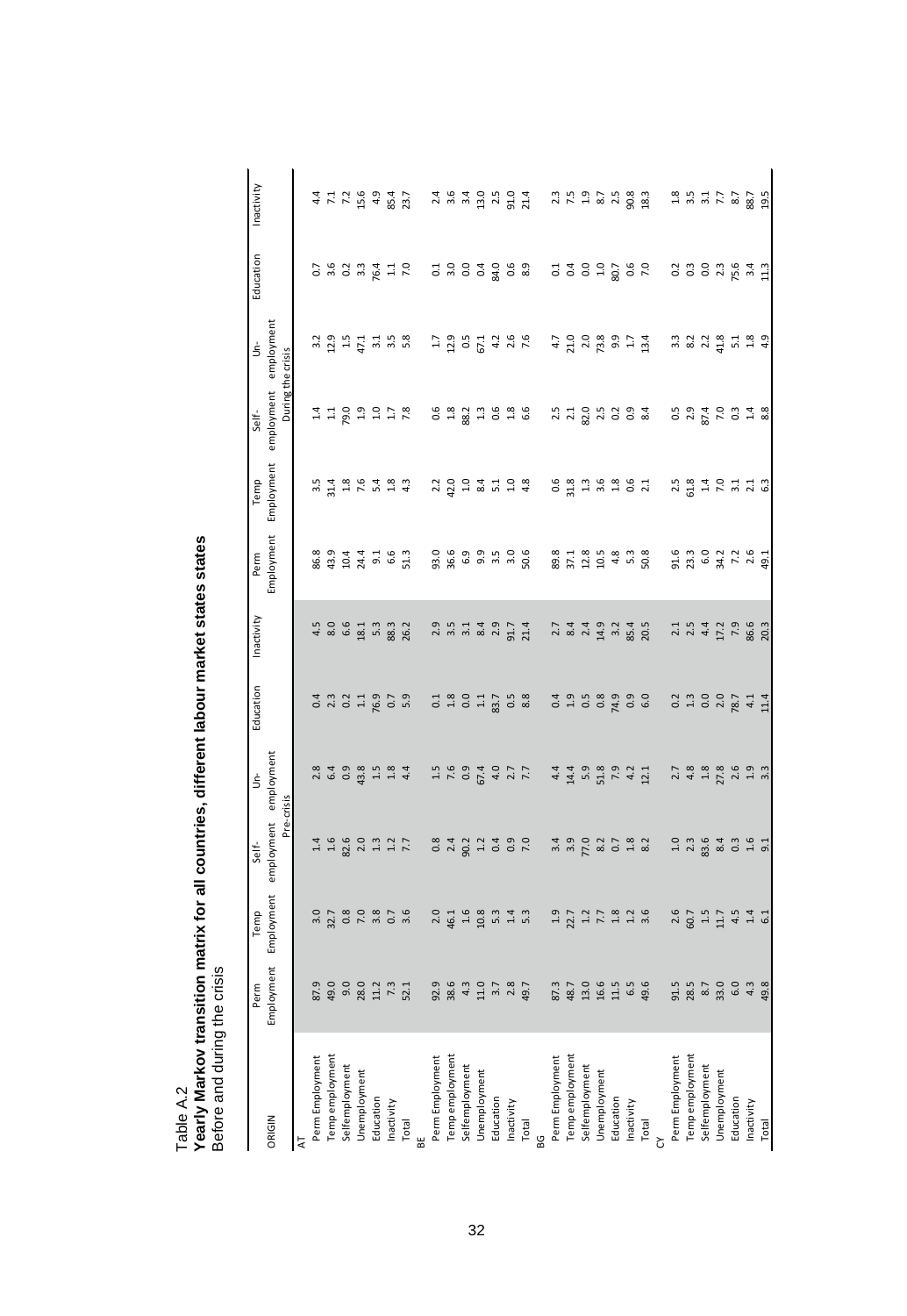Table A.2

**Yearly Markov transition matrix for all countries, different labour market states states**

Before and during the crisis

| ORIGIN | Pre-crisis | | | | | | During the crisis | | | | | |
|---|---|---|---|---|---|---|---|---|---|---|---|---|
| | Perm Employment | Temp Employment | Self-employment | Un-employment | Education | Inactivity | Perm Employment | Temp Employment | Self-employment | Un-employment | Education | Inactivity |
| AT | | | | | | | | | | | | |
| Perm Employment | 87.9 | 3.0 | 1.4 | 2.8 | 0.4 | 4.5 | 86.8 | 3.5 | 1.4 | 3.2 | 0.7 | 4.4 |
| Temp employment | 49.0 | 32.7 | 1.6 | 6.4 | 2.3 | 8.0 | 43.9 | 31.4 | 1.1 | 12.9 | 3.6 | 7.1 |
| Selfemployment | 9.0 | 0.8 | 82.6 | 0.9 | 0.2 | 6.6 | 10.4 | 1.8 | 79.0 | 1.5 | 0.2 | 7.2 |
| Unemployment | 28.0 | 7.0 | 2.0 | 43.8 | 1.1 | 18.1 | 24.4 | 7.6 | 1.9 | 47.1 | 3.3 | 15.6 |
| Education | 11.2 | 3.8 | 1.3 | 1.5 | 76.9 | 5.3 | 9.1 | 5.4 | 1.0 | 3.1 | 76.4 | 4.9 |
| Inactivity | 7.3 | 0.7 | 1.2 | 1.8 | 0.7 | 88.3 | 6.6 | 1.8 | 1.7 | 3.5 | 1.1 | 85.4 |
| Total | 52.1 | 3.6 | 7.7 | 4.4 | 5.9 | 26.2 | 51.3 | 4.3 | 7.8 | 5.8 | 7.0 | 23.7 |
| BE | | | | | | | | | | | | |
| Perm Employment | 92.9 | 2.0 | 0.8 | 1.5 | 0.1 | 2.9 | 93.0 | 2.2 | 0.6 | 1.7 | 0.1 | 2.4 |
| Temp employment | 38.6 | 46.1 | 2.4 | 7.6 | 1.8 | 3.5 | 36.6 | 42.0 | 1.8 | 12.9 | 3.0 | 3.6 |
| Selfemployment | 4.3 | 1.6 | 90.2 | 0.9 | 0.0 | 3.1 | 6.9 | 1.0 | 88.2 | 0.5 | 0.0 | 3.4 |
| Unemployment | 11.0 | 10.8 | 1.2 | 67.4 | 1.1 | 8.4 | 9.9 | 8.4 | 1.3 | 67.1 | 0.4 | 13.0 |
| Education | 3.7 | 5.3 | 0.4 | 4.0 | 83.7 | 2.9 | 3.5 | 5.1 | 0.6 | 4.2 | 84.0 | 2.5 |
| Inactivity | 2.8 | 1.4 | 0.9 | 2.7 | 0.5 | 91.7 | 3.0 | 1.0 | 1.8 | 2.6 | 0.6 | 91.0 |
| Total | 49.7 | 5.3 | 7.0 | 7.7 | 8.8 | 21.4 | 50.6 | 4.8 | 6.6 | 7.6 | 8.9 | 21.4 |
| BG | | | | | | | | | | | | |
| Perm Employment | 87.3 | 1.9 | 3.4 | 4.4 | 0.4 | 2.7 | 89.8 | 0.6 | 2.5 | 4.7 | 0.1 | 2.3 |
| Temp employment | 48.7 | 22.7 | 3.9 | 14.4 | 1.9 | 8.4 | 37.1 | 31.8 | 2.1 | 21.0 | 0.4 | 7.5 |
| Selfemployment | 13.0 | 1.2 | 77.0 | 5.9 | 0.5 | 2.4 | 12.8 | 1.3 | 82.0 | 2.0 | 0.0 | 1.9 |
| Unemployment | 16.6 | 7.7 | 8.2 | 51.8 | 0.8 | 14.9 | 10.5 | 3.6 | 2.5 | 73.8 | 1.0 | 8.7 |
| Education | 11.5 | 1.8 | 0.7 | 7.9 | 74.9 | 3.2 | 4.8 | 1.8 | 0.2 | 9.9 | 80.7 | 2.5 |
| Inactivity | 6.5 | 1.2 | 1.8 | 4.2 | 0.9 | 85.4 | 5.3 | 0.6 | 0.9 | 1.7 | 0.6 | 90.8 |
| Total | 49.6 | 3.6 | 8.2 | 12.1 | 6.0 | 20.5 | 50.8 | 2.1 | 8.4 | 13.4 | 7.0 | 18.3 |
| CY | | | | | | | | | | | | |
| Perm Employment | 91.5 | 2.6 | 1.0 | 2.7 | 0.2 | 2.1 | 91.6 | 2.5 | 0.5 | 3.3 | 0.2 | 1.8 |
| Temp employment | 28.5 | 60.7 | 2.3 | 4.8 | 1.3 | 2.5 | 23.3 | 61.8 | 2.9 | 8.2 | 0.3 | 3.5 |
| Selfemployment | 8.7 | 1.5 | 83.6 | 1.8 | 0.0 | 4.4 | 6.0 | 1.4 | 87.4 | 2.2 | 0.0 | 3.1 |
| Unemployment | 33.0 | 11.7 | 8.4 | 27.8 | 2.0 | 17.2 | 34.2 | 7.0 | 7.0 | 41.8 | 2.3 | 7.7 |
| Education | 6.0 | 4.5 | 0.3 | 2.6 | 78.7 | 7.9 | 7.2 | 3.1 | 0.3 | 5.1 | 75.6 | 8.7 |
| Inactivity | 4.3 | 1.4 | 1.6 | 1.9 | 4.1 | 86.6 | 2.6 | 2.1 | 1.4 | 1.8 | 3.4 | 88.7 |
| Total | 49.8 | 6.1 | 9.1 | 3.3 | 11.4 | 20.3 | 49.1 | 6.3 | 8.8 | 4.9 | 11.3 | 19.5 |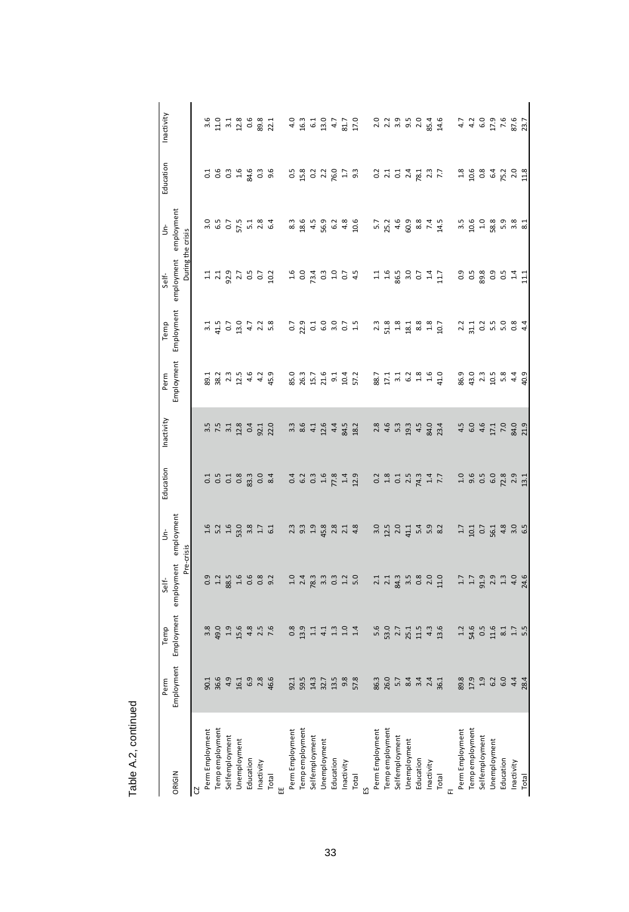Table A.2, continued

| ORIGIN | Pre-crisis | | | | | | During the crisis | | | | | |
|---|---|---|---|---|---|---|---|---|---|---|---|---|
| | Perm Employment | Temp Employment | Self-employment | Un-employment | Education | Inactivity | Perm Employment | Temp Employment | Self-employment | Un-employment | Education | Inactivity |
| CZ | | | | | | | | | | | | |
| Perm Employment | 90.1 | 3.8 | 0.9 | 1.6 | 0.1 | 3.5 | 89.1 | 3.1 | 1.1 | 3.0 | 0.1 | 3.6 |
| Temp employment | 36.6 | 49.0 | 1.2 | 5.2 | 0.5 | 7.5 | 38.2 | 41.5 | 2.1 | 6.5 | 0.6 | 11.0 |
| Selfemployment | 4.9 | 1.9 | 88.5 | 1.6 | 0.1 | 3.1 | 2.3 | 0.7 | 92.9 | 0.7 | 0.3 | 3.1 |
| Unemployment | 16.1 | 15.6 | 1.6 | 53.0 | 0.8 | 12.8 | 12.5 | 13.0 | 2.7 | 57.5 | 1.6 | 12.8 |
| Education | 6.9 | 4.8 | 0.6 | 3.8 | 83.3 | 0.4 | 4.6 | 4.7 | 0.5 | 5.1 | 84.6 | 0.6 |
| Inactivity | 2.8 | 2.5 | 0.8 | 1.7 | 0.0 | 92.1 | 4.2 | 2.2 | 0.7 | 2.8 | 0.3 | 89.8 |
| Total | 46.6 | 7.6 | 9.2 | 6.1 | 8.4 | 22.0 | 45.9 | 5.8 | 10.2 | 6.4 | 9.6 | 22.1 |
| EE | | | | | | | | | | | | |
| Perm Employment | 92.1 | 0.8 | 1.0 | 2.3 | 0.4 | 3.3 | 85.0 | 0.7 | 1.6 | 8.3 | 0.5 | 4.0 |
| Temp employment | 59.5 | 13.9 | 2.4 | 9.3 | 6.2 | 8.6 | 26.3 | 22.9 | 0.0 | 18.6 | 15.8 | 16.3 |
| Selfemployment | 14.3 | 1.1 | 78.3 | 1.9 | 0.3 | 4.1 | 15.7 | 0.1 | 73.4 | 4.5 | 0.2 | 6.1 |
| Unemployment | 32.7 | 4.1 | 3.3 | 45.8 | 1.6 | 12.6 | 21.6 | 6.0 | 0.3 | 56.9 | 2.2 | 13.0 |
| Education | 13.5 | 1.3 | 0.3 | 2.8 | 77.8 | 4.4 | 9.1 | 3.0 | 1.0 | 6.2 | 76.0 | 4.7 |
| Inactivity | 9.8 | 1.0 | 1.2 | 2.1 | 1.4 | 84.5 | 10.4 | 0.7 | 0.7 | 4.8 | 1.7 | 81.7 |
| Total | 57.8 | 1.4 | 5.0 | 4.8 | 12.9 | 18.2 | 57.2 | 1.5 | 4.5 | 10.6 | 9.3 | 17.0 |
| ES | | | | | | | | | | | | |
| Perm Employment | 86.3 | 5.6 | 2.1 | 3.0 | 0.2 | 2.8 | 88.7 | 2.3 | 1.1 | 5.7 | 0.2 | 2.0 |
| Temp employment | 26.0 | 53.0 | 2.1 | 12.5 | 1.8 | 4.6 | 17.1 | 51.8 | 1.6 | 25.2 | 2.1 | 2.2 |
| Selfemployment | 5.7 | 2.7 | 84.3 | 2.0 | 0.1 | 5.3 | 3.1 | 1.8 | 86.5 | 4.6 | 0.1 | 3.9 |
| Unemployment | 8.4 | 25.1 | 3.5 | 41.1 | 2.5 | 19.3 | 6.2 | 18.1 | 3.0 | 60.9 | 2.4 | 9.5 |
| Education | 3.4 | 11.5 | 0.8 | 5.4 | 74.3 | 4.5 | 1.8 | 8.8 | 0.7 | 8.8 | 78.1 | 2.0 |
| Inactivity | 2.4 | 4.3 | 2.0 | 5.9 | 1.4 | 84.0 | 1.6 | 1.8 | 1.4 | 7.4 | 2.3 | 85.4 |
| Total | 36.1 | 13.6 | 11.0 | 8.2 | 7.7 | 23.4 | 41.0 | 10.7 | 11.7 | 14.5 | 7.7 | 14.6 |
| FI | | | | | | | | | | | | |
| Perm Employment | 89.8 | 1.2 | 1.7 | 1.7 | 1.0 | 4.5 | 86.9 | 2.2 | 0.9 | 3.5 | 1.8 | 4.7 |
| Temp employment | 17.9 | 54.6 | 1.7 | 10.1 | 9.6 | 6.0 | 43.0 | 31.1 | 0.5 | 10.6 | 10.6 | 4.2 |
| Selfemployment | 1.9 | 0.5 | 91.9 | 0.7 | 0.5 | 4.6 | 2.3 | 0.2 | 89.8 | 1.0 | 0.8 | 6.0 |
| Unemployment | 6.2 | 11.6 | 2.9 | 56.1 | 6.0 | 17.1 | 10.5 | 5.5 | 0.9 | 58.8 | 6.4 | 17.9 |
| Education | 6.0 | 8.1 | 1.3 | 4.8 | 72.8 | 7.0 | 5.8 | 5.0 | 0.5 | 5.9 | 75.2 | 7.6 |
| Inactivity | 4.4 | 1.7 | 4.0 | 3.0 | 2.9 | 84.0 | 4.4 | 0.8 | 1.4 | 3.8 | 2.0 | 87.6 |
| Total | 28.4 | 5.5 | 24.6 | 6.5 | 13.1 | 21.9 | 40.9 | 4.4 | 11.1 | 8.1 | 11.8 | 23.7 |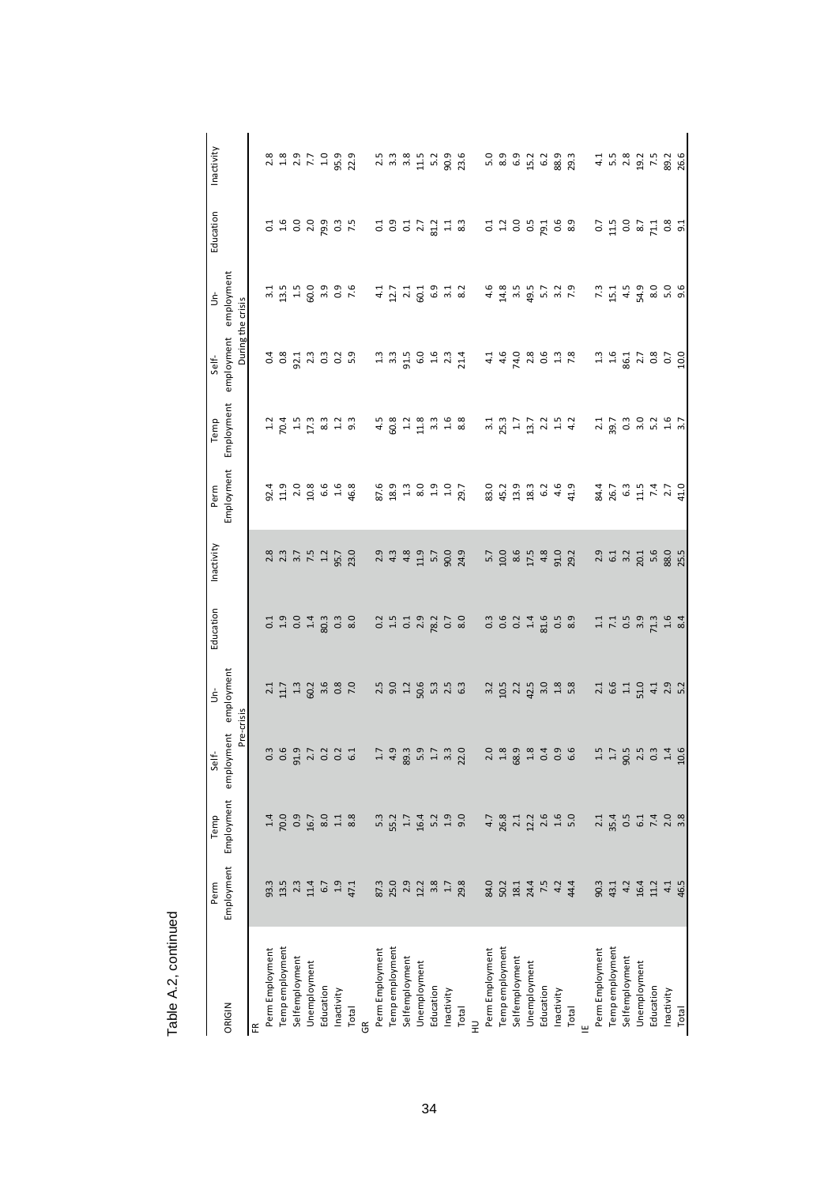Table A.2, continued

| ORIGIN | Perm Employment | Temp Employment | Self-employment | Un-employment | Education | Inactivity | Perm Employment | Temp Employment | Self-employment | Un-employment | Education | Inactivity |
|---|---|---|---|---|---|---|---|---|---|---|---|---|
| | Pre-crisis | | | | | | During the crisis | | | | | |
| FR | | | | | | | | | | | | |
| Perm Employment | 93.3 | 1.4 | 0.3 | 2.1 | 0.1 | 2.8 | 92.4 | 1.2 | 0.4 | 3.1 | 0.1 | 2.8 |
| Temp employment | 13.5 | 70.0 | 0.6 | 11.7 | 1.9 | 2.3 | 11.9 | 70.4 | 0.8 | 13.5 | 1.6 | 1.8 |
| Selfemployment | 2.3 | 0.9 | 91.9 | 1.3 | 0.0 | 3.7 | 2.0 | 1.5 | 92.1 | 1.5 | 0.0 | 2.9 |
| Unemployment | 11.4 | 16.7 | 2.7 | 60.2 | 1.4 | 7.5 | 10.8 | 17.3 | 2.3 | 60.0 | 2.0 | 7.7 |
| Education | 6.7 | 8.0 | 0.2 | 3.6 | 80.3 | 1.2 | 6.6 | 8.3 | 0.3 | 3.9 | 79.9 | 1.0 |
| Inactivity | 1.9 | 1.1 | 0.2 | 0.8 | 0.3 | 95.7 | 1.6 | 1.2 | 0.2 | 0.9 | 0.3 | 95.9 |
| Total | 47.1 | 8.8 | 6.1 | 7.0 | 8.0 | 23.0 | 46.8 | 9.3 | 5.9 | 7.6 | 7.5 | 22.9 |
| GR | | | | | | | | | | | | |
| Perm Employment | 87.3 | 5.3 | 1.7 | 2.5 | 0.2 | 2.9 | 87.6 | 4.5 | 1.3 | 4.1 | 0.1 | 2.5 |
| Temp employment | 25.0 | 55.2 | 4.9 | 9.0 | 1.5 | 4.3 | 18.9 | 60.8 | 3.3 | 12.7 | 0.9 | 3.3 |
| Selfemployment | 2.9 | 1.7 | 89.3 | 1.2 | 0.1 | 4.8 | 1.3 | 1.2 | 91.5 | 2.1 | 0.1 | 3.8 |
| Unemployment | 12.2 | 16.4 | 5.9 | 50.6 | 2.9 | 11.9 | 8.0 | 11.8 | 6.0 | 60.1 | 2.7 | 11.5 |
| Education | 3.8 | 5.2 | 1.7 | 5.3 | 78.2 | 5.7 | 1.9 | 3.3 | 1.6 | 6.9 | 81.2 | 5.2 |
| Inactivity | 1.7 | 1.9 | 3.3 | 2.5 | 0.7 | 90.0 | 1.0 | 1.6 | 2.3 | 3.1 | 1.1 | 90.9 |
| Total | 29.8 | 9.0 | 22.0 | 6.3 | 8.0 | 24.9 | 29.7 | 8.8 | 21.4 | 8.2 | 8.3 | 23.6 |
| HU | | | | | | | | | | | | |
| Perm Employment | 84.0 | 4.7 | 2.0 | 3.2 | 0.3 | 5.7 | 83.0 | 3.1 | 4.1 | 4.6 | 0.1 | 5.0 |
| Temp employment | 50.2 | 26.8 | 1.8 | 10.5 | 0.6 | 10.0 | 45.2 | 25.3 | 4.6 | 14.8 | 1.2 | 8.9 |
| Selfemployment | 18.1 | 2.1 | 68.9 | 2.2 | 0.2 | 8.6 | 13.9 | 1.7 | 74.0 | 3.5 | 0.0 | 6.9 |
| Unemployment | 24.4 | 12.2 | 1.8 | 42.5 | 1.4 | 17.5 | 18.3 | 13.7 | 2.8 | 49.5 | 0.5 | 15.2 |
| Education | 7.5 | 2.6 | 0.4 | 3.0 | 81.6 | 4.8 | 6.2 | 2.2 | 0.6 | 5.7 | 79.1 | 6.2 |
| Inactivity | 4.2 | 1.6 | 0.9 | 1.8 | 0.5 | 91.0 | 4.6 | 1.5 | 1.3 | 3.2 | 0.6 | 88.9 |
| Total | 44.4 | 5.0 | 6.6 | 5.8 | 8.9 | 29.2 | 41.9 | 4.2 | 7.8 | 7.9 | 8.9 | 29.3 |
| IE | | | | | | | | | | | | |
| Perm Employment | 90.3 | 2.1 | 1.5 | 2.1 | 1.1 | 2.9 | 84.4 | 2.1 | 1.3 | 7.3 | 0.7 | 4.1 |
| Temp employment | 43.1 | 35.4 | 1.7 | 6.6 | 7.1 | 6.1 | 26.7 | 39.7 | 1.6 | 15.1 | 11.5 | 5.5 |
| Selfemployment | 4.2 | 0.5 | 90.5 | 1.1 | 0.5 | 3.2 | 6.3 | 0.3 | 86.1 | 4.5 | 0.0 | 2.8 |
| Unemployment | 16.4 | 6.1 | 2.5 | 51.0 | 3.9 | 20.1 | 11.5 | 3.0 | 2.7 | 54.9 | 8.7 | 19.2 |
| Education | 11.2 | 7.4 | 0.3 | 4.1 | 71.3 | 5.6 | 7.4 | 5.2 | 0.8 | 8.0 | 71.1 | 7.5 |
| Inactivity | 4.1 | 2.0 | 1.4 | 2.9 | 1.6 | 88.0 | 2.7 | 1.6 | 0.7 | 5.0 | 0.8 | 89.2 |
| Total | 46.5 | 3.8 | 10.6 | 5.2 | 8.4 | 25.5 | 41.0 | 3.7 | 10.0 | 9.6 | 9.1 | 26.6 |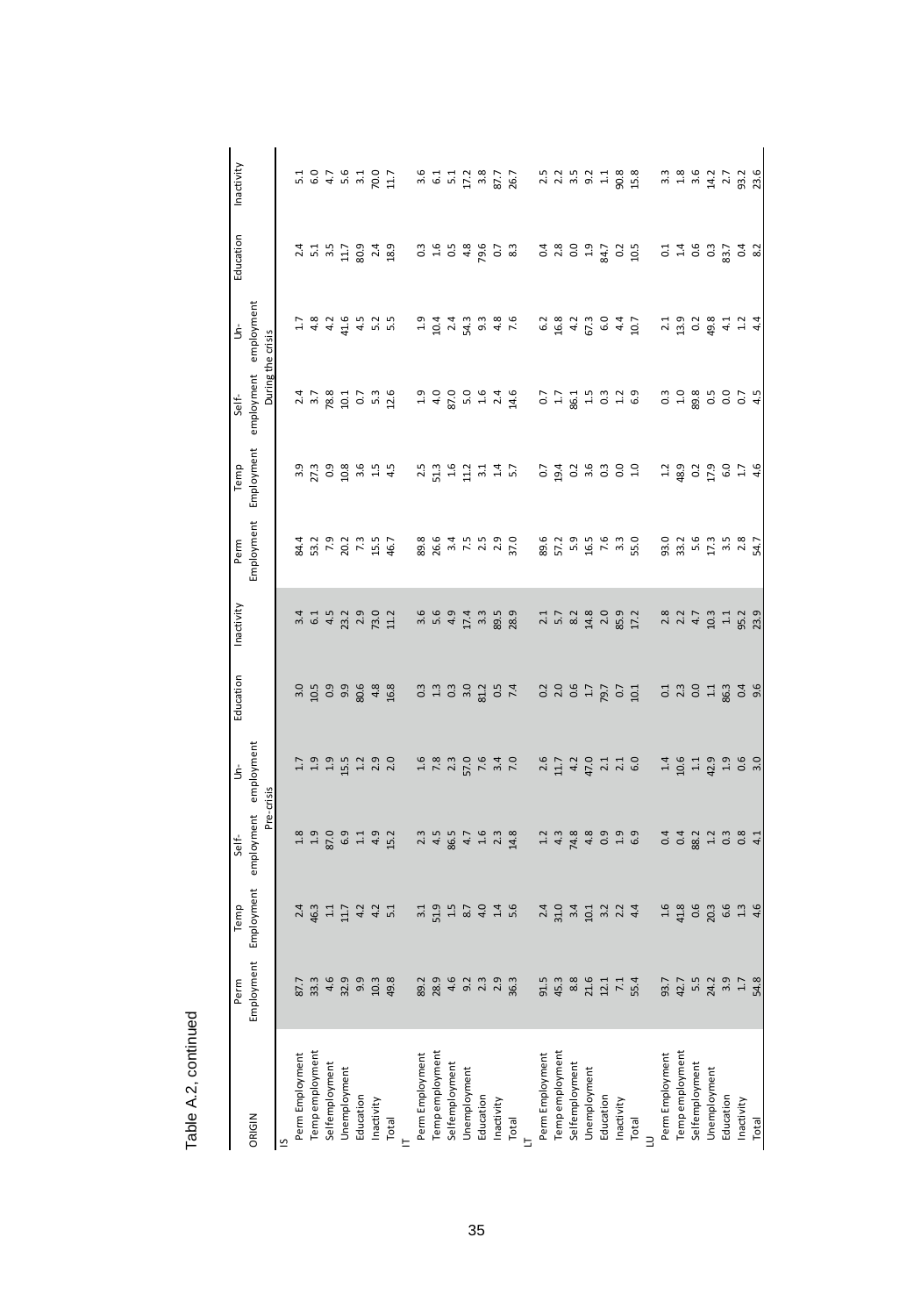Table A.2, continued

| ORIGIN | Pre-crisis | | | | | | During the crisis | | | | | |
|---|---|---|---|---|---|---|---|---|---|---|---|---|
| | Perm Employment | Temp Employment | Self-employment | Un-employment | Education | Inactivity | Perm Employment | Temp Employment | Self-employment | Un-employment | Education | Inactivity |
| IS | | | | | | | | | | | | |
| Perm Employment | 87.7 | 2.4 | 1.8 | 1.7 | 3.0 | 3.4 | 84.4 | 3.9 | 2.4 | 1.7 | 2.4 | 5.1 |
| Temp employment | 33.3 | 46.3 | 1.9 | 1.9 | 10.5 | 6.1 | 53.2 | 27.3 | 3.7 | 4.8 | 5.1 | 6.0 |
| Selfemployment | 4.6 | 1.1 | 87.0 | 1.9 | 0.9 | 4.5 | 7.9 | 0.9 | 78.8 | 4.2 | 3.5 | 4.7 |
| Unemployment | 32.9 | 11.7 | 6.9 | 15.5 | 9.9 | 23.2 | 20.2 | 10.8 | 10.1 | 41.6 | 11.7 | 5.6 |
| Education | 9.9 | 4.2 | 1.1 | 1.2 | 80.6 | 2.9 | 7.3 | 3.6 | 0.7 | 4.5 | 80.9 | 3.1 |
| Inactivity | 10.3 | 4.2 | 4.9 | 2.9 | 4.8 | 73.0 | 15.5 | 1.5 | 5.3 | 5.2 | 2.4 | 70.0 |
| Total | 49.8 | 5.1 | 15.2 | 2.0 | 16.8 | 11.2 | 46.7 | 4.5 | 12.6 | 5.5 | 18.9 | 11.7 |
| IT | | | | | | | | | | | | |
| Perm Employment | 89.2 | 3.1 | 2.3 | 1.6 | 0.3 | 3.6 | 89.8 | 2.5 | 1.9 | 1.9 | 0.3 | 3.6 |
| Temp employment | 28.9 | 51.9 | 4.5 | 7.8 | 1.3 | 5.6 | 26.6 | 51.3 | 4.0 | 10.4 | 1.6 | 6.1 |
| Selfemployment | 4.6 | 1.5 | 86.5 | 2.3 | 0.3 | 4.9 | 3.4 | 1.6 | 87.0 | 2.4 | 0.5 | 5.1 |
| Unemployment | 9.2 | 8.7 | 4.7 | 57.0 | 3.0 | 17.4 | 7.5 | 11.2 | 5.0 | 54.3 | 4.8 | 17.2 |
| Education | 2.3 | 4.0 | 1.6 | 7.6 | 81.2 | 3.3 | 2.5 | 3.1 | 1.6 | 9.3 | 79.6 | 3.8 |
| Inactivity | 2.9 | 1.4 | 2.3 | 3.4 | 0.5 | 89.5 | 2.9 | 1.4 | 2.4 | 4.8 | 0.7 | 87.7 |
| Total | 36.3 | 5.6 | 14.8 | 7.0 | 7.4 | 28.9 | 37.0 | 5.7 | 14.6 | 7.6 | 8.3 | 26.7 |
| LT | | | | | | | | | | | | |
| Perm Employment | 91.5 | 2.4 | 1.2 | 2.6 | 0.2 | 2.1 | 89.6 | 0.7 | 0.7 | 6.2 | 0.4 | 2.5 |
| Temp employment | 45.3 | 31.0 | 4.3 | 11.7 | 2.0 | 5.7 | 57.2 | 19.4 | 1.7 | 16.8 | 2.8 | 2.2 |
| Selfemployment | 8.8 | 3.4 | 74.8 | 4.2 | 0.6 | 8.2 | 5.9 | 0.2 | 86.1 | 4.2 | 0.0 | 3.5 |
| Unemployment | 21.6 | 10.1 | 4.8 | 47.0 | 1.7 | 14.8 | 16.5 | 3.6 | 1.5 | 67.3 | 1.9 | 9.2 |
| Education | 12.1 | 3.2 | 0.9 | 2.1 | 79.7 | 2.0 | 7.6 | 0.3 | 0.3 | 6.0 | 84.7 | 1.1 |
| Inactivity | 7.1 | 2.2 | 1.9 | 2.1 | 0.7 | 85.9 | 3.3 | 0.0 | 1.2 | 4.4 | 0.2 | 90.8 |
| Total | 55.4 | 4.4 | 6.9 | 6.0 | 10.1 | 17.2 | 55.0 | 1.0 | 6.9 | 10.7 | 10.5 | 15.8 |
| LU | | | | | | | | | | | | |
| Perm Employment | 93.7 | 1.6 | 0.4 | 1.4 | 0.1 | 2.8 | 93.0 | 1.2 | 0.3 | 2.1 | 0.1 | 3.3 |
| Temp employment | 42.7 | 41.8 | 0.4 | 10.6 | 2.3 | 2.2 | 33.2 | 48.9 | 1.0 | 13.9 | 1.4 | 1.8 |
| Selfemployment | 5.5 | 0.6 | 88.2 | 1.1 | 0.0 | 4.7 | 5.6 | 0.2 | 89.8 | 0.2 | 0.6 | 3.6 |
| Unemployment | 24.2 | 20.3 | 1.2 | 42.9 | 1.1 | 10.3 | 17.3 | 17.9 | 0.5 | 49.8 | 0.3 | 14.2 |
| Education | 3.9 | 6.6 | 0.3 | 1.9 | 86.3 | 1.1 | 3.5 | 6.0 | 0.0 | 4.1 | 83.7 | 2.7 |
| Inactivity | 1.7 | 1.3 | 0.8 | 0.6 | 0.4 | 95.2 | 2.8 | 1.7 | 0.7 | 1.2 | 0.4 | 93.2 |
| Total | 54.8 | 4.6 | 4.1 | 3.0 | 9.6 | 23.9 | 54.7 | 4.6 | 4.5 | 4.4 | 8.2 | 23.6 |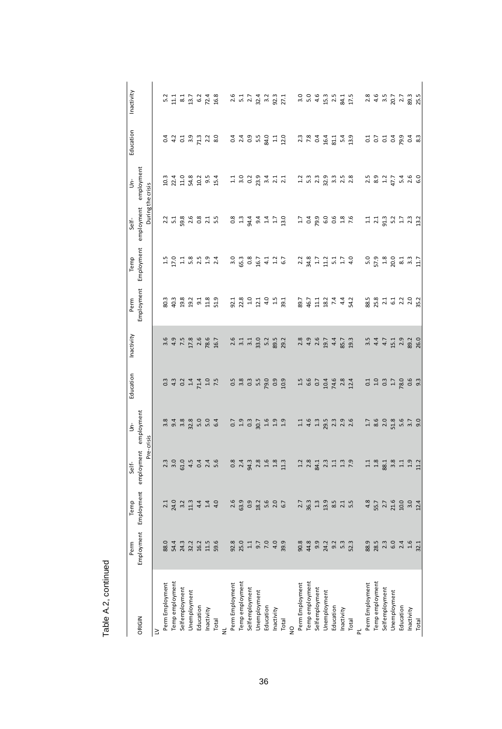Table A.2, continued

| ORIGIN | Pre-crisis | | | | | | During the crisis | | | | | |
|---|---|---|---|---|---|---|---|---|---|---|---|---|
| | Perm Employment | Temp Employment | Self-employment | Un-employment | Education | Inactivity | Perm Employment | Temp Employment | Self-employment | Un-employment | Education | Inactivity |
| LV | | | | | | | | | | | | |
| Perm Employment | 88.0 | 2.1 | 2.3 | 3.8 | 0.3 | 3.6 | 80.3 | 1.5 | 2.2 | 10.3 | 0.4 | 5.2 |
| Temp employment | 54.4 | 24.0 | 3.0 | 9.4 | 4.3 | 4.9 | 40.3 | 17.0 | 5.1 | 22.4 | 4.2 | 11.1 |
| Selfemployment | 24.3 | 3.2 | 61.0 | 3.8 | 0.2 | 7.5 | 19.8 | 1.1 | 59.8 | 11.0 | 0.1 | 8.1 |
| Unemployment | 32.2 | 11.3 | 4.5 | 32.8 | 1.4 | 17.8 | 19.2 | 5.8 | 2.6 | 54.8 | 3.9 | 13.7 |
| Education | 16.2 | 4.4 | 0.4 | 5.0 | 71.4 | 2.6 | 9.1 | 2.5 | 0.8 | 10.2 | 71.3 | 6.2 |
| Inactivity | 11.5 | 1.4 | 2.4 | 5.0 | 1.0 | 78.6 | 11.8 | 1.9 | 2.1 | 9.5 | 2.2 | 72.4 |
| Total | 59.6 | 4.0 | 5.6 | 6.4 | 7.5 | 16.7 | 51.9 | 2.4 | 5.5 | 15.4 | 8.0 | 16.8 |
| NL | | | | | | | | | | | | |
| Perm Employment | 92.8 | 2.6 | 0.8 | 0.7 | 0.5 | 2.6 | 92.1 | 3.0 | 0.8 | 1.1 | 0.4 | 2.6 |
| Temp employment | 25.0 | 63.9 | 2.4 | 1.9 | 3.8 | 3.1 | 22.8 | 65.3 | 1.3 | 3.0 | 2.4 | 5.1 |
| Selfemployment | 1.1 | 0.9 | 94.3 | 0.3 | 0.3 | 3.1 | 1.0 | 0.8 | 94.4 | 0.2 | 0.9 | 2.7 |
| Unemployment | 9.7 | 18.2 | 2.8 | 30.7 | 5.5 | 33.0 | 12.1 | 16.7 | 9.4 | 23.9 | 5.5 | 32.4 |
| Education | 7.0 | 5.6 | 1.6 | 1.6 | 79.0 | 5.2 | 4.0 | 4.1 | 1.4 | 3.4 | 84.0 | 3.2 |
| Inactivity | 4.0 | 2.0 | 1.8 | 1.9 | 0.9 | 89.5 | 1.5 | 1.2 | 1.7 | 2.1 | 1.1 | 92.3 |
| Total | 39.9 | 6.7 | 11.3 | 1.9 | 10.9 | 29.2 | 39.1 | 6.7 | 13.0 | 2.1 | 12.0 | 27.1 |
| NO | | | | | | | | | | | | |
| Perm Employment | 90.8 | 2.7 | 1.2 | 1.1 | 1.5 | 2.8 | 89.7 | 2.2 | 1.7 | 1.2 | 2.3 | 3.0 |
| Temp employment | 44.8 | 36.3 | 2.8 | 4.6 | 6.6 | 4.9 | 46.7 | 34.8 | 0.4 | 5.3 | 7.8 | 5.0 |
| Selfemployment | 9.9 | 1.3 | 84.1 | 1.3 | 0.7 | 2.6 | 11.1 | 1.7 | 79.9 | 2.3 | 0.4 | 4.6 |
| Unemployment | 24.2 | 13.9 | 2.3 | 29.5 | 10.4 | 19.7 | 18.2 | 11.2 | 6.0 | 32.9 | 16.4 | 15.3 |
| Education | 9.2 | 8.5 | 1.1 | 2.3 | 74.6 | 4.4 | 7.4 | 5.1 | 0.6 | 3.3 | 81.1 | 2.5 |
| Inactivity | 5.3 | 2.1 | 1.3 | 2.9 | 2.8 | 85.7 | 4.4 | 1.7 | 1.8 | 2.5 | 5.4 | 84.1 |
| Total | 52.3 | 5.5 | 7.9 | 2.6 | 12.4 | 19.3 | 54.2 | 4.0 | 7.6 | 2.8 | 13.9 | 17.5 |
| PL | | | | | | | | | | | | |
| Perm Employment | 88.9 | 4.8 | 1.1 | 1.7 | 0.1 | 3.5 | 88.5 | 5.0 | 1.1 | 2.5 | 0.1 | 2.8 |
| Temp employment | 28.5 | 55.7 | 1.8 | 8.6 | 1.0 | 4.4 | 25.8 | 57.9 | 2.1 | 8.9 | 0.7 | 4.6 |
| Selfemployment | 2.3 | 2.7 | 88.1 | 2.0 | 0.3 | 4.7 | 2.1 | 1.8 | 91.3 | 1.2 | 0.1 | 3.5 |
| Unemployment | 6.0 | 21.6 | 3.8 | 51.8 | 1.7 | 15.1 | 6.1 | 20.0 | 5.2 | 47.7 | 0.4 | 20.7 |
| Education | 2.4 | 10.0 | 1.1 | 5.6 | 78.0 | 2.9 | 2.2 | 8.1 | 1.7 | 5.4 | 79.9 | 2.7 |
| Inactivity | 1.6 | 3.0 | 1.9 | 3.7 | 0.6 | 89.2 | 2.0 | 3.3 | 2.3 | 2.6 | 0.4 | 89.3 |
| Total | 32.1 | 12.4 | 11.2 | 9.0 | 9.3 | 26.0 | 35.2 | 11.7 | 13.2 | 6.0 | 8.3 | 25.5 |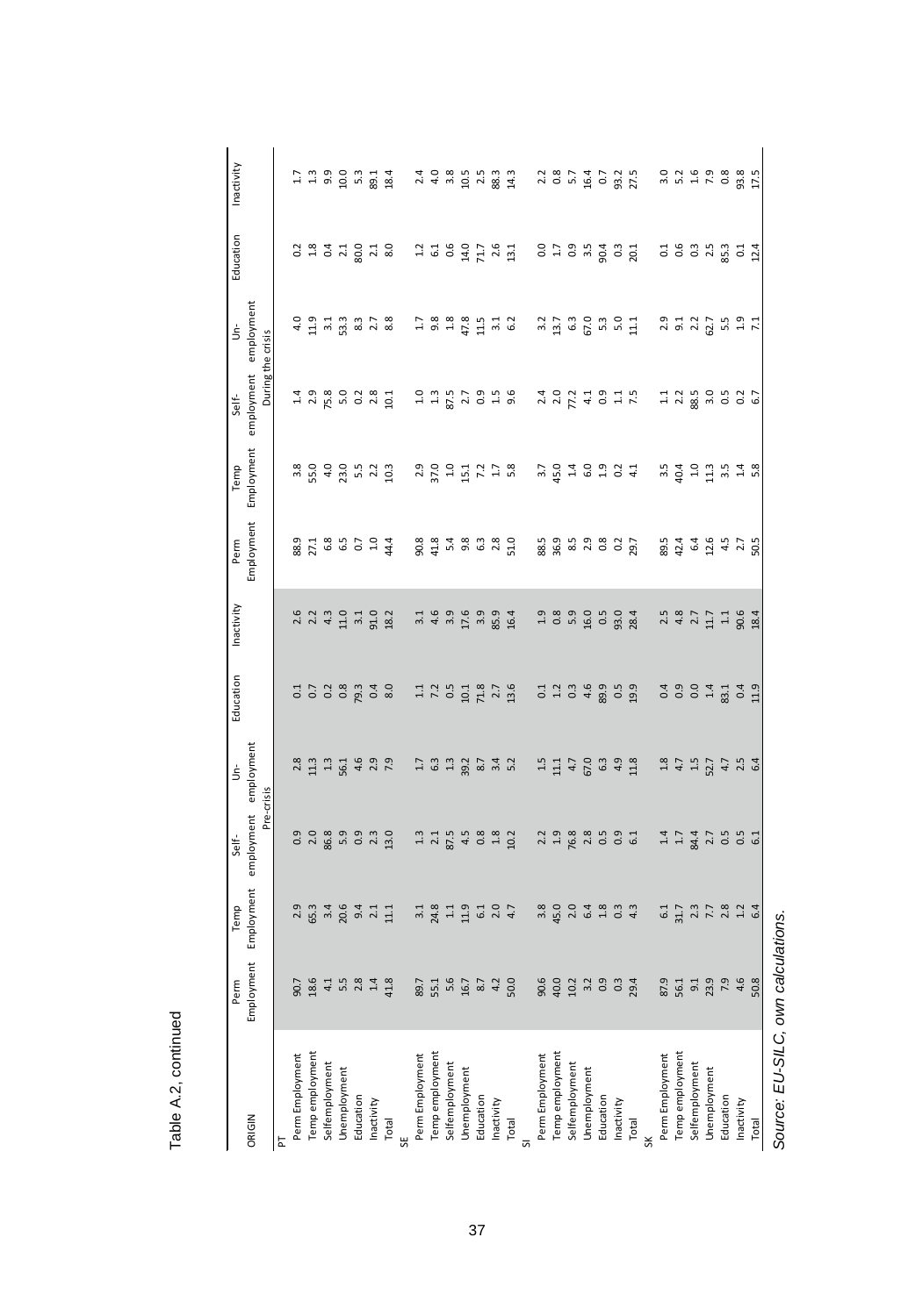Table A.2, continued

| ORIGIN | Perm Employment | Temp Employment | Self-employment | Un-employment | Education | Inactivity | Perm Employment | Temp Employment | Self-employment | Un-employment | Education | Inactivity |
|---|---|---|---|---|---|---|---|---|---|---|---|---|
| | Pre-crisis | | | | | | During the crisis | | | | | |
| PT | | | | | | | | | | | | |
| Perm Employment | 90.7 | 2.9 | 0.9 | 2.8 | 0.1 | 2.6 | 88.9 | 3.8 | 1.4 | 4.0 | 0.2 | 1.7 |
| Temp employment | 18.6 | 65.3 | 2.0 | 11.3 | 0.7 | 2.2 | 27.1 | 55.0 | 2.9 | 11.9 | 1.8 | 1.3 |
| Selfemployment | 4.1 | 3.4 | 86.8 | 1.3 | 0.2 | 4.3 | 6.8 | 4.0 | 75.8 | 3.1 | 0.4 | 9.9 |
| Unemployment | 5.5 | 20.6 | 5.9 | 56.1 | 0.8 | 11.0 | 6.5 | 23.0 | 5.0 | 53.3 | 2.1 | 10.0 |
| Education | 2.8 | 9.4 | 0.9 | 4.6 | 79.3 | 3.1 | 0.7 | 5.5 | 0.2 | 8.3 | 80.0 | 5.3 |
| Inactivity | 1.4 | 2.1 | 2.3 | 2.9 | 0.4 | 91.0 | 1.0 | 2.2 | 2.8 | 2.7 | 2.1 | 89.1 |
| Total | 41.8 | 11.1 | 13.0 | 7.9 | 8.0 | 18.2 | 44.4 | 10.3 | 10.1 | 8.8 | 8.0 | 18.4 |
| SE | | | | | | | | | | | | |
| Perm Employment | 89.7 | 3.1 | 1.3 | 1.7 | 1.1 | 3.1 | 90.8 | 2.9 | 1.0 | 1.7 | 1.2 | 2.4 |
| Temp employment | 55.1 | 24.8 | 2.1 | 6.3 | 7.2 | 4.6 | 41.8 | 37.0 | 1.3 | 9.8 | 6.1 | 4.0 |
| Selfemployment | 5.6 | 1.1 | 87.5 | 1.3 | 0.5 | 3.9 | 5.4 | 1.0 | 87.5 | 1.8 | 0.6 | 3.8 |
| Unemployment | 16.7 | 11.9 | 4.5 | 39.2 | 10.1 | 17.6 | 9.8 | 15.1 | 2.7 | 47.8 | 14.0 | 10.5 |
| Education | 8.7 | 6.1 | 0.8 | 8.7 | 71.8 | 3.9 | 6.3 | 7.2 | 0.9 | 11.5 | 71.7 | 2.5 |
| Inactivity | 4.2 | 2.0 | 1.8 | 3.4 | 2.7 | 85.9 | 2.8 | 1.7 | 1.5 | 3.1 | 2.6 | 88.3 |
| Total | 50.0 | 4.7 | 10.2 | 5.2 | 13.6 | 16.4 | 51.0 | 5.8 | 9.6 | 6.2 | 13.1 | 14.3 |
| SI | | | | | | | | | | | | |
| Perm Employment | 90.6 | 3.8 | 2.2 | 1.5 | 0.1 | 1.9 | 88.5 | 3.7 | 2.4 | 3.2 | 0.0 | 2.2 |
| Temp employment | 40.0 | 45.0 | 1.9 | 11.1 | 1.2 | 0.8 | 36.9 | 45.0 | 2.0 | 13.7 | 1.7 | 0.8 |
| Selfemployment | 10.2 | 2.0 | 76.8 | 4.7 | 0.3 | 5.9 | 8.5 | 1.4 | 77.2 | 6.3 | 0.9 | 5.7 |
| Unemployment | 3.2 | 6.4 | 2.8 | 67.0 | 4.6 | 16.0 | 2.9 | 6.0 | 4.1 | 67.0 | 3.5 | 16.4 |
| Education | 0.9 | 1.8 | 0.5 | 6.3 | 89.9 | 0.5 | 0.8 | 1.9 | 0.9 | 5.3 | 90.4 | 0.7 |
| Inactivity | 0.3 | 0.3 | 0.9 | 4.9 | 0.5 | 93.0 | 0.2 | 0.2 | 1.1 | 5.0 | 0.3 | 93.2 |
| Total | 29.4 | 4.3 | 6.1 | 11.8 | 19.9 | 28.4 | 29.7 | 4.1 | 7.5 | 11.1 | 20.1 | 27.5 |
| SK | | | | | | | | | | | | |
| Perm Employment | 87.9 | 6.1 | 1.4 | 1.8 | 0.4 | 2.5 | 89.5 | 3.5 | 1.1 | 2.9 | 0.1 | 3.0 |
| Temp employment | 56.1 | 31.7 | 1.7 | 4.7 | 0.9 | 4.8 | 42.4 | 40.4 | 2.2 | 9.1 | 0.6 | 5.2 |
| Selfemployment | 9.1 | 2.3 | 84.4 | 1.5 | 0.0 | 2.7 | 6.4 | 1.0 | 88.5 | 2.2 | 0.3 | 1.6 |
| Unemployment | 23.9 | 7.7 | 2.7 | 52.7 | 1.4 | 11.7 | 12.6 | 11.3 | 3.0 | 62.7 | 2.5 | 7.9 |
| Education | 7.9 | 2.8 | 0.5 | 4.7 | 83.1 | 1.1 | 4.5 | 3.5 | 0.5 | 5.5 | 85.3 | 0.8 |
| Inactivity | 4.6 | 1.2 | 0.5 | 2.5 | 0.4 | 90.6 | 2.7 | 1.4 | 0.2 | 1.9 | 0.1 | 93.8 |
| Total | 50.8 | 6.4 | 6.1 | 6.4 | 11.9 | 18.4 | 50.5 | 5.8 | 6.7 | 7.1 | 12.4 | 17.5 |

*Source: EU-SILC, own calculations.*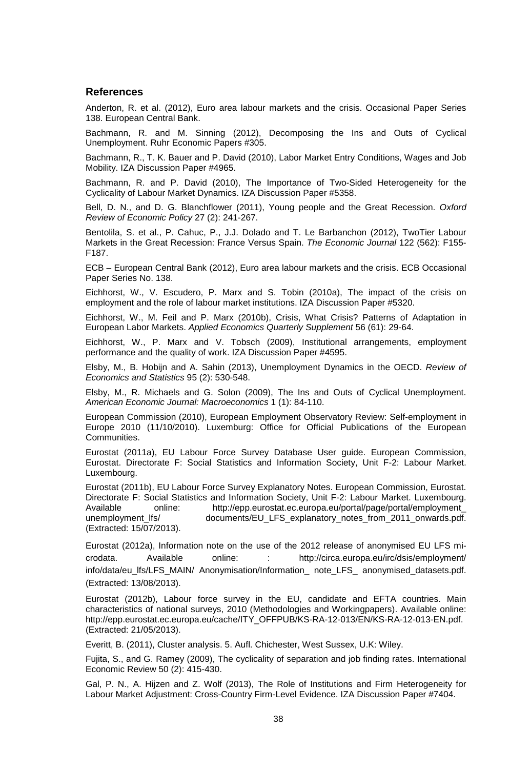## References

Anderton, R. et al. (2012), Euro area labour markets and the crisis. Occasional Paper Series 138. European Central Bank.

Bachmann, R. and M. Sinning (2012), Decomposing the Ins and Outs of Cyclical Unemployment. Ruhr Economic Papers #305.

Bachmann, R., T. K. Bauer and P. David (2010), Labor Market Entry Conditions, Wages and Job Mobility. IZA Discussion Paper #4965.

Bachmann, R. and P. David (2010), The Importance of Two-Sided Heterogeneity for the Cyclicality of Labour Market Dynamics. IZA Discussion Paper #5358.

Bell, D. N., and D. G. Blanchflower (2011), Young people and the Great Recession. *Oxford Review of Economic Policy* 27 (2): 241-267.

Bentolila, S. et al., P. Cahuc, P., J.J. Dolado and T. Le Barbanchon (2012), TwoTier Labour Markets in the Great Recession: France Versus Spain. *The Economic Journal* 122 (562): F155-F187.

ECB – European Central Bank (2012), Euro area labour markets and the crisis. ECB Occasional Paper Series No. 138.

Eichhorst, W., V. Escudero, P. Marx and S. Tobin (2010a), The impact of the crisis on employment and the role of labour market institutions. IZA Discussion Paper #5320.

Eichhorst, W., M. Feil and P. Marx (2010b), Crisis, What Crisis? Patterns of Adaptation in European Labor Markets. *Applied Economics Quarterly Supplement* 56 (61): 29-64.

Eichhorst, W., P. Marx and V. Tobsch (2009), Institutional arrangements, employment performance and the quality of work. IZA Discussion Paper #4595.

Elsby, M., B. Hobijn and A. Sahin (2013), Unemployment Dynamics in the OECD. *Review of Economics and Statistics* 95 (2): 530-548.

Elsby, M., R. Michaels and G. Solon (2009), The Ins and Outs of Cyclical Unemployment. *American Economic Journal: Macroeconomics* 1 (1): 84-110.

European Commission (2010), European Employment Observatory Review: Self-employment in Europe 2010 (11/10/2010). Luxemburg: Office for Official Publications of the European Communities.

Eurostat (2011a), EU Labour Force Survey Database User guide. European Commission, Eurostat. Directorate F: Social Statistics and Information Society, Unit F-2: Labour Market. Luxembourg.

Eurostat (2011b), EU Labour Force Survey Explanatory Notes. European Commission, Eurostat. Directorate F: Social Statistics and Information Society, Unit F-2: Labour Market. Luxembourg. Available online: http://epp.eurostat.ec.europa.eu/portal/page/portal/employment_unemployment_lfs/ documents/EU_LFS_explanatory_notes_from_2011_onwards.pdf. (Extracted: 15/07/2013).

Eurostat (2012a), Information note on the use of the 2012 release of anonymised EU LFS microdata. Available online: : http://circa.europa.eu/irc/dsis/employment/ info/data/eu_lfs/LFS_MAIN/ Anonymisation/Information_ note_LFS_ anonymised_datasets.pdf. (Extracted: 13/08/2013).

Eurostat (2012b), Labour force survey in the EU, candidate and EFTA countries. Main characteristics of national surveys, 2010 (Methodologies and Workingpapers). Available online: http://epp.eurostat.ec.europa.eu/cache/ITY_OFFPUB/KS-RA-12-013/EN/KS-RA-12-013-EN.pdf. (Extracted: 21/05/2013).

Everitt, B. (2011), Cluster analysis. 5. Aufl. Chichester, West Sussex, U.K: Wiley.

Fujita, S., and G. Ramey (2009), The cyclicality of separation and job finding rates. International Economic Review 50 (2): 415-430.

Gal, P. N., A. Hijzen and Z. Wolf (2013), The Role of Institutions and Firm Heterogeneity for Labour Market Adjustment: Cross-Country Firm-Level Evidence. IZA Discussion Paper #7404.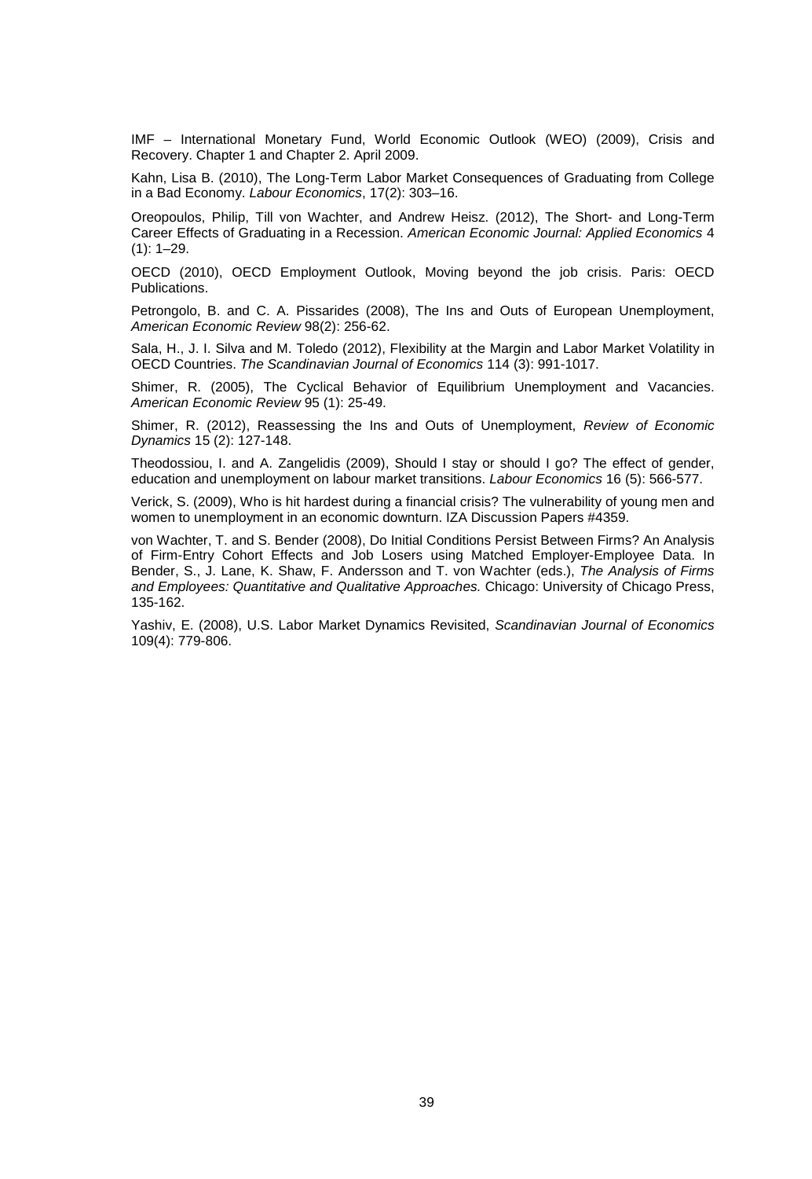IMF – International Monetary Fund, World Economic Outlook (WEO) (2009), Crisis and Recovery. Chapter 1 and Chapter 2. April 2009.

Kahn, Lisa B. (2010), The Long-Term Labor Market Consequences of Graduating from College in a Bad Economy. *Labour Economics*, 17(2): 303–16.

Oreopoulos, Philip, Till von Wachter, and Andrew Heisz. (2012), The Short- and Long-Term Career Effects of Graduating in a Recession. *American Economic Journal: Applied Economics* 4 (1): 1–29.

OECD (2010), OECD Employment Outlook, Moving beyond the job crisis. Paris: OECD Publications.

Petrongolo, B. and C. A. Pissarides (2008), The Ins and Outs of European Unemployment, *American Economic Review* 98(2): 256-62.

Sala, H., J. I. Silva and M. Toledo (2012), Flexibility at the Margin and Labor Market Volatility in OECD Countries. *The Scandinavian Journal of Economics* 114 (3): 991-1017.

Shimer, R. (2005), The Cyclical Behavior of Equilibrium Unemployment and Vacancies. *American Economic Review* 95 (1): 25-49.

Shimer, R. (2012), Reassessing the Ins and Outs of Unemployment, *Review of Economic Dynamics* 15 (2): 127-148.

Theodossiou, I. and A. Zangelidis (2009), Should I stay or should I go? The effect of gender, education and unemployment on labour market transitions. *Labour Economics* 16 (5): 566-577.

Verick, S. (2009), Who is hit hardest during a financial crisis? The vulnerability of young men and women to unemployment in an economic downturn. IZA Discussion Papers #4359.

von Wachter, T. and S. Bender (2008), Do Initial Conditions Persist Between Firms? An Analysis of Firm-Entry Cohort Effects and Job Losers using Matched Employer-Employee Data. In Bender, S., J. Lane, K. Shaw, F. Andersson and T. von Wachter (eds.), *The Analysis of Firms and Employees: Quantitative and Qualitative Approaches.* Chicago: University of Chicago Press, 135-162.

Yashiv, E. (2008), U.S. Labor Market Dynamics Revisited, *Scandinavian Journal of Economics* 109(4): 779-806.